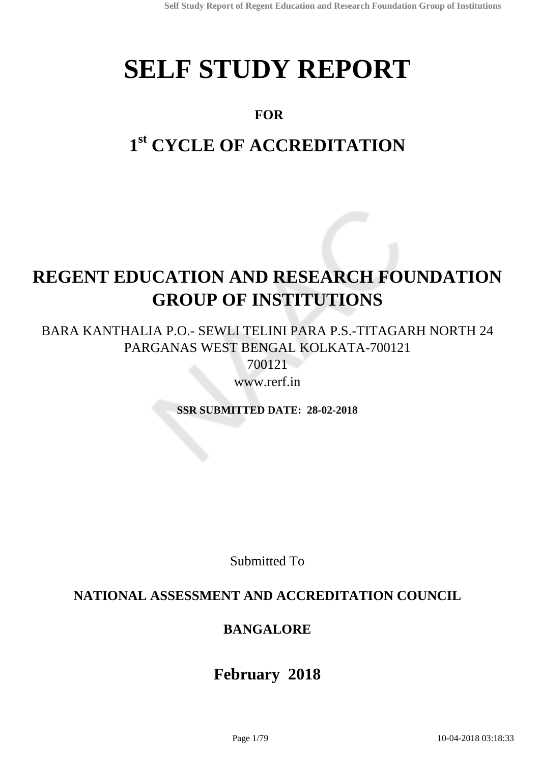# SELF STUDY REPORT

**FOR**

## 1st CYCLE OF ACCREDITATION

# REGENT EDUCATION AND RESEARCH FOUNDATION GROUP OF INSTITUTIONS

BARA KANTHALIA P.O.- SEWLI TELINI PARA P.S.-TITAGARH NORTH 24 PARGANAS WEST BENGAL KOLKATA-700121

700121

www.rerf.in

**SSR SUBMITTED DATE: 28-02-2018**

Submitted To

**NATIONAL ASSESSMENT AND ACCREDITATION COUNCIL**

**BANGALORE**

**February 2018**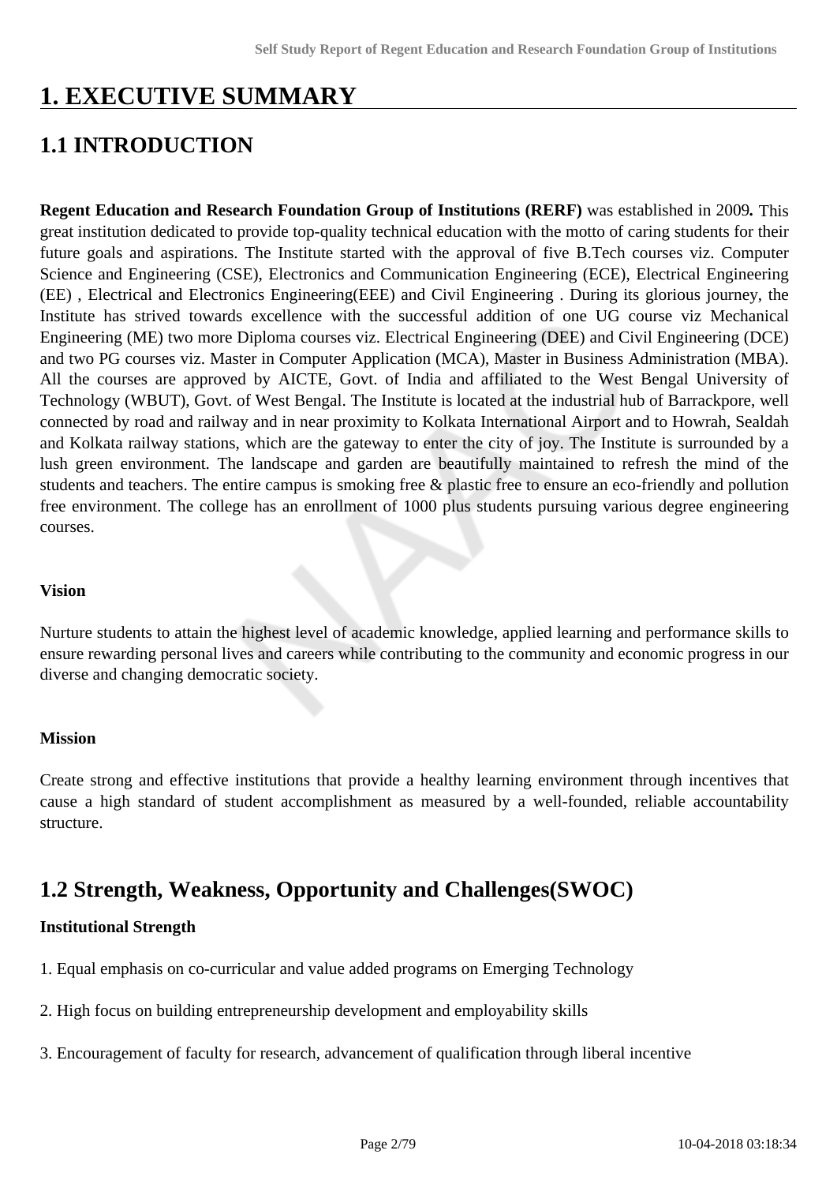# 1. EXECUTIVE SUMMARY

## 1.1 INTRODUCTION

**Regent Education and Research Foundation Group of Institutions (RERF)** was established in 2009**.** This great institution dedicated to provide top-quality technical education with the motto of caring students for their future goals and aspirations. The Institute started with the approval of five B.Tech courses viz. Computer Science and Engineering (CSE), Electronics and Communication Engineering (ECE), Electrical Engineering (EE) , Electrical and Electronics Engineering(EEE) and Civil Engineering . During its glorious journey, the Institute has strived towards excellence with the successful addition of one UG course viz Mechanical Engineering (ME) two more Diploma courses viz. Electrical Engineering (DEE) and Civil Engineering (DCE) and two PG courses viz. Master in Computer Application (MCA), Master in Business Administration (MBA). All the courses are approved by AICTE, Govt. of India and affiliated to the West Bengal University of Technology (WBUT), Govt. of West Bengal. The Institute is located at the industrial hub of Barrackpore, well connected by road and railway and in near proximity to Kolkata International Airport and to Howrah, Sealdah and Kolkata railway stations, which are the gateway to enter the city of joy. The Institute is surrounded by a lush green environment. The landscape and garden are beautifully maintained to refresh the mind of the students and teachers. The entire campus is smoking free & plastic free to ensure an eco-friendly and pollution free environment. The college has an enrollment of 1000 plus students pursuing various degree engineering courses.

**Vision**

Nurture students to attain the highest level of academic knowledge, applied learning and performance skills to ensure rewarding personal lives and careers while contributing to the community and economic progress in our diverse and changing democratic society.

**Mission**

Create strong and effective institutions that provide a healthy learning environment through incentives that cause a high standard of student accomplishment as measured by a well-founded, reliable accountability structure.

## 1.2 Strength, Weakness, Opportunity and Challenges(SWOC)

**Institutional Strength**

1. Equal emphasis on co-curricular and value added programs on Emerging Technology

2. High focus on building entrepreneurship development and employability skills

3. Encouragement of faculty for research, advancement of qualification through liberal incentive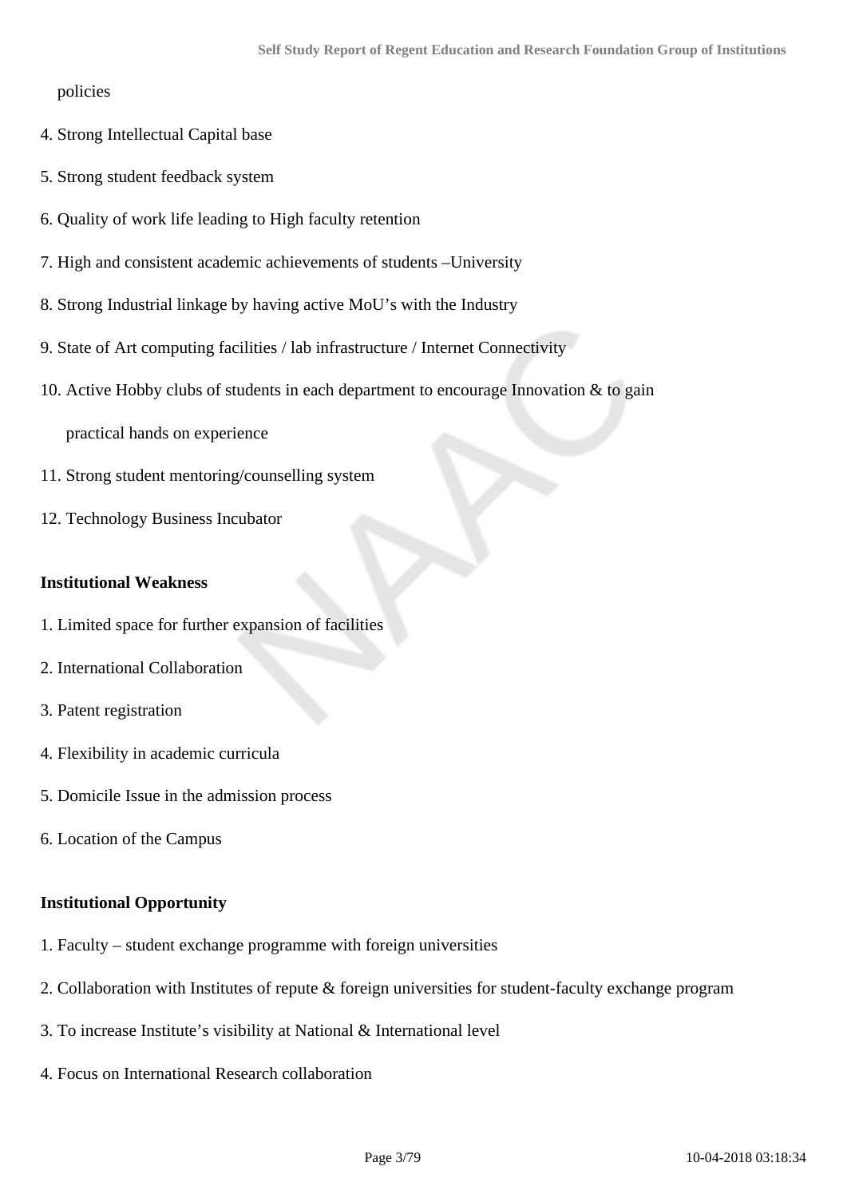policies

4. Strong Intellectual Capital base
5. Strong student feedback system
6. Quality of work life leading to High faculty retention
7. High and consistent academic achievements of students –University
8. Strong Industrial linkage by having active MoU's with the Industry
9. State of Art computing facilities / lab infrastructure / Internet Connectivity
10. Active Hobby clubs of students in each department to encourage Innovation & to gain practical hands on experience
11. Strong student mentoring/counselling system
12. Technology Business Incubator

**Institutional Weakness**

1. Limited space for further expansion of facilities
2. International Collaboration
3. Patent registration
4. Flexibility in academic curricula
5. Domicile Issue in the admission process
6. Location of the Campus

**Institutional Opportunity**

1. Faculty – student exchange programme with foreign universities
2. Collaboration with Institutes of repute & foreign universities for student-faculty exchange program
3. To increase Institute's visibility at National & International level
4. Focus on International Research collaboration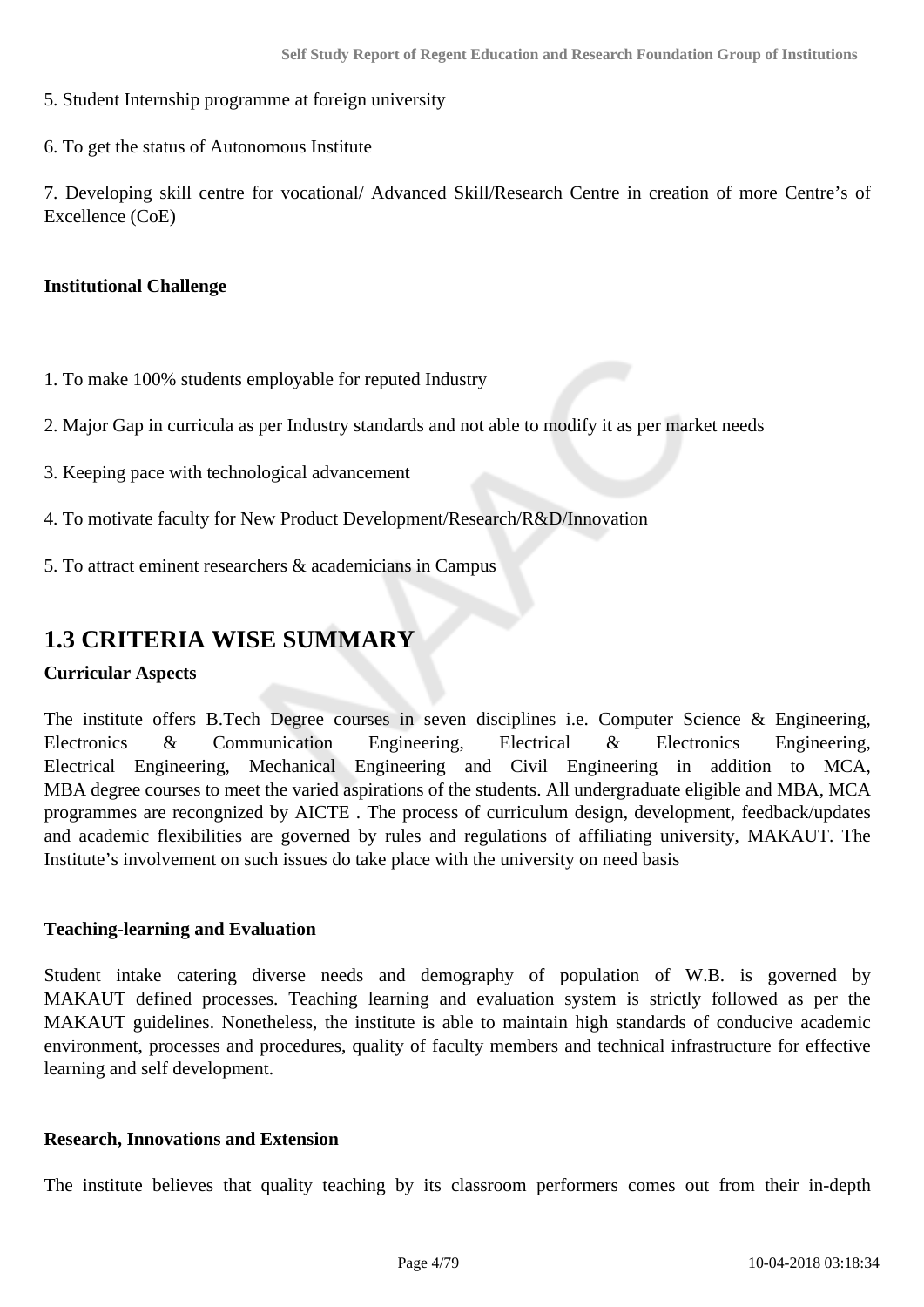5. Student Internship programme at foreign university

6. To get the status of Autonomous Institute

7. Developing skill centre for vocational/ Advanced Skill/Research Centre in creation of more Centre's of Excellence (CoE)

**Institutional Challenge**

1. To make 100% students employable for reputed Industry

2. Major Gap in curricula as per Industry standards and not able to modify it as per market needs

3. Keeping pace with technological advancement

4. To motivate faculty for New Product Development/Research/R&D/Innovation

5. To attract eminent researchers & academicians in Campus

## 1.3 CRITERIA WISE SUMMARY

**Curricular Aspects**

The institute offers B.Tech Degree courses in seven disciplines i.e. Computer Science & Engineering, Electronics & Communication Engineering, Electrical & Electronics Engineering, Electrical Engineering, Mechanical Engineering and Civil Engineering in addition to MCA, MBA degree courses to meet the varied aspirations of the students. All undergraduate eligible and MBA, MCA programmes are recongnized by AICTE . The process of curriculum design, development, feedback/updates and academic flexibilities are governed by rules and regulations of affiliating university, MAKAUT. The Institute's involvement on such issues do take place with the university on need basis

**Teaching-learning and Evaluation**

Student intake catering diverse needs and demography of population of W.B. is governed by MAKAUT defined processes. Teaching learning and evaluation system is strictly followed as per the MAKAUT guidelines. Nonetheless, the institute is able to maintain high standards of conducive academic environment, processes and procedures, quality of faculty members and technical infrastructure for effective learning and self development.

**Research, Innovations and Extension**

The institute believes that quality teaching by its classroom performers comes out from their in-depth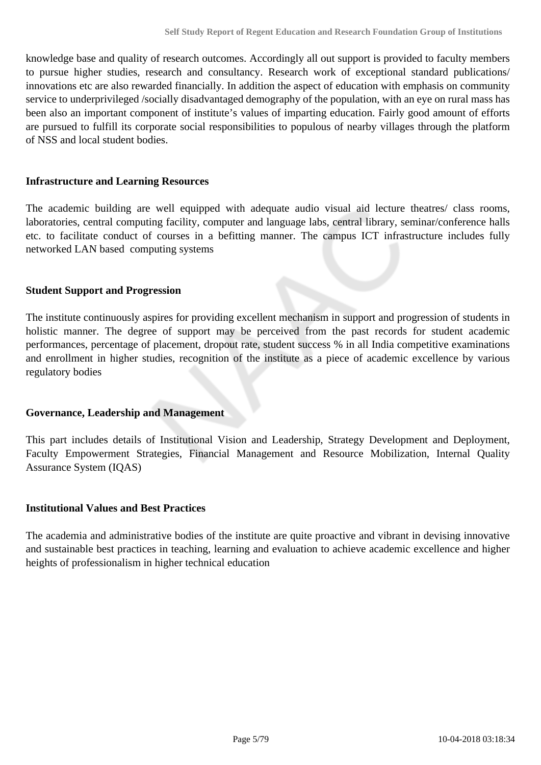knowledge base and quality of research outcomes. Accordingly all out support is provided to faculty members to pursue higher studies, research and consultancy. Research work of exceptional standard publications/ innovations etc are also rewarded financially. In addition the aspect of education with emphasis on community service to underprivileged /socially disadvantaged demography of the population, with an eye on rural mass has been also an important component of institute's values of imparting education. Fairly good amount of efforts are pursued to fulfill its corporate social responsibilities to populous of nearby villages through the platform of NSS and local student bodies.

**Infrastructure and Learning Resources**

The academic building are well equipped with adequate audio visual aid lecture theatres/ class rooms, laboratories, central computing facility, computer and language labs, central library, seminar/conference halls etc. to facilitate conduct of courses in a befitting manner. The campus ICT infrastructure includes fully networked LAN based computing systems

**Student Support and Progression**

The institute continuously aspires for providing excellent mechanism in support and progression of students in holistic manner. The degree of support may be perceived from the past records for student academic performances, percentage of placement, dropout rate, student success % in all India competitive examinations and enrollment in higher studies, recognition of the institute as a piece of academic excellence by various regulatory bodies

**Governance, Leadership and Management**

This part includes details of Institutional Vision and Leadership, Strategy Development and Deployment, Faculty Empowerment Strategies, Financial Management and Resource Mobilization, Internal Quality Assurance System (IQAS)

**Institutional Values and Best Practices**

The academia and administrative bodies of the institute are quite proactive and vibrant in devising innovative and sustainable best practices in teaching, learning and evaluation to achieve academic excellence and higher heights of professionalism in higher technical education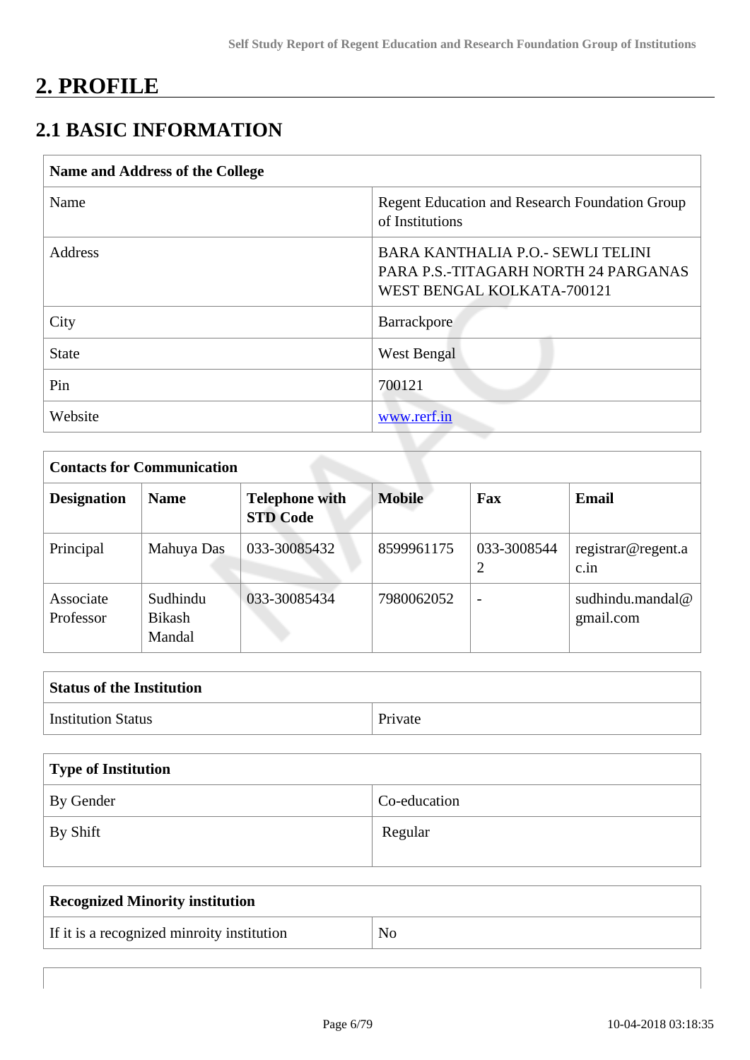# 2. PROFILE

## 2.1 BASIC INFORMATION

| Name and Address of the College | |
|---|---|
| Name | Regent Education and Research Foundation Group of Institutions |
| Address | BARA KANTHALIA P.O.- SEWLI TELINI PARA P.S.-TITAGARH NORTH 24 PARGANAS WEST BENGAL KOLKATA-700121 |
| City | Barrackpore |
| State | West Bengal |
| Pin | 700121 |
| Website | www.rerf.in |

| Contacts for Communication | | | | | |
|---|---|---|---|---|---|
| **Designation** | **Name** | **Telephone with STD Code** | **Mobile** | **Fax** | **Email** |
| Principal | Mahuya Das | 033-30085432 | 8599961175 | 033-30085442 | registrar@regent.ac.in |
| Associate Professor | Sudhindu Bikash Mandal | 033-30085434 | 7980062052 | - | sudhindu.mandal@gmail.com |

| Status of the Institution | |
|---|---|
| Institution Status | Private |

| Type of Institution | |
|---|---|
| By Gender | Co-education |
| By Shift | Regular |

| Recognized Minority institution | |
|---|---|
| If it is a recognized minroity institution | No |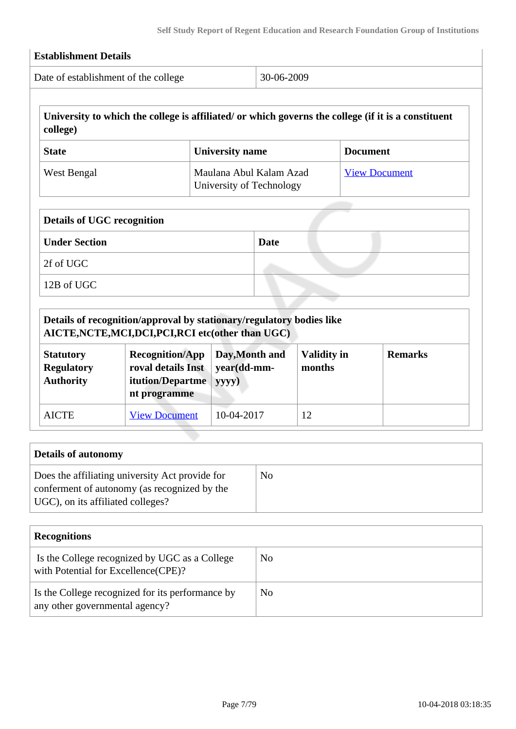| Establishment Details | |
|---|---|
| Date of establishment of the college | 30-06-2009 |

| University to which the college is affiliated/ or which governs the college (if it is a constituent college) | | |
|---|---|---|
| **State** | **University name** | **Document** |
| West Bengal | Maulana Abul Kalam Azad University of Technology | View Document |

| Details of UGC recognition | |
|---|---|
| **Under Section** | **Date** |
| 2f of UGC | |
| 12B of UGC | |

| Details of recognition/approval by stationary/regulatory bodies like AICTE,NCTE,MCI,DCI,PCI,RCI etc(other than UGC) | | | | |
|---|---|---|---|---|
| **Statutory Regulatory Authority** | **Recognition/Approval details Institution/Department programme** | **Day,Month and year(dd-mm-yyyy)** | **Validity in months** | **Remarks** |
| AICTE | View Document | 10-04-2017 | 12 | |

| Details of autonomy | |
|---|---|
| Does the affiliating university Act provide for conferment of autonomy (as recognized by the UGC), on its affiliated colleges? | No |

| Recognitions | |
|---|---|
| Is the College recognized by UGC as a College with Potential for Excellence(CPE)? | No |
| Is the College recognized for its performance by any other governmental agency? | No |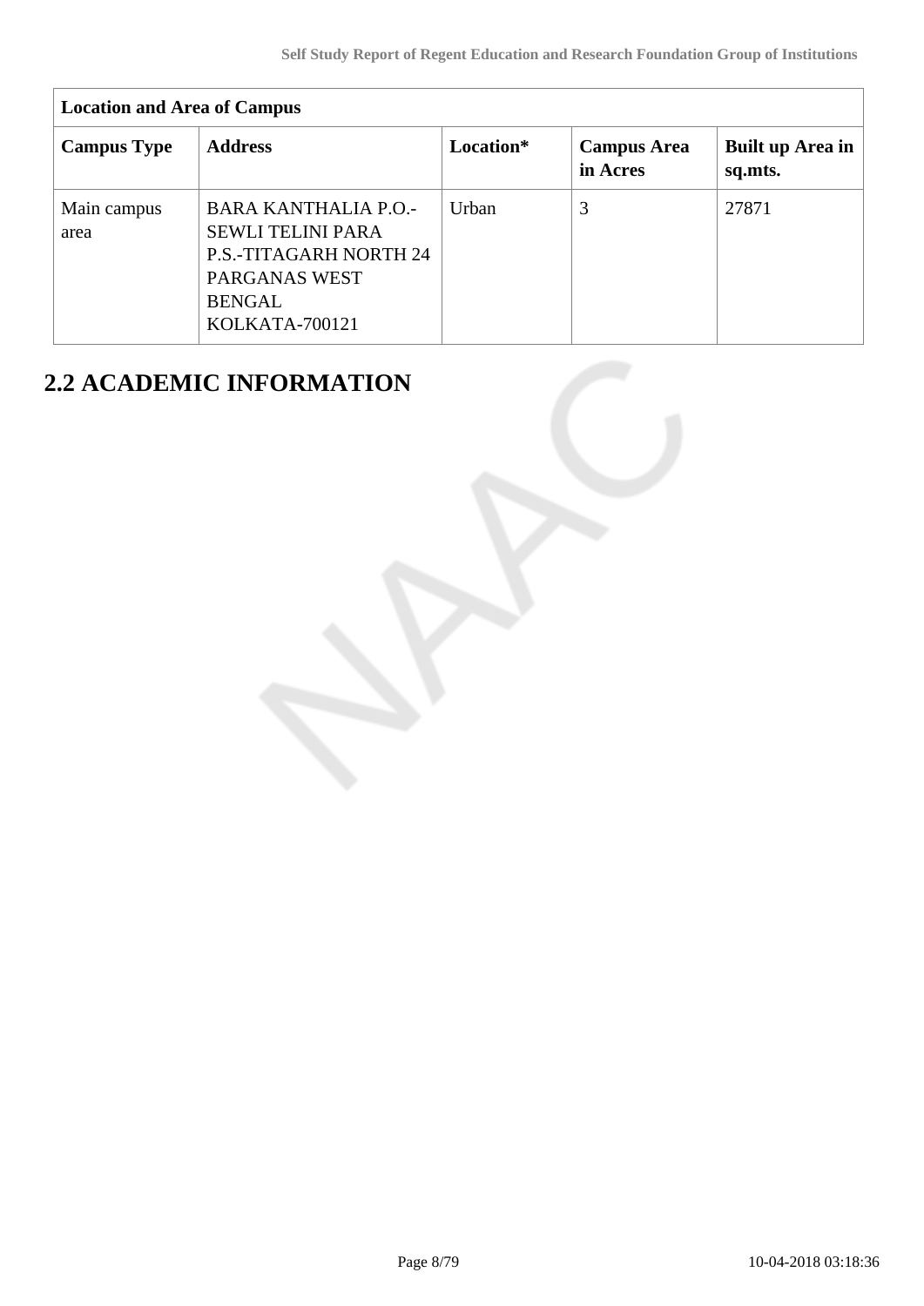| Location and Area of Campus | | | | |
|---|---|---|---|---|
| **Campus Type** | **Address** | **Location*** | **Campus Area in Acres** | **Built up Area in sq.mts.** |
| Main campus area | BARA KANTHALIA P.O.-SEWLI TELINI PARA P.S.-TITAGARH NORTH 24 PARGANAS WEST BENGAL KOLKATA-700121 | Urban | 3 | 27871 |

## 2.2 ACADEMIC INFORMATION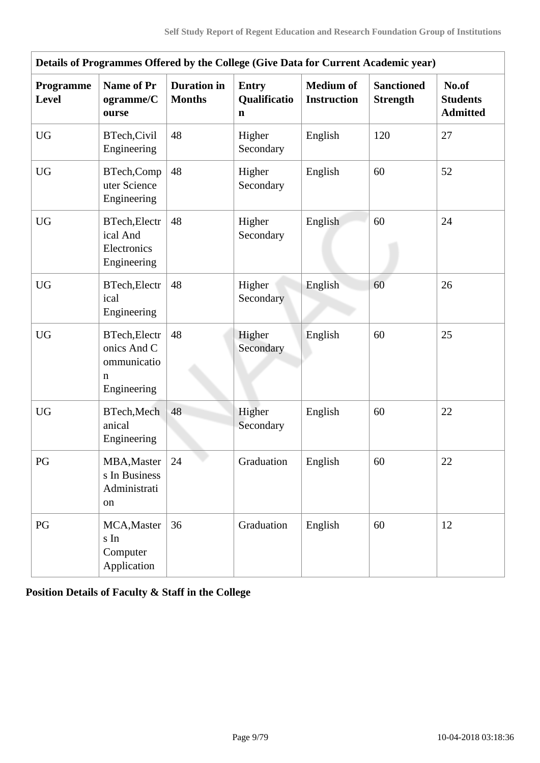| Details of Programmes Offered by the College (Give Data for Current Academic year) | | | | | | |
|---|---|---|---|---|---|---|
| **Programme Level** | **Name of Programme/Course** | **Duration in Months** | **Entry Qualification** | **Medium of Instruction** | **Sanctioned Strength** | **No.of Students Admitted** |
| UG | BTech,Civil Engineering | 48 | Higher Secondary | English | 120 | 27 |
| UG | BTech,Computer Science Engineering | 48 | Higher Secondary | English | 60 | 52 |
| UG | BTech,Electrical And Electronics Engineering | 48 | Higher Secondary | English | 60 | 24 |
| UG | BTech,Electrical Engineering | 48 | Higher Secondary | English | 60 | 26 |
| UG | BTech,Electronics And Communication Engineering | 48 | Higher Secondary | English | 60 | 25 |
| UG | BTech,Mechanical Engineering | 48 | Higher Secondary | English | 60 | 22 |
| PG | MBA,Masters In Business Administration | 24 | Graduation | English | 60 | 22 |
| PG | MCA,Masters In Computer Application | 36 | Graduation | English | 60 | 12 |

**Position Details of Faculty & Staff in the College**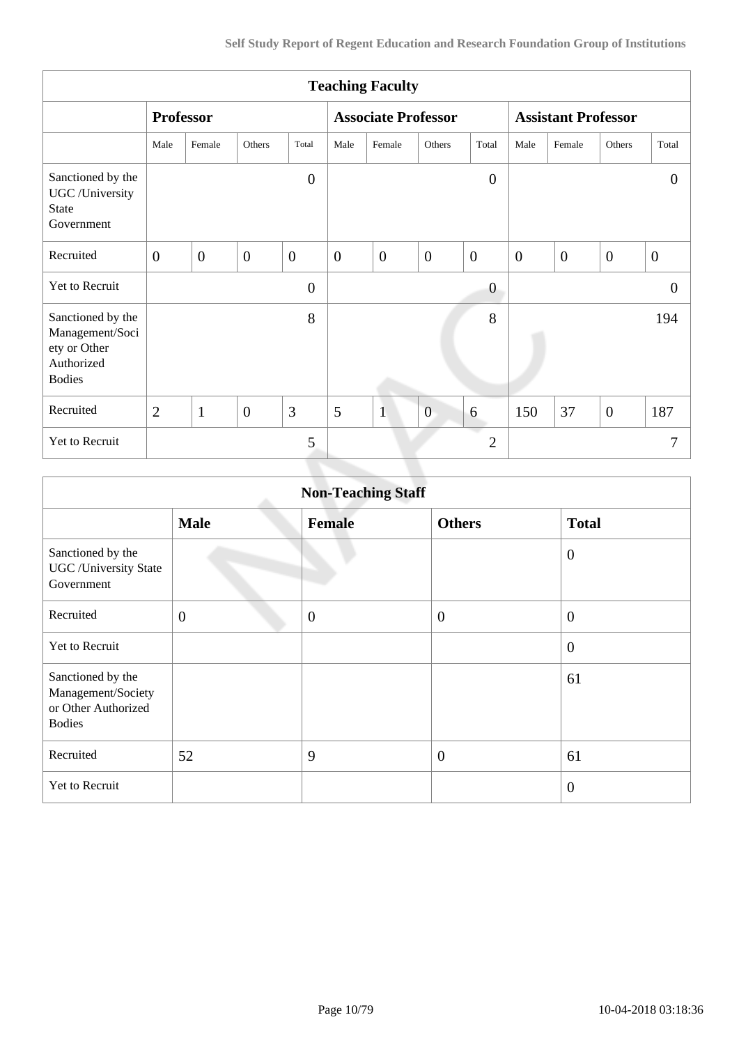| Teaching Faculty | | | | | | | | | | | | |
|---|---|---|---|---|---|---|---|---|---|---|---|---|
| | **Professor** | | | | **Associate Professor** | | | | **Assistant Professor** | | | |
| | Male | Female | Others | Total | Male | Female | Others | Total | Male | Female | Others | Total |
| Sanctioned by the UGC /University State Government | | | | 0 | | | | 0 | | | | 0 |
| Recruited | 0 | 0 | 0 | 0 | 0 | 0 | 0 | 0 | 0 | 0 | 0 | 0 |
| Yet to Recruit | | | | 0 | | | | 0 | | | | 0 |
| Sanctioned by the Management/Society or Other Authorized Bodies | | | | 8 | | | | 8 | | | | 194 |
| Recruited | 2 | 1 | 0 | 3 | 5 | 1 | 0 | 6 | 150 | 37 | 0 | 187 |
| Yet to Recruit | | | | 5 | | | | 2 | | | | 7 |

| Non-Teaching Staff | | | | |
|---|---|---|---|---|
| | **Male** | **Female** | **Others** | **Total** |
| Sanctioned by the UGC /University State Government | | | | 0 |
| Recruited | 0 | 0 | 0 | 0 |
| Yet to Recruit | | | | 0 |
| Sanctioned by the Management/Society or Other Authorized Bodies | | | | 61 |
| Recruited | 52 | 9 | 0 | 61 |
| Yet to Recruit | | | | 0 |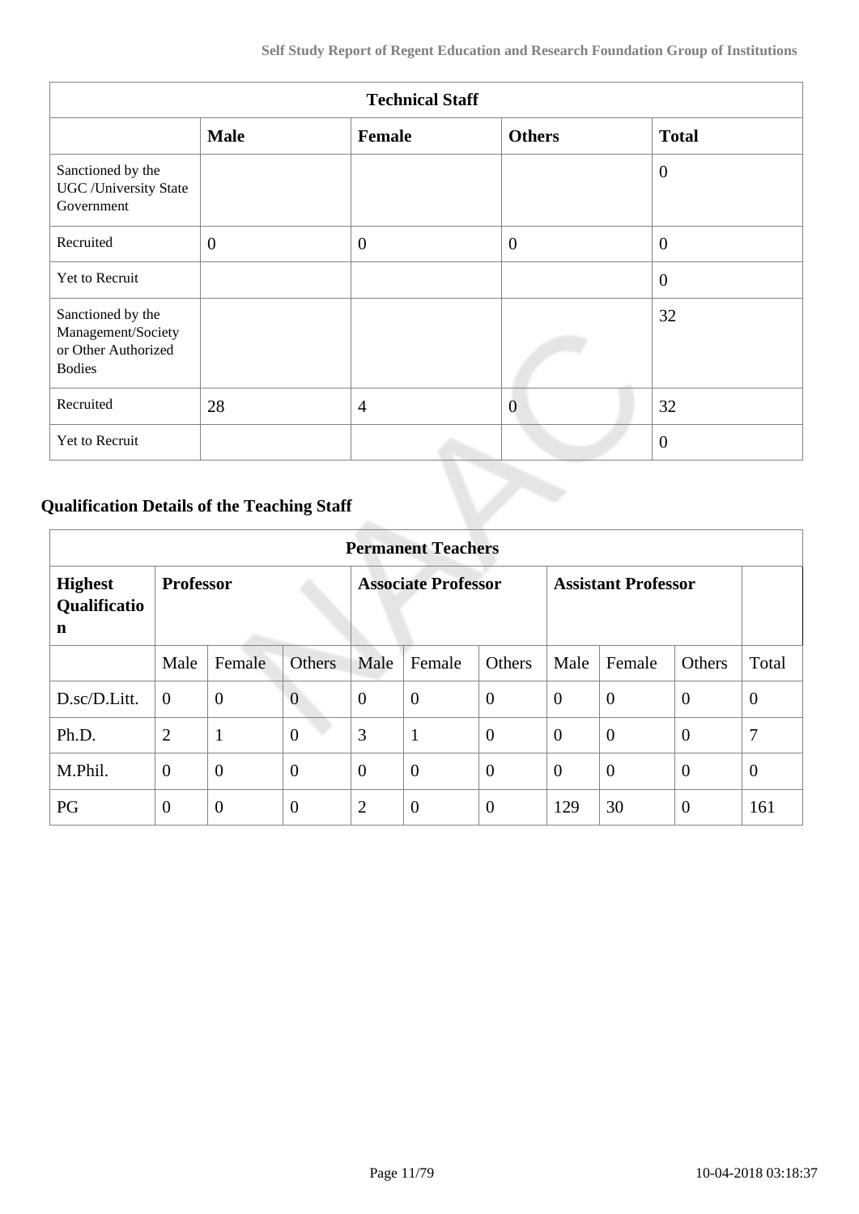| Technical Staff | | | | |
|---|---|---|---|---|
| | **Male** | **Female** | **Others** | **Total** |
| Sanctioned by the UGC /University State Government | | | | 0 |
| Recruited | 0 | 0 | 0 | 0 |
| Yet to Recruit | | | | 0 |
| Sanctioned by the Management/Society or Other Authorized Bodies | | | | 32 |
| Recruited | 28 | 4 | 0 | 32 |
| Yet to Recruit | | | | 0 |

### Qualification Details of the Teaching Staff

| Permanent Teachers | | | | | | | | | | |
|---|---|---|---|---|---|---|---|---|---|---|
| **Highest Qualification** | **Professor** | | | **Associate Professor** | | | **Assistant Professor** | | | |
| | Male | Female | Others | Male | Female | Others | Male | Female | Others | Total |
| D.sc/D.Litt. | 0 | 0 | 0 | 0 | 0 | 0 | 0 | 0 | 0 | 0 |
| Ph.D. | 2 | 1 | 0 | 3 | 1 | 0 | 0 | 0 | 0 | 7 |
| M.Phil. | 0 | 0 | 0 | 0 | 0 | 0 | 0 | 0 | 0 | 0 |
| PG | 0 | 0 | 0 | 2 | 0 | 0 | 129 | 30 | 0 | 161 |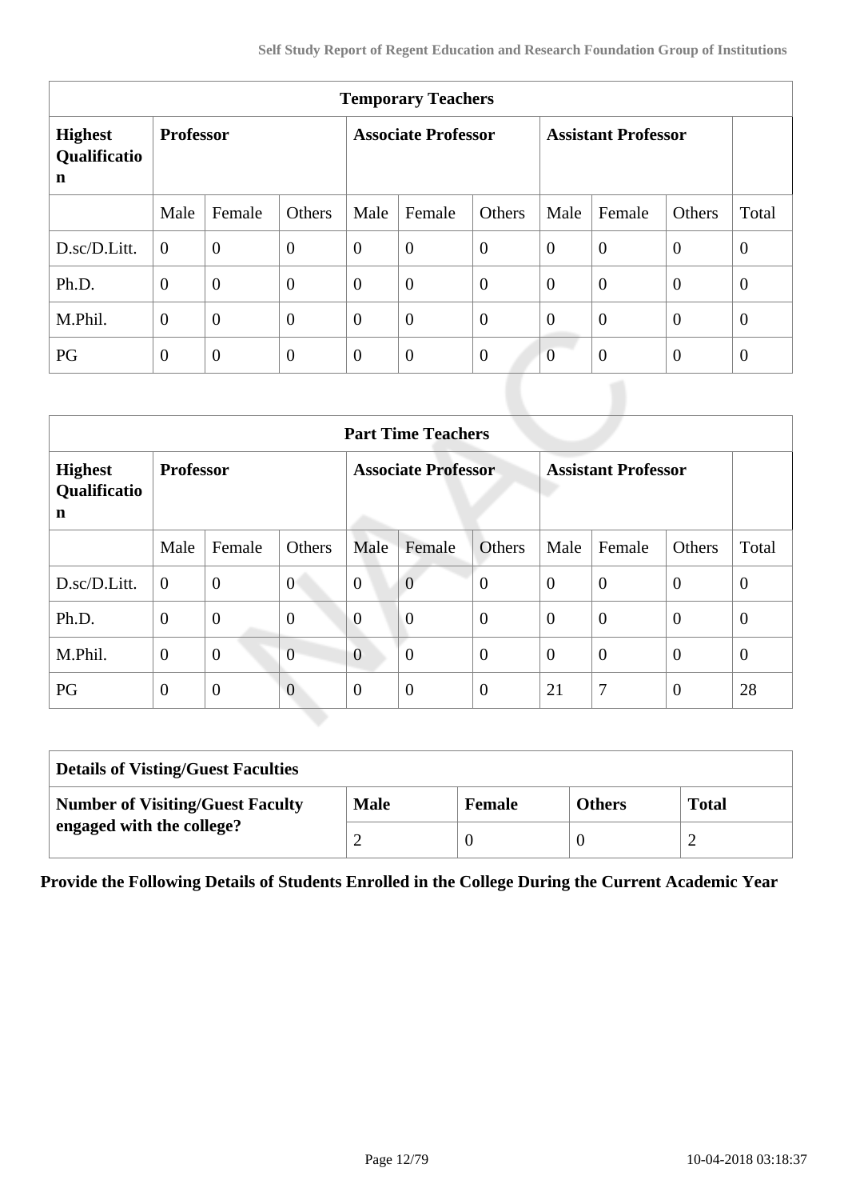| Temporary Teachers | | | | | | | | | | |
|---|---|---|---|---|---|---|---|---|---|---|
| **Highest Qualification** | **Professor** | | | **Associate Professor** | | | **Assistant Professor** | | | |
| | Male | Female | Others | Male | Female | Others | Male | Female | Others | Total |
| D.sc/D.Litt. | 0 | 0 | 0 | 0 | 0 | 0 | 0 | 0 | 0 | 0 |
| Ph.D. | 0 | 0 | 0 | 0 | 0 | 0 | 0 | 0 | 0 | 0 |
| M.Phil. | 0 | 0 | 0 | 0 | 0 | 0 | 0 | 0 | 0 | 0 |
| PG | 0 | 0 | 0 | 0 | 0 | 0 | 0 | 0 | 0 | 0 |

| Part Time Teachers | | | | | | | | | | |
|---|---|---|---|---|---|---|---|---|---|---|
| **Highest Qualification** | **Professor** | | | **Associate Professor** | | | **Assistant Professor** | | | |
| | Male | Female | Others | Male | Female | Others | Male | Female | Others | Total |
| D.sc/D.Litt. | 0 | 0 | 0 | 0 | 0 | 0 | 0 | 0 | 0 | 0 |
| Ph.D. | 0 | 0 | 0 | 0 | 0 | 0 | 0 | 0 | 0 | 0 |
| M.Phil. | 0 | 0 | 0 | 0 | 0 | 0 | 0 | 0 | 0 | 0 |
| PG | 0 | 0 | 0 | 0 | 0 | 0 | 21 | 7 | 0 | 28 |

| Details of Visting/Guest Faculties | | | | |
|---|---|---|---|---|
| **Number of Visiting/Guest Faculty engaged with the college?** | **Male** | **Female** | **Others** | **Total** |
| | 2 | 0 | 0 | 2 |

**Provide the Following Details of Students Enrolled in the College During the Current Academic Year**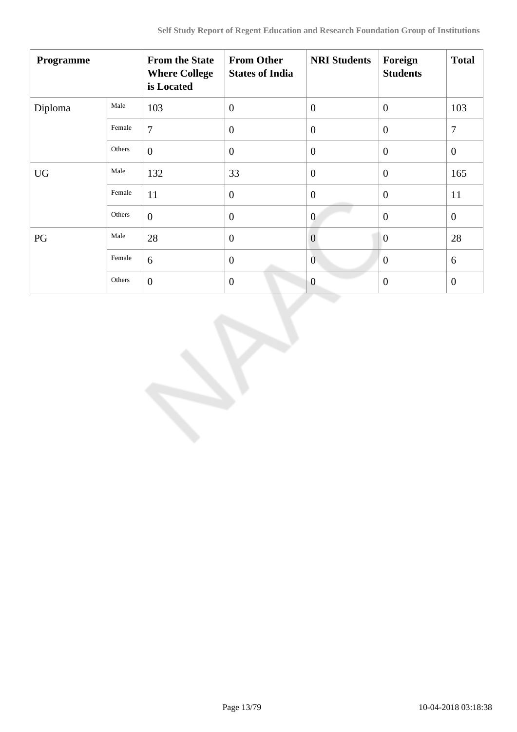| Programme | | From the State Where College is Located | From Other States of India | NRI Students | Foreign Students | Total |
|---|---|---|---|---|---|---|
| Diploma | Male | 103 | 0 | 0 | 0 | 103 |
| | Female | 7 | 0 | 0 | 0 | 7 |
| | Others | 0 | 0 | 0 | 0 | 0 |
| UG | Male | 132 | 33 | 0 | 0 | 165 |
| | Female | 11 | 0 | 0 | 0 | 11 |
| | Others | 0 | 0 | 0 | 0 | 0 |
| PG | Male | 28 | 0 | 0 | 0 | 28 |
| | Female | 6 | 0 | 0 | 0 | 6 |
| | Others | 0 | 0 | 0 | 0 | 0 |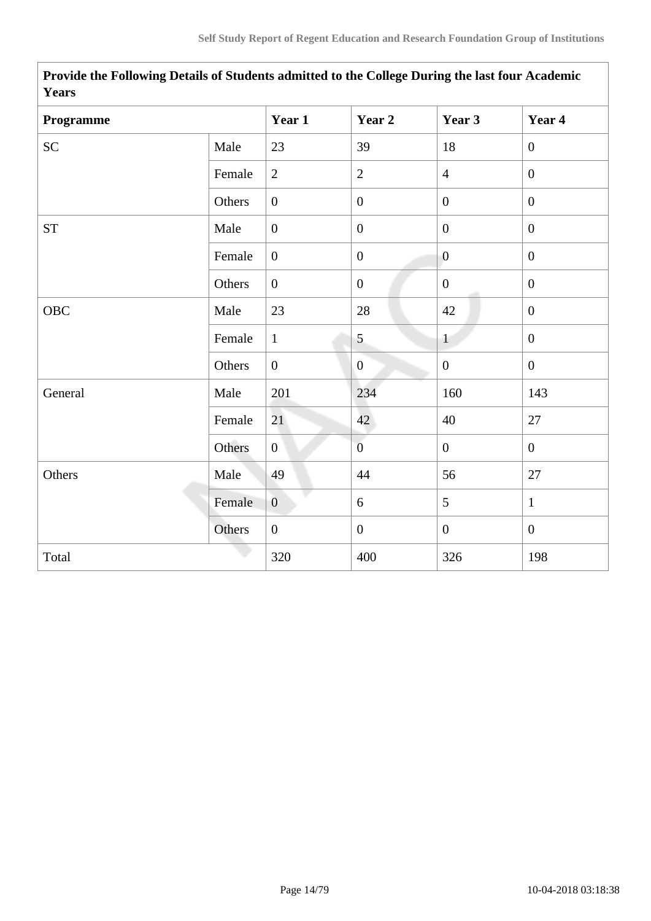| Provide the Following Details of Students admitted to the College During the last four Academic Years | | | | | |
|---|---|---|---|---|---|
| **Programme** | | **Year 1** | **Year 2** | **Year 3** | **Year 4** |
| SC | Male | 23 | 39 | 18 | 0 |
| | Female | 2 | 2 | 4 | 0 |
| | Others | 0 | 0 | 0 | 0 |
| ST | Male | 0 | 0 | 0 | 0 |
| | Female | 0 | 0 | 0 | 0 |
| | Others | 0 | 0 | 0 | 0 |
| OBC | Male | 23 | 28 | 42 | 0 |
| | Female | 1 | 5 | 1 | 0 |
| | Others | 0 | 0 | 0 | 0 |
| General | Male | 201 | 234 | 160 | 143 |
| | Female | 21 | 42 | 40 | 27 |
| | Others | 0 | 0 | 0 | 0 |
| Others | Male | 49 | 44 | 56 | 27 |
| | Female | 0 | 6 | 5 | 1 |
| | Others | 0 | 0 | 0 | 0 |
| Total | | 320 | 400 | 326 | 198 |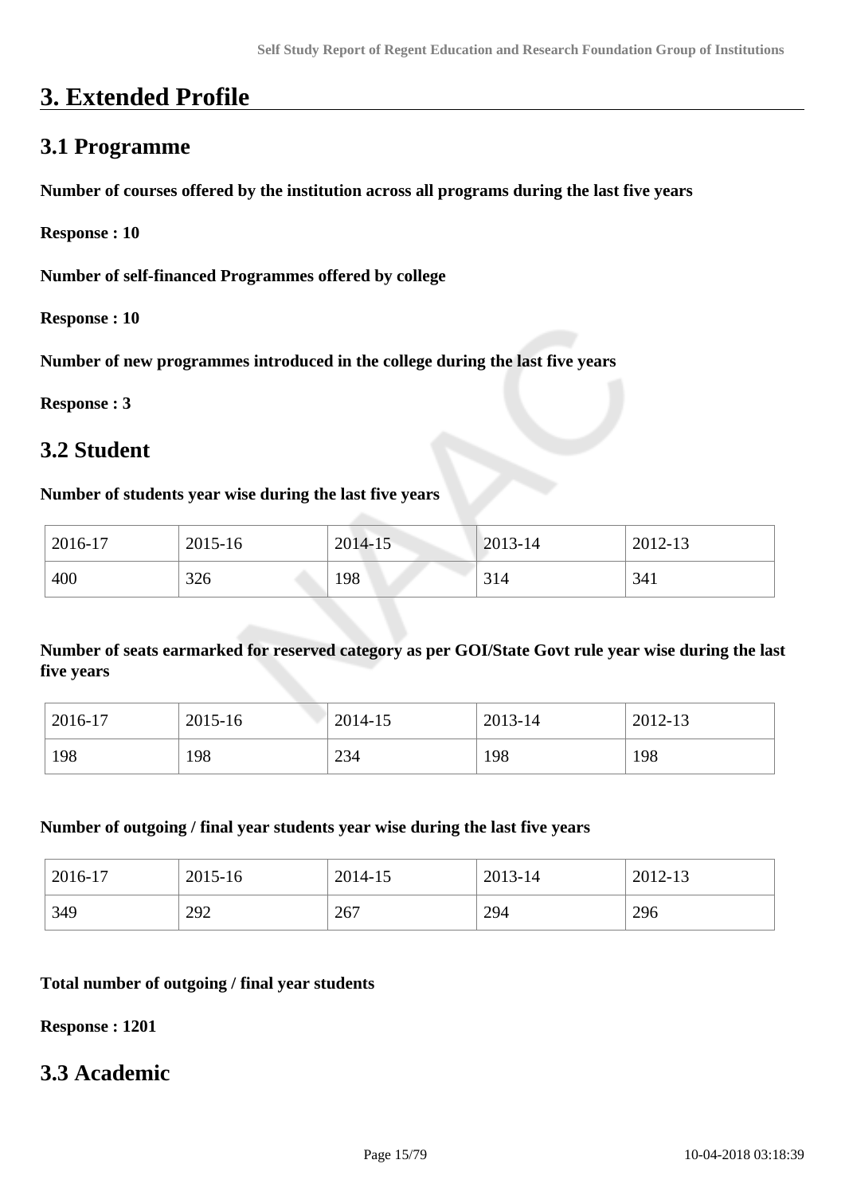# 3. Extended Profile

## 3.1 Programme

**Number of courses offered by the institution across all programs during the last five years**

**Response : 10**

**Number of self-financed Programmes offered by college**

**Response : 10**

**Number of new programmes introduced in the college during the last five years**

**Response : 3**

## 3.2 Student

**Number of students year wise during the last five years**

| 2016-17 | 2015-16 | 2014-15 | 2013-14 | 2012-13 |
|---|---|---|---|---|
| 400 | 326 | 198 | 314 | 341 |

**Number of seats earmarked for reserved category as per GOI/State Govt rule year wise during the last five years**

| 2016-17 | 2015-16 | 2014-15 | 2013-14 | 2012-13 |
|---|---|---|---|---|
| 198 | 198 | 234 | 198 | 198 |

**Number of outgoing / final year students year wise during the last five years**

| 2016-17 | 2015-16 | 2014-15 | 2013-14 | 2012-13 |
|---|---|---|---|---|
| 349 | 292 | 267 | 294 | 296 |

**Total number of outgoing / final year students**

**Response : 1201**

## 3.3 Academic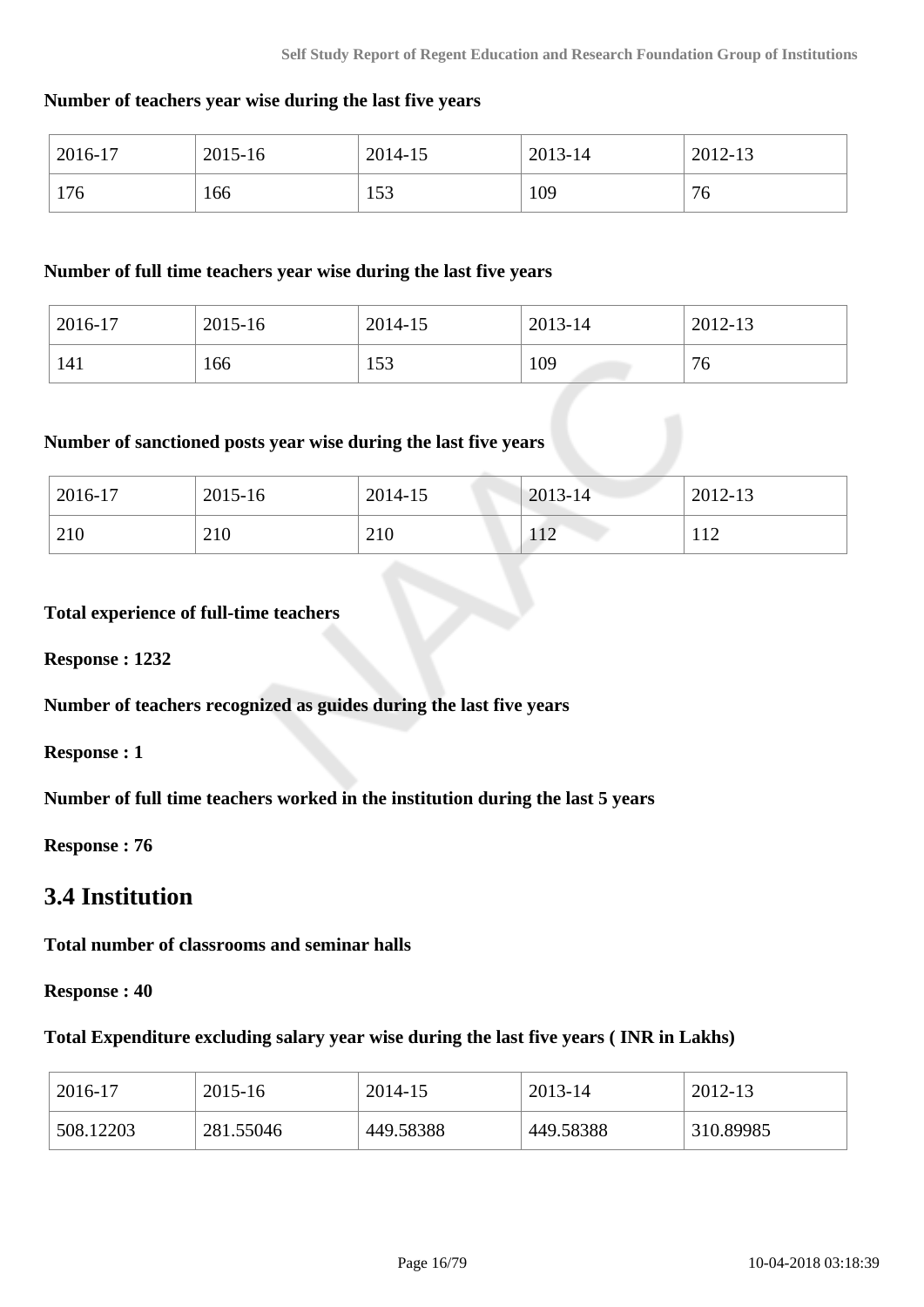**Number of teachers year wise during the last five years**

| 2016-17 | 2015-16 | 2014-15 | 2013-14 | 2012-13 |
|---|---|---|---|---|
| 176 | 166 | 153 | 109 | 76 |

**Number of full time teachers year wise during the last five years**

| 2016-17 | 2015-16 | 2014-15 | 2013-14 | 2012-13 |
|---|---|---|---|---|
| 141 | 166 | 153 | 109 | 76 |

**Number of sanctioned posts year wise during the last five years**

| 2016-17 | 2015-16 | 2014-15 | 2013-14 | 2012-13 |
|---|---|---|---|---|
| 210 | 210 | 210 | 112 | 112 |

**Total experience of full-time teachers**

**Response : 1232**

**Number of teachers recognized as guides during the last five years**

**Response : 1**

**Number of full time teachers worked in the institution during the last 5 years**

**Response : 76**

## 3.4 Institution

**Total number of classrooms and seminar halls**

**Response : 40**

**Total Expenditure excluding salary year wise during the last five years ( INR in Lakhs)**

| 2016-17 | 2015-16 | 2014-15 | 2013-14 | 2012-13 |
|---|---|---|---|---|
| 508.12203 | 281.55046 | 449.58388 | 449.58388 | 310.89985 |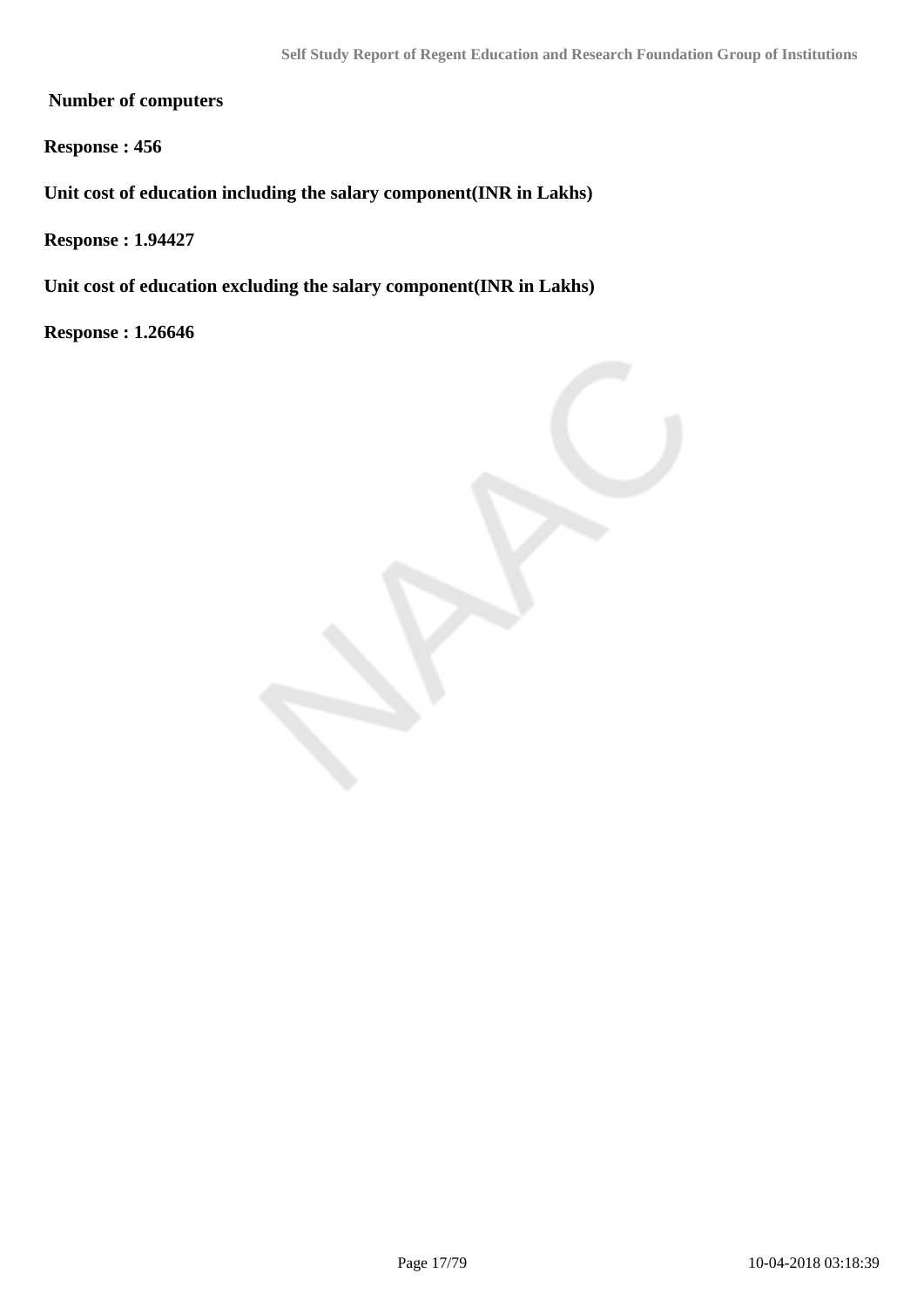**Number of computers**

**Response : 456**

**Unit cost of education including the salary component(INR in Lakhs)**

**Response : 1.94427**

**Unit cost of education excluding the salary component(INR in Lakhs)**

**Response : 1.26646**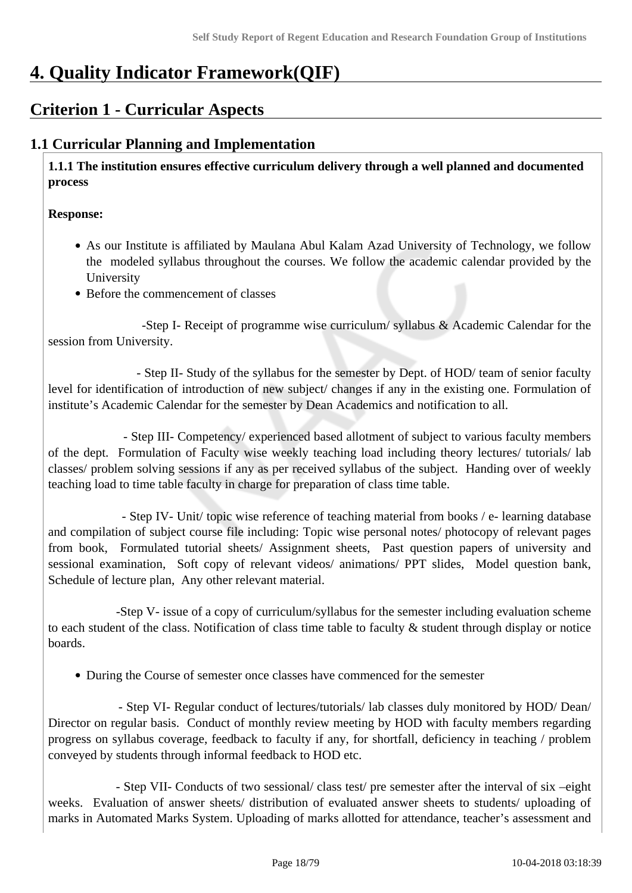# 4. Quality Indicator Framework(QIF)

## Criterion 1 - Curricular Aspects

### 1.1 Curricular Planning and Implementation

**1.1.1 The institution ensures effective curriculum delivery through a well planned and documented process**

**Response:**

- As our Institute is affiliated by Maulana Abul Kalam Azad University of Technology, we follow the modeled syllabus throughout the courses. We follow the academic calendar provided by the University
- Before the commencement of classes

-Step I- Receipt of programme wise curriculum/ syllabus & Academic Calendar for the session from University.

- Step II- Study of the syllabus for the semester by Dept. of HOD/ team of senior faculty level for identification of introduction of new subject/ changes if any in the existing one. Formulation of institute's Academic Calendar for the semester by Dean Academics and notification to all.

- Step III- Competency/ experienced based allotment of subject to various faculty members of the dept. Formulation of Faculty wise weekly teaching load including theory lectures/ tutorials/ lab classes/ problem solving sessions if any as per received syllabus of the subject. Handing over of weekly teaching load to time table faculty in charge for preparation of class time table.

- Step IV- Unit/ topic wise reference of teaching material from books / e- learning database and compilation of subject course file including: Topic wise personal notes/ photocopy of relevant pages from book, Formulated tutorial sheets/ Assignment sheets, Past question papers of university and sessional examination, Soft copy of relevant videos/ animations/ PPT slides, Model question bank, Schedule of lecture plan, Any other relevant material.

-Step V- issue of a copy of curriculum/syllabus for the semester including evaluation scheme to each student of the class. Notification of class time table to faculty & student through display or notice boards.

- During the Course of semester once classes have commenced for the semester

- Step VI- Regular conduct of lectures/tutorials/ lab classes duly monitored by HOD/ Dean/ Director on regular basis. Conduct of monthly review meeting by HOD with faculty members regarding progress on syllabus coverage, feedback to faculty if any, for shortfall, deficiency in teaching / problem conveyed by students through informal feedback to HOD etc.

- Step VII- Conducts of two sessional/ class test/ pre semester after the interval of six –eight weeks. Evaluation of answer sheets/ distribution of evaluated answer sheets to students/ uploading of marks in Automated Marks System. Uploading of marks allotted for attendance, teacher's assessment and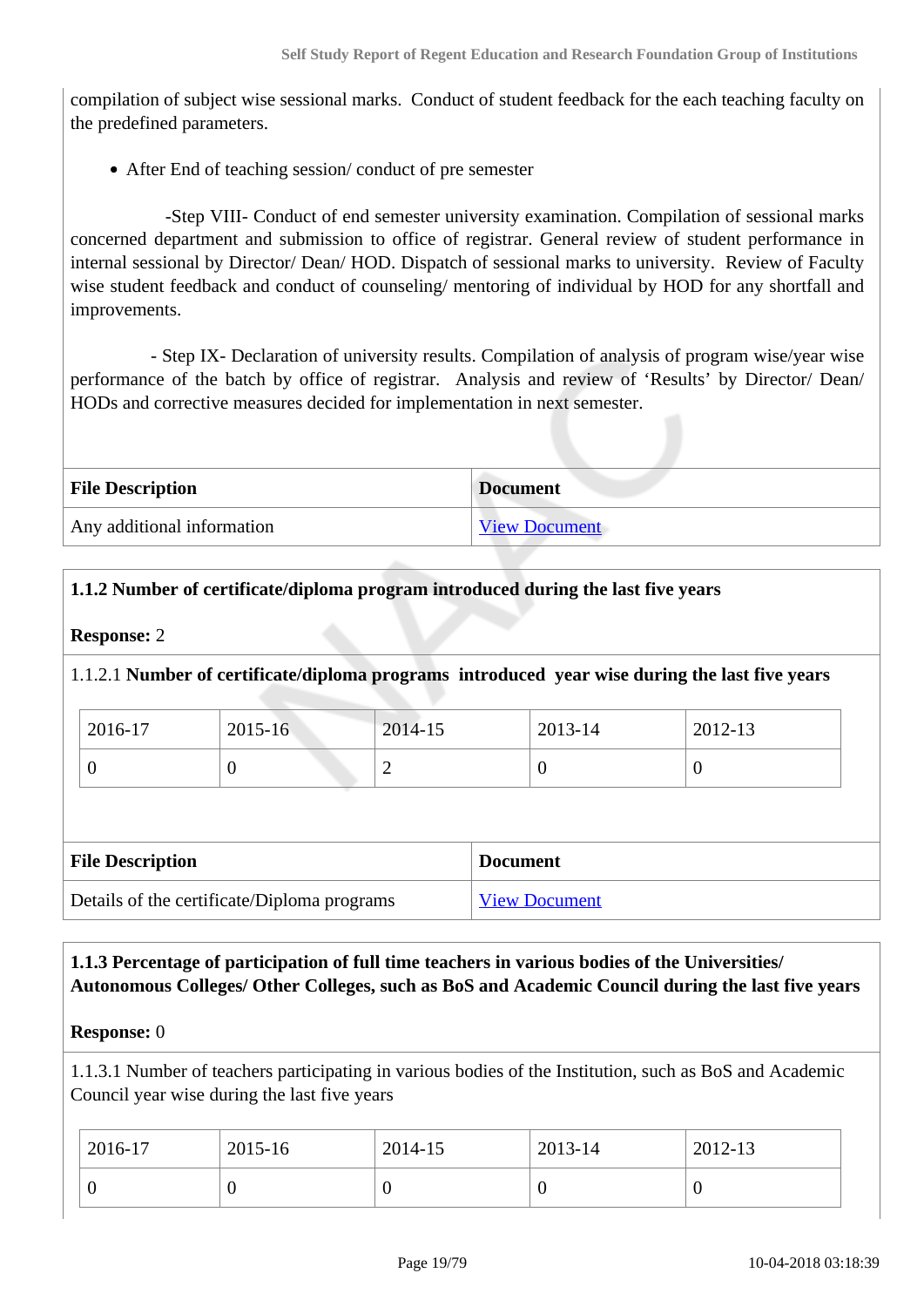compilation of subject wise sessional marks. Conduct of student feedback for the each teaching faculty on the predefined parameters.

- After End of teaching session/ conduct of pre semester

-Step VIII- Conduct of end semester university examination. Compilation of sessional marks concerned department and submission to office of registrar. General review of student performance in internal sessional by Director/ Dean/ HOD. Dispatch of sessional marks to university. Review of Faculty wise student feedback and conduct of counseling/ mentoring of individual by HOD for any shortfall and improvements.

- Step IX- Declaration of university results. Compilation of analysis of program wise/year wise performance of the batch by office of registrar. Analysis and review of 'Results' by Director/ Dean/ HODs and corrective measures decided for implementation in next semester.

| File Description | Document |
|---|---|
| Any additional information | View Document |

**1.1.2 Number of certificate/diploma program introduced during the last five years**

**Response:** 2

1.1.2.1 **Number of certificate/diploma programs introduced year wise during the last five years**

| 2016-17 | 2015-16 | 2014-15 | 2013-14 | 2012-13 |
|---|---|---|---|---|
| 0 | 0 | 2 | 0 | 0 |

| File Description | Document |
|---|---|
| Details of the certificate/Diploma programs | View Document |

**1.1.3 Percentage of participation of full time teachers in various bodies of the Universities/ Autonomous Colleges/ Other Colleges, such as BoS and Academic Council during the last five years**

**Response:** 0

1.1.3.1 Number of teachers participating in various bodies of the Institution, such as BoS and Academic Council year wise during the last five years

| 2016-17 | 2015-16 | 2014-15 | 2013-14 | 2012-13 |
|---|---|---|---|---|
| 0 | 0 | 0 | 0 | 0 |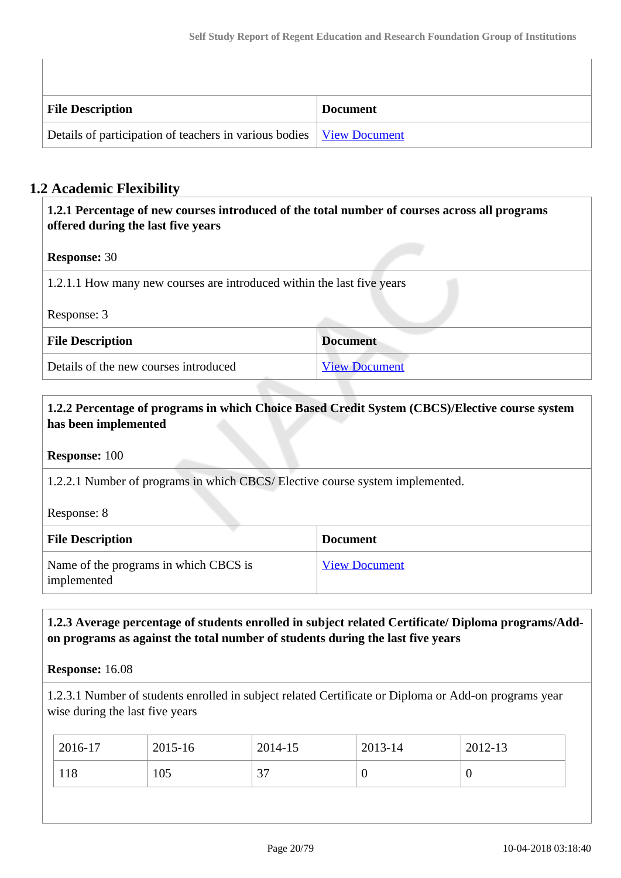| File Description | Document |
|---|---|
| Details of participation of teachers in various bodies | View Document |

## 1.2 Academic Flexibility

**1.2.1 Percentage of new courses introduced of the total number of courses across all programs offered during the last five years**

**Response:** 30

1.2.1.1 How many new courses are introduced within the last five years

Response: 3

| File Description | Document |
|---|---|
| Details of the new courses introduced | View Document |

**1.2.2 Percentage of programs in which Choice Based Credit System (CBCS)/Elective course system has been implemented**

**Response:** 100

1.2.2.1 Number of programs in which CBCS/ Elective course system implemented.

Response: 8

| File Description | Document |
|---|---|
| Name of the programs in which CBCS is implemented | View Document |

**1.2.3 Average percentage of students enrolled in subject related Certificate/ Diploma programs/Add-on programs as against the total number of students during the last five years**

**Response:** 16.08

1.2.3.1 Number of students enrolled in subject related Certificate or Diploma or Add-on programs year wise during the last five years

| 2016-17 | 2015-16 | 2014-15 | 2013-14 | 2012-13 |
|---|---|---|---|---|
| 118 | 105 | 37 | 0 | 0 |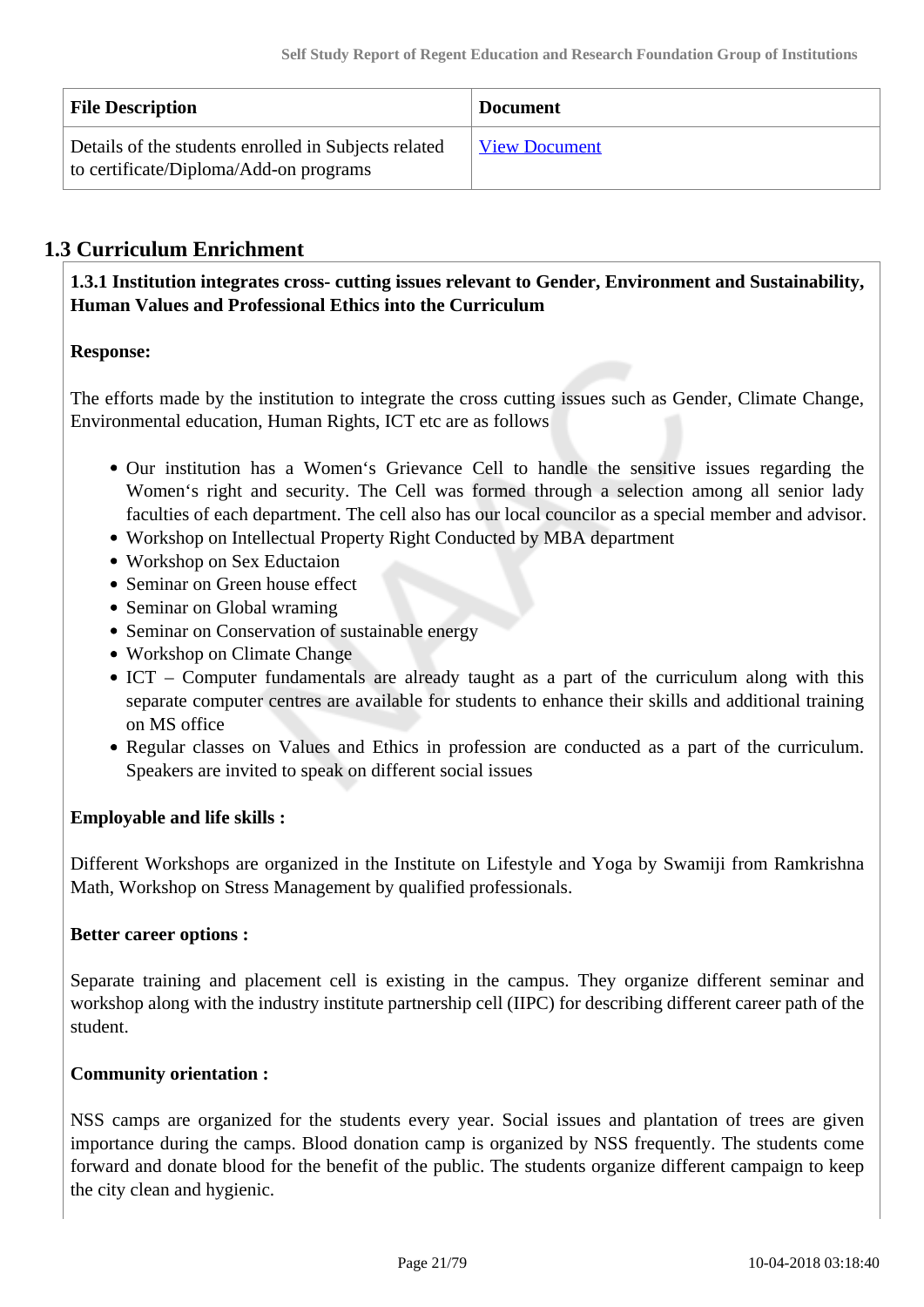| File Description | Document |
| --- | --- |
| Details of the students enrolled in Subjects related to certificate/Diploma/Add-on programs | View Document |

## 1.3 Curriculum Enrichment

**1.3.1 Institution integrates cross- cutting issues relevant to Gender, Environment and Sustainability, Human Values and Professional Ethics into the Curriculum**

**Response:**

The efforts made by the institution to integrate the cross cutting issues such as Gender, Climate Change, Environmental education, Human Rights, ICT etc are as follows

- Our institution has a Women‘s Grievance Cell to handle the sensitive issues regarding the Women‘s right and security. The Cell was formed through a selection among all senior lady faculties of each department. The cell also has our local councilor as a special member and advisor.
- Workshop on Intellectual Property Right Conducted by MBA department
- Workshop on Sex Eductaion
- Seminar on Green house effect
- Seminar on Global wraming
- Seminar on Conservation of sustainable energy
- Workshop on Climate Change
- ICT – Computer fundamentals are already taught as a part of the curriculum along with this separate computer centres are available for students to enhance their skills and additional training on MS office
- Regular classes on Values and Ethics in profession are conducted as a part of the curriculum. Speakers are invited to speak on different social issues

**Employable and life skills :**

Different Workshops are organized in the Institute on Lifestyle and Yoga by Swamiji from Ramkrishna Math, Workshop on Stress Management by qualified professionals.

**Better career options :**

Separate training and placement cell is existing in the campus. They organize different seminar and workshop along with the industry institute partnership cell (IIPC) for describing different career path of the student.

**Community orientation :**

NSS camps are organized for the students every year. Social issues and plantation of trees are given importance during the camps. Blood donation camp is organized by NSS frequently. The students come forward and donate blood for the benefit of the public. The students organize different campaign to keep the city clean and hygienic.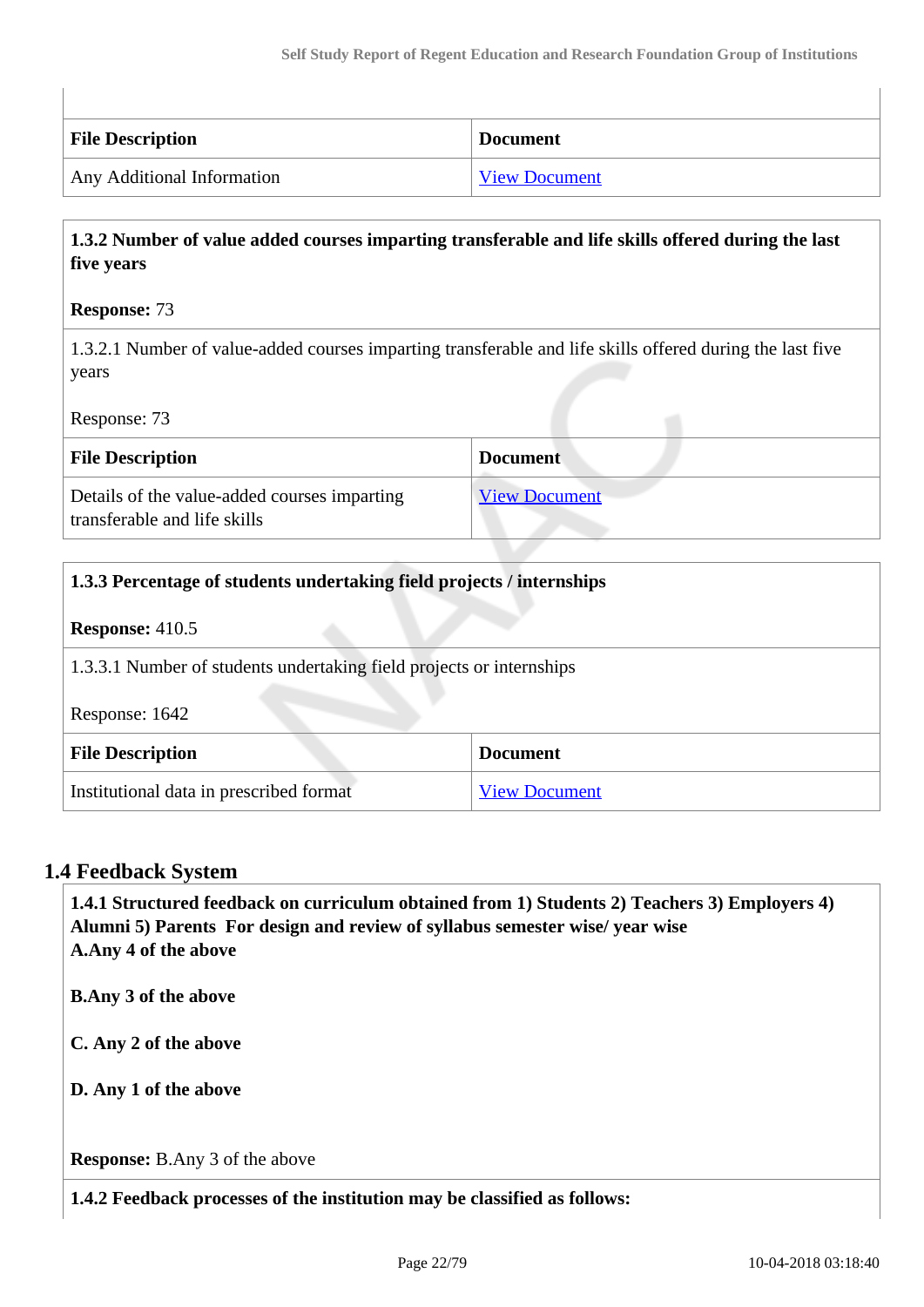| File Description | Document |
|---|---|
| Any Additional Information | View Document |

**1.3.2 Number of value added courses imparting transferable and life skills offered during the last five years**

**Response:** 73

1.3.2.1 Number of value-added courses imparting transferable and life skills offered during the last five years

Response: 73

| File Description | Document |
|---|---|
| Details of the value-added courses imparting transferable and life skills | View Document |

**1.3.3 Percentage of students undertaking field projects / internships**

**Response:** 410.5

1.3.3.1 Number of students undertaking field projects or internships

Response: 1642

| File Description | Document |
|---|---|
| Institutional data in prescribed format | View Document |

## 1.4 Feedback System

**1.4.1 Structured feedback on curriculum obtained from 1) Students 2) Teachers 3) Employers 4) Alumni 5) Parents For design and review of syllabus semester wise/ year wise**
**A.Any 4 of the above**

**B.Any 3 of the above**

**C. Any 2 of the above**

**D. Any 1 of the above**

**Response:** B.Any 3 of the above

**1.4.2 Feedback processes of the institution may be classified as follows:**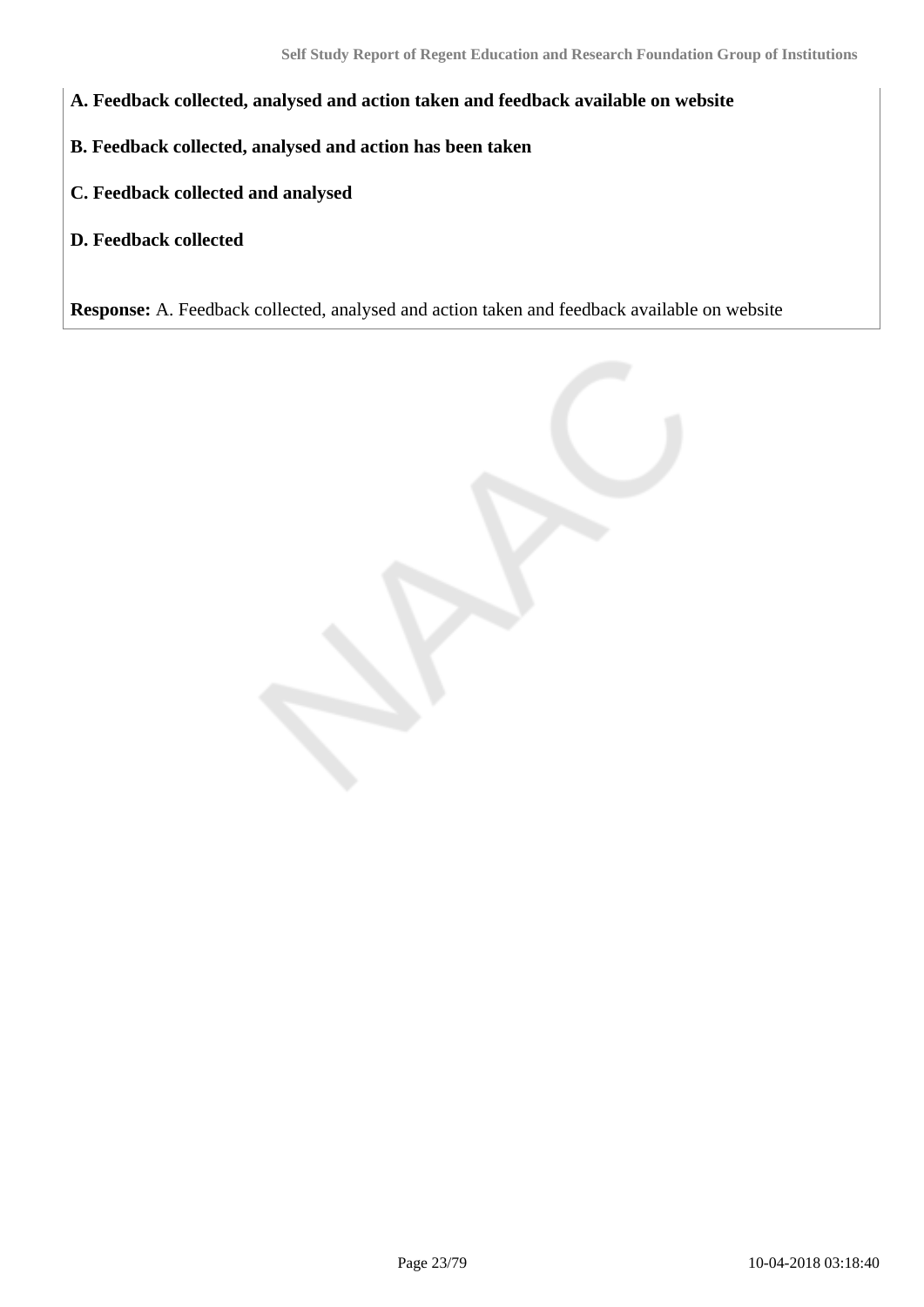**A. Feedback collected, analysed and action taken and feedback available on website**

**B. Feedback collected, analysed and action has been taken**

**C. Feedback collected and analysed**

**D. Feedback collected**

**Response:** A. Feedback collected, analysed and action taken and feedback available on website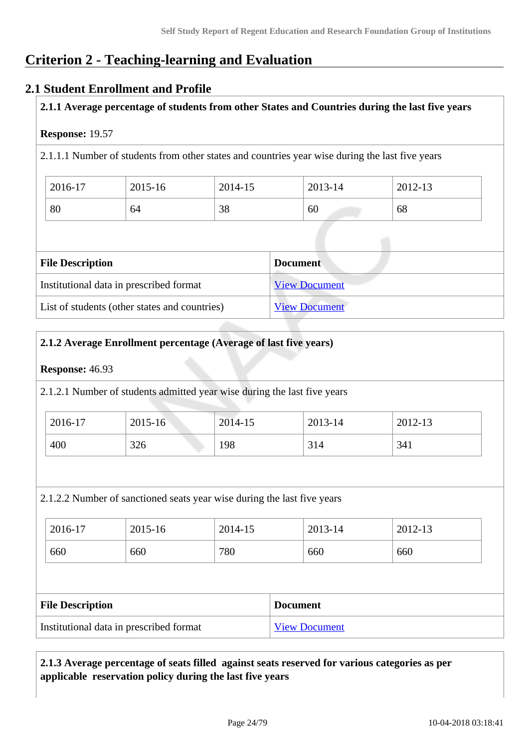# Criterion 2 - Teaching-learning and Evaluation

## 2.1 Student Enrollment and Profile

**2.1.1 Average percentage of students from other States and Countries during the last five years**

**Response:** 19.57

2.1.1.1 Number of students from other states and countries year wise during the last five years

| 2016-17 | 2015-16 | 2014-15 | 2013-14 | 2012-13 |
|---|---|---|---|---|
| 80 | 64 | 38 | 60 | 68 |

| File Description | Document |
|---|---|
| Institutional data in prescribed format | View Document |
| List of students (other states and countries) | View Document |

**2.1.2 Average Enrollment percentage (Average of last five years)**

**Response:** 46.93

2.1.2.1 Number of students admitted year wise during the last five years

| 2016-17 | 2015-16 | 2014-15 | 2013-14 | 2012-13 |
|---|---|---|---|---|
| 400 | 326 | 198 | 314 | 341 |

2.1.2.2 Number of sanctioned seats year wise during the last five years

| 2016-17 | 2015-16 | 2014-15 | 2013-14 | 2012-13 |
|---|---|---|---|---|
| 660 | 660 | 780 | 660 | 660 |

| File Description | Document |
|---|---|
| Institutional data in prescribed format | View Document |

**2.1.3 Average percentage of seats filled against seats reserved for various categories as per applicable reservation policy during the last five years**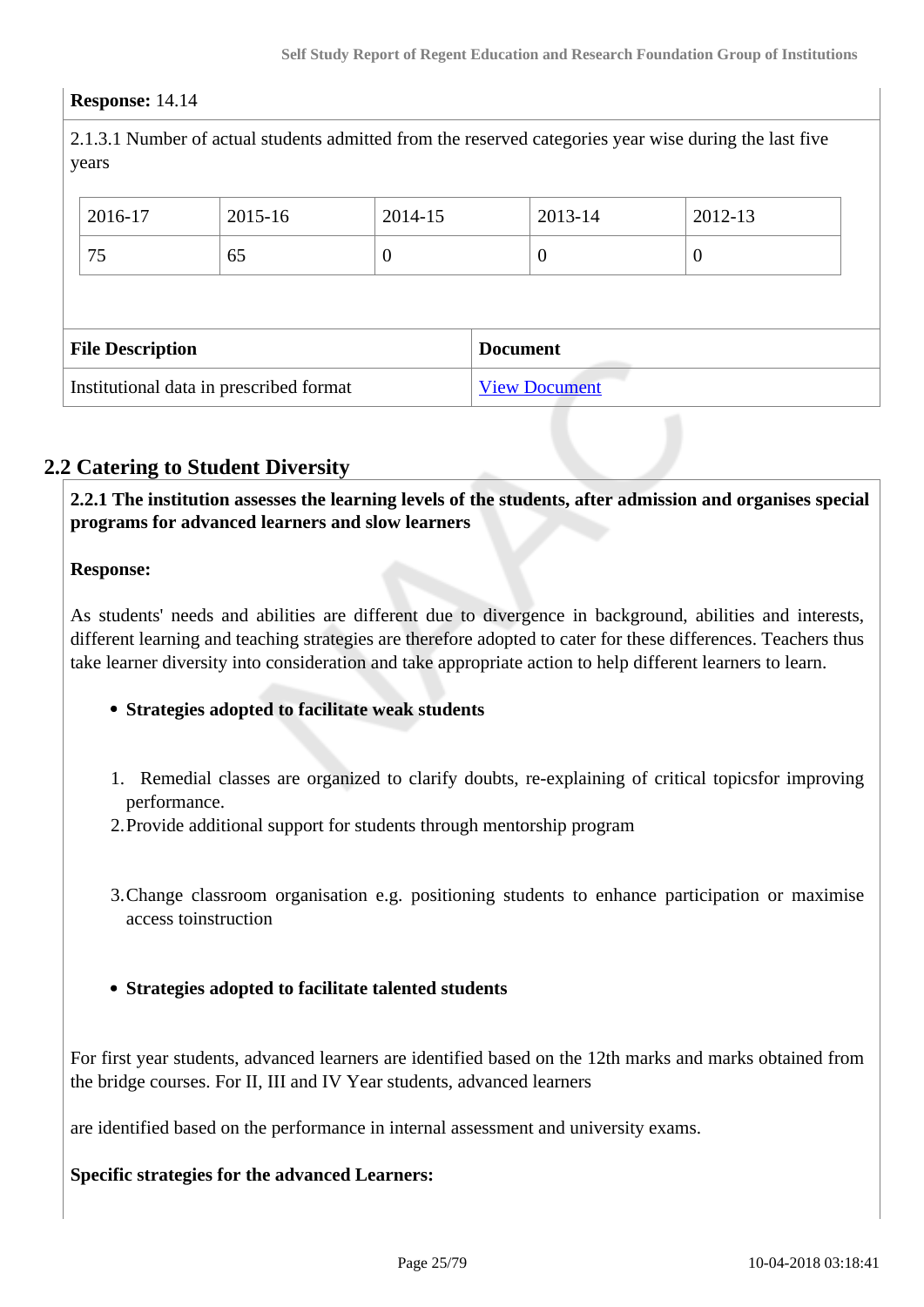**Response:** 14.14

2.1.3.1 Number of actual students admitted from the reserved categories year wise during the last five years

| 2016-17 | 2015-16 | 2014-15 | 2013-14 | 2012-13 |
|---|---|---|---|---|
| 75 | 65 | 0 | 0 | 0 |

| File Description | Document |
|---|---|
| Institutional data in prescribed format | View Document |

## 2.2 Catering to Student Diversity

**2.2.1 The institution assesses the learning levels of the students, after admission and organises special programs for advanced learners and slow learners**

**Response:**

As students' needs and abilities are different due to divergence in background, abilities and interests, different learning and teaching strategies are therefore adopted to cater for these differences. Teachers thus take learner diversity into consideration and take appropriate action to help different learners to learn.

- **Strategies adopted to facilitate weak students**

1. Remedial classes are organized to clarify doubts, re-explaining of critical topicsfor improving performance.
2. Provide additional support for students through mentorship program
3. Change classroom organisation e.g. positioning students to enhance participation or maximise access toinstruction

- **Strategies adopted to facilitate talented students**

For first year students, advanced learners are identified based on the 12th marks and marks obtained from the bridge courses. For II, III and IV Year students, advanced learners

are identified based on the performance in internal assessment and university exams.

**Specific strategies for the advanced Learners:**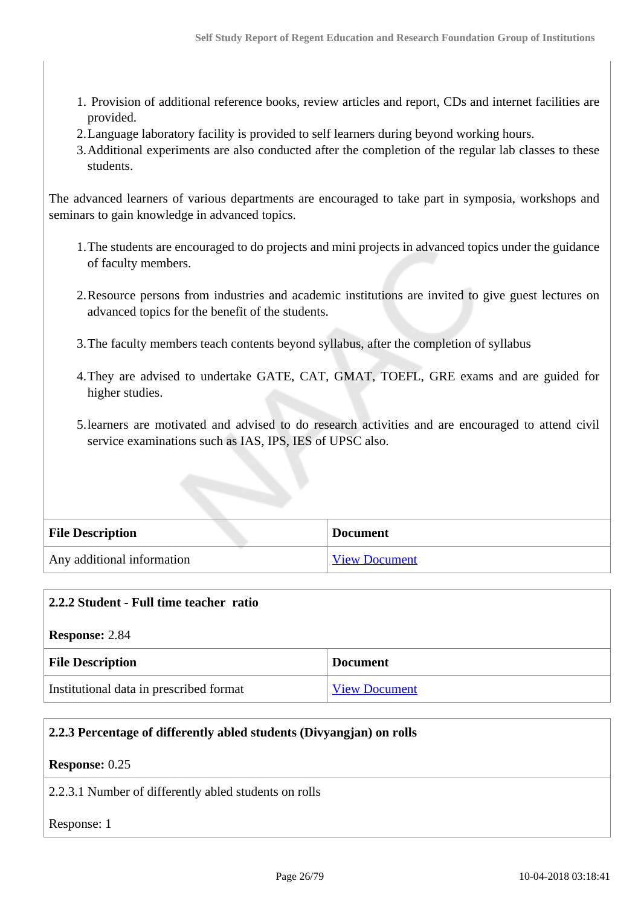1. Provision of additional reference books, review articles and report, CDs and internet facilities are provided.
2. Language laboratory facility is provided to self learners during beyond working hours.
3. Additional experiments are also conducted after the completion of the regular lab classes to these students.

The advanced learners of various departments are encouraged to take part in symposia, workshops and seminars to gain knowledge in advanced topics.

1. The students are encouraged to do projects and mini projects in advanced topics under the guidance of faculty members.

2. Resource persons from industries and academic institutions are invited to give guest lectures on advanced topics for the benefit of the students.

3. The faculty members teach contents beyond syllabus, after the completion of syllabus

4. They are advised to undertake GATE, CAT, GMAT, TOEFL, GRE exams and are guided for higher studies.

5. learners are motivated and advised to do research activities and are encouraged to attend civil service examinations such as IAS, IPS, IES of UPSC also.

| File Description | Document |
| --- | --- |
| Any additional information | View Document |

**2.2.2 Student - Full time teacher ratio**

**Response:** 2.84

| File Description | Document |
| --- | --- |
| Institutional data in prescribed format | View Document |

**2.2.3 Percentage of differently abled students (Divyangjan) on rolls**

**Response:** 0.25

2.2.3.1 Number of differently abled students on rolls

Response: 1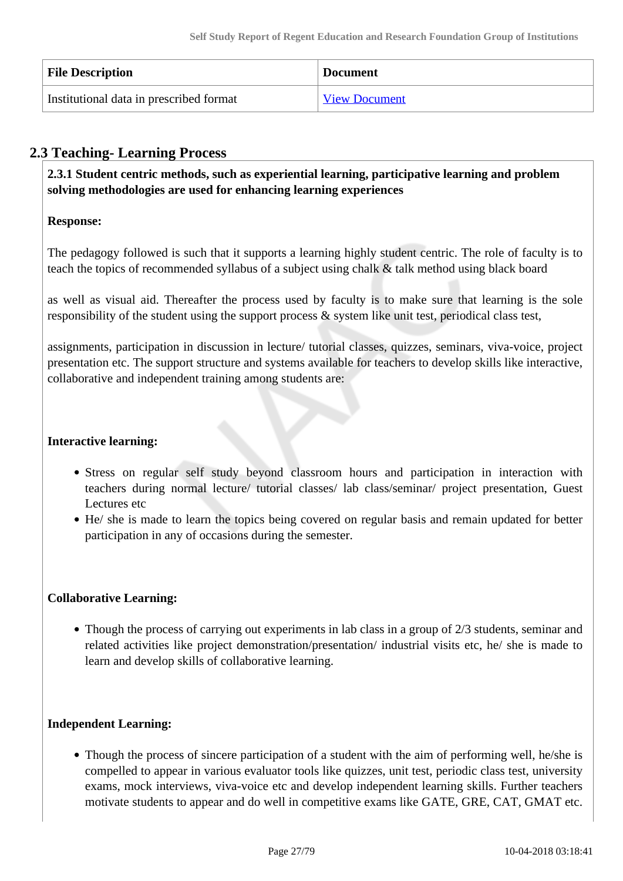| File Description | Document |
| --- | --- |
| Institutional data in prescribed format | View Document |

## 2.3 Teaching- Learning Process

**2.3.1 Student centric methods, such as experiential learning, participative learning and problem solving methodologies are used for enhancing learning experiences**

**Response:**

The pedagogy followed is such that it supports a learning highly student centric. The role of faculty is to teach the topics of recommended syllabus of a subject using chalk & talk method using black board

as well as visual aid. Thereafter the process used by faculty is to make sure that learning is the sole responsibility of the student using the support process & system like unit test, periodical class test,

assignments, participation in discussion in lecture/ tutorial classes, quizzes, seminars, viva-voice, project presentation etc. The support structure and systems available for teachers to develop skills like interactive, collaborative and independent training among students are:

**Interactive learning:**

- Stress on regular self study beyond classroom hours and participation in interaction with teachers during normal lecture/ tutorial classes/ lab class/seminar/ project presentation, Guest Lectures etc
- He/ she is made to learn the topics being covered on regular basis and remain updated for better participation in any of occasions during the semester.

**Collaborative Learning:**

- Though the process of carrying out experiments in lab class in a group of 2/3 students, seminar and related activities like project demonstration/presentation/ industrial visits etc, he/ she is made to learn and develop skills of collaborative learning.

**Independent Learning:**

- Though the process of sincere participation of a student with the aim of performing well, he/she is compelled to appear in various evaluator tools like quizzes, unit test, periodic class test, university exams, mock interviews, viva-voice etc and develop independent learning skills. Further teachers motivate students to appear and do well in competitive exams like GATE, GRE, CAT, GMAT etc.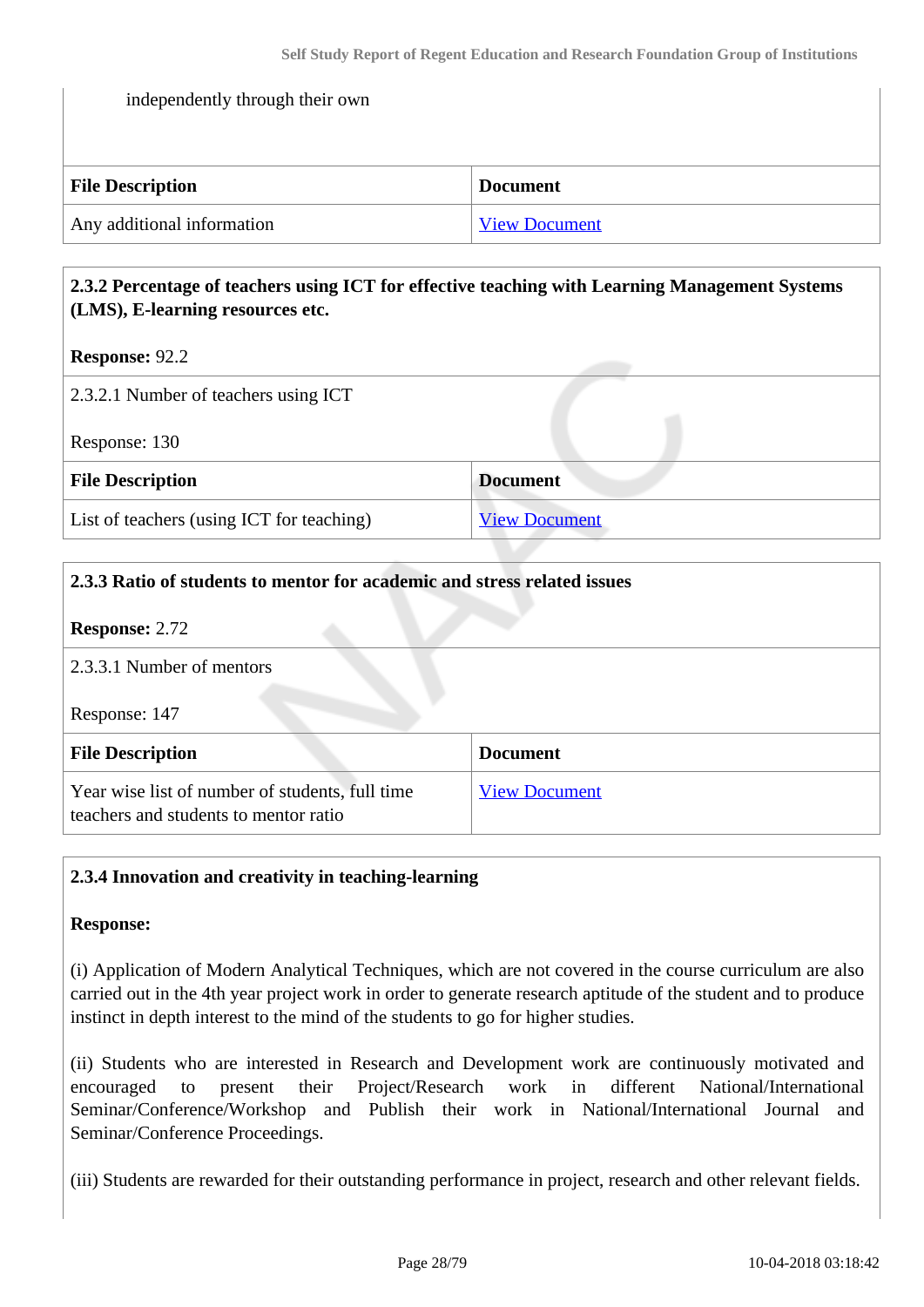independently through their own

| File Description | Document |
|---|---|
| Any additional information | View Document |

**2.3.2 Percentage of teachers using ICT for effective teaching with Learning Management Systems (LMS), E-learning resources etc.**

**Response:** 92.2

2.3.2.1 Number of teachers using ICT

Response: 130

| File Description | Document |
|---|---|
| List of teachers (using ICT for teaching) | View Document |

**2.3.3 Ratio of students to mentor for academic and stress related issues**

**Response:** 2.72

2.3.3.1 Number of mentors

Response: 147

| File Description | Document |
|---|---|
| Year wise list of number of students, full time teachers and students to mentor ratio | View Document |

**2.3.4 Innovation and creativity in teaching-learning**

**Response:**

(i) Application of Modern Analytical Techniques, which are not covered in the course curriculum are also carried out in the 4th year project work in order to generate research aptitude of the student and to produce instinct in depth interest to the mind of the students to go for higher studies.

(ii) Students who are interested in Research and Development work are continuously motivated and encouraged to present their Project/Research work in different National/International Seminar/Conference/Workshop and Publish their work in National/International Journal and Seminar/Conference Proceedings.

(iii) Students are rewarded for their outstanding performance in project, research and other relevant fields.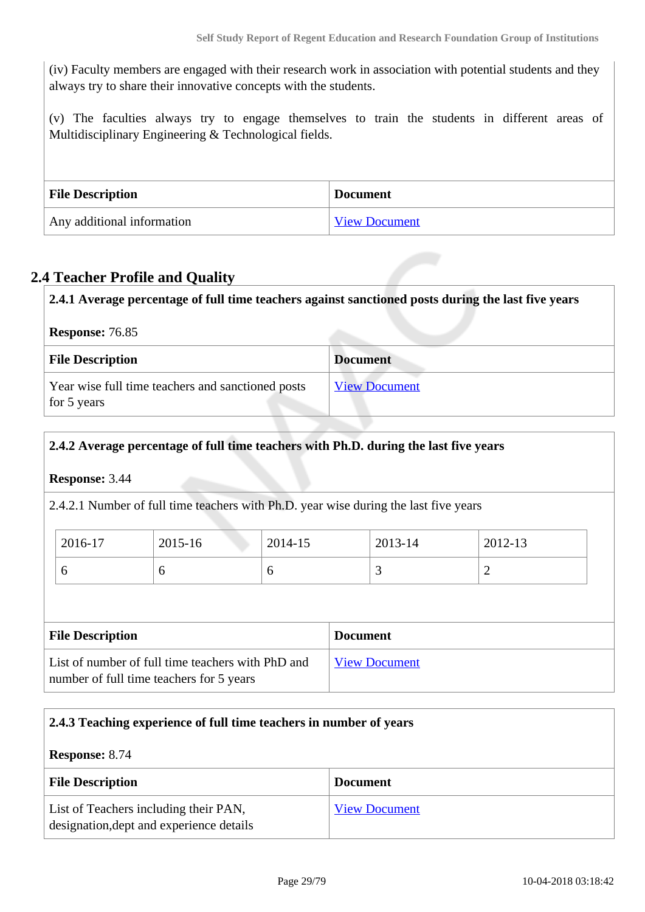(iv) Faculty members are engaged with their research work in association with potential students and they always try to share their innovative concepts with the students.

(v) The faculties always try to engage themselves to train the students in different areas of Multidisciplinary Engineering & Technological fields.

| File Description | Document |
|---|---|
| Any additional information | View Document |

## 2.4 Teacher Profile and Quality

**2.4.1 Average percentage of full time teachers against sanctioned posts during the last five years**

**Response:** 76.85

| File Description | Document |
|---|---|
| Year wise full time teachers and sanctioned posts for 5 years | View Document |

**2.4.2 Average percentage of full time teachers with Ph.D. during the last five years**

**Response:** 3.44

2.4.2.1 Number of full time teachers with Ph.D. year wise during the last five years

| 2016-17 | 2015-16 | 2014-15 | 2013-14 | 2012-13 |
|---|---|---|---|---|
| 6 | 6 | 6 | 3 | 2 |

| File Description | Document |
|---|---|
| List of number of full time teachers with PhD and number of full time teachers for 5 years | View Document |

**2.4.3 Teaching experience of full time teachers in number of years**

**Response:** 8.74

| File Description | Document |
|---|---|
| List of Teachers including their PAN, designation,dept and experience details | View Document |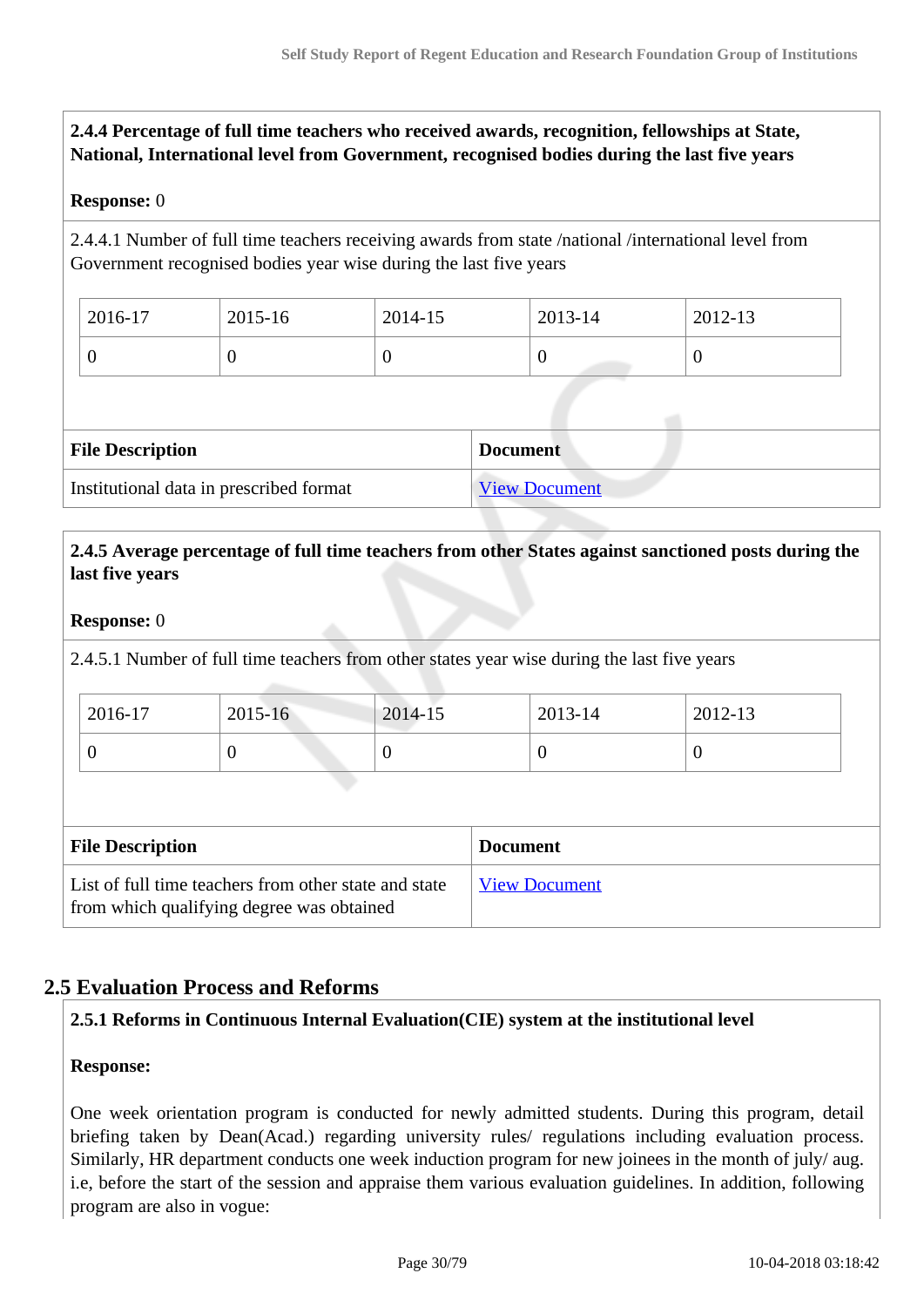**2.4.4 Percentage of full time teachers who received awards, recognition, fellowships at State, National, International level from Government, recognised bodies during the last five years**

**Response:** 0

2.4.4.1 Number of full time teachers receiving awards from state /national /international level from Government recognised bodies year wise during the last five years

| 2016-17 | 2015-16 | 2014-15 | 2013-14 | 2012-13 |
|---|---|---|---|---|
| 0 | 0 | 0 | 0 | 0 |

| File Description | Document |
|---|---|
| Institutional data in prescribed format | View Document |

**2.4.5 Average percentage of full time teachers from other States against sanctioned posts during the last five years**

**Response:** 0

2.4.5.1 Number of full time teachers from other states year wise during the last five years

| 2016-17 | 2015-16 | 2014-15 | 2013-14 | 2012-13 |
|---|---|---|---|---|
| 0 | 0 | 0 | 0 | 0 |

| File Description | Document |
|---|---|
| List of full time teachers from other state and state from which qualifying degree was obtained | View Document |

## 2.5 Evaluation Process and Reforms

**2.5.1 Reforms in Continuous Internal Evaluation(CIE) system at the institutional level**

**Response:**

One week orientation program is conducted for newly admitted students. During this program, detail briefing taken by Dean(Acad.) regarding university rules/ regulations including evaluation process. Similarly, HR department conducts one week induction program for new joinees in the month of july/ aug. i.e, before the start of the session and appraise them various evaluation guidelines. In addition, following program are also in vogue: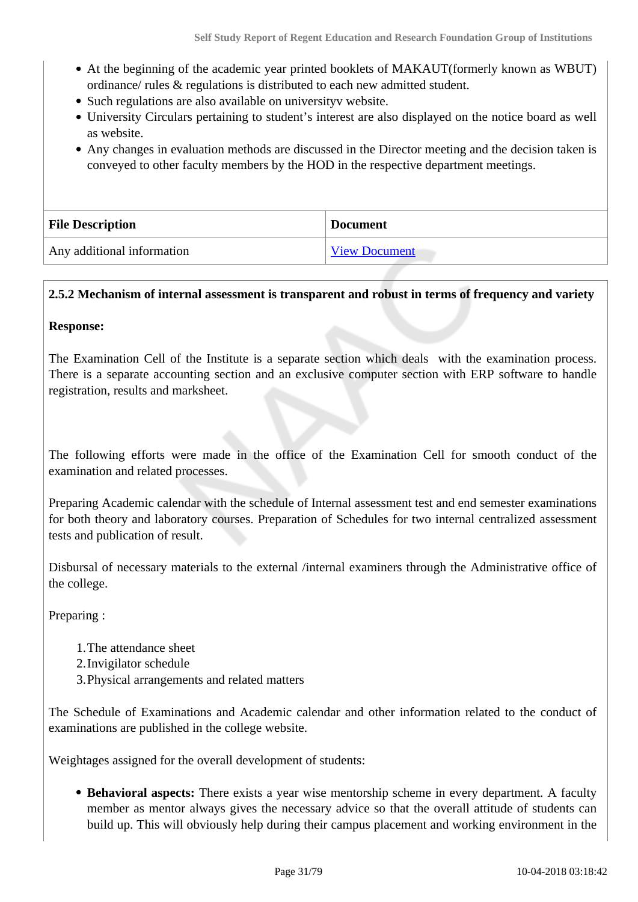- At the beginning of the academic year printed booklets of MAKAUT(formerly known as WBUT) ordinance/ rules & regulations is distributed to each new admitted student.
- Such regulations are also available on universityv website.
- University Circulars pertaining to student's interest are also displayed on the notice board as well as website.
- Any changes in evaluation methods are discussed in the Director meeting and the decision taken is conveyed to other faculty members by the HOD in the respective department meetings.

| File Description | Document |
|---|---|
| Any additional information | View Document |

**2.5.2 Mechanism of internal assessment is transparent and robust in terms of frequency and variety**

**Response:**

The Examination Cell of the Institute is a separate section which deals with the examination process. There is a separate accounting section and an exclusive computer section with ERP software to handle registration, results and marksheet.

The following efforts were made in the office of the Examination Cell for smooth conduct of the examination and related processes.

Preparing Academic calendar with the schedule of Internal assessment test and end semester examinations for both theory and laboratory courses. Preparation of Schedules for two internal centralized assessment tests and publication of result.

Disbursal of necessary materials to the external /internal examiners through the Administrative office of the college.

Preparing :

1. The attendance sheet
2. Invigilator schedule
3. Physical arrangements and related matters

The Schedule of Examinations and Academic calendar and other information related to the conduct of examinations are published in the college website.

Weightages assigned for the overall development of students:

- **Behavioral aspects:** There exists a year wise mentorship scheme in every department. A faculty member as mentor always gives the necessary advice so that the overall attitude of students can build up. This will obviously help during their campus placement and working environment in the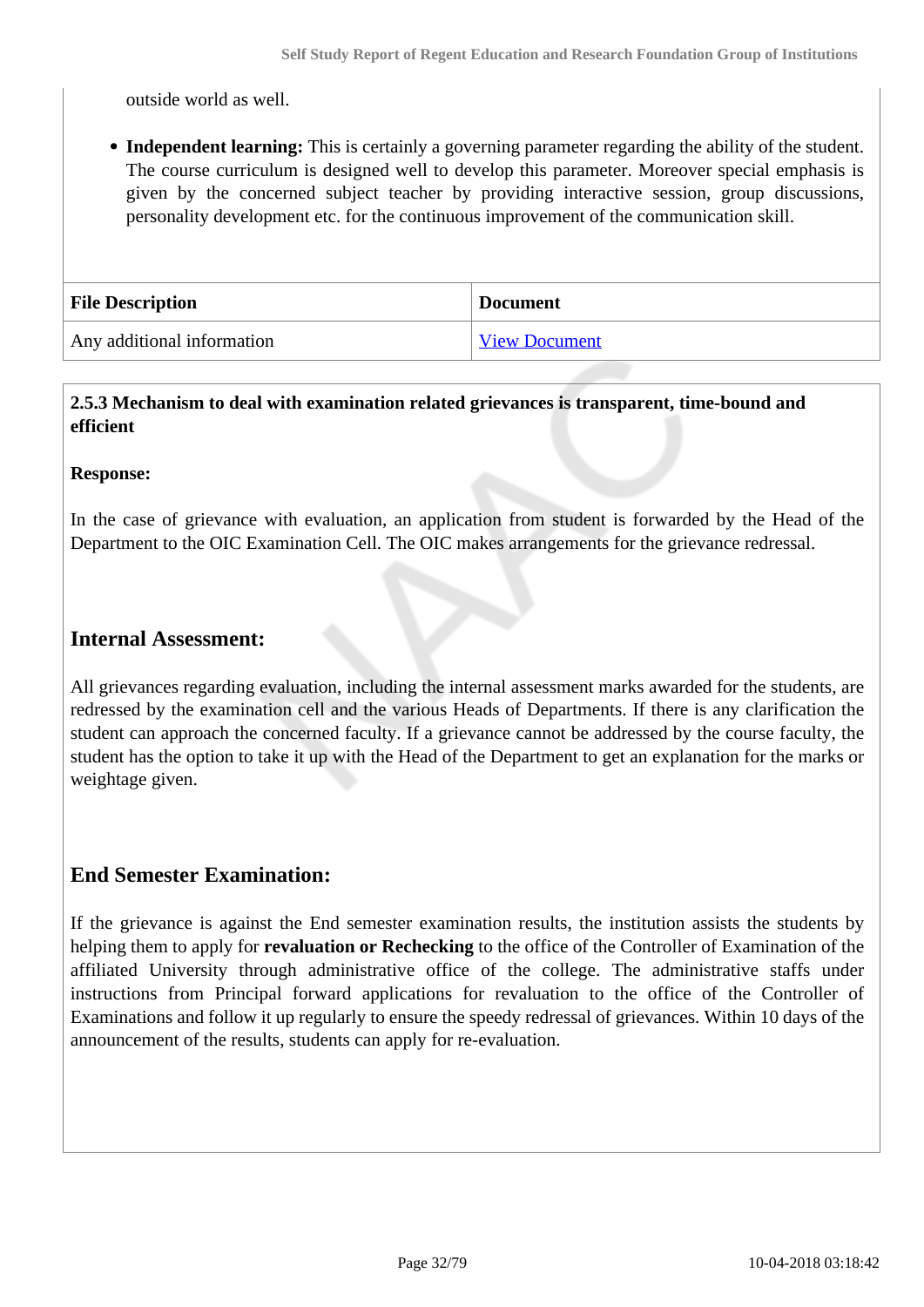outside world as well.

- **Independent learning:** This is certainly a governing parameter regarding the ability of the student. The course curriculum is designed well to develop this parameter. Moreover special emphasis is given by the concerned subject teacher by providing interactive session, group discussions, personality development etc. for the continuous improvement of the communication skill.

| File Description | Document |
| --- | --- |
| Any additional information | View Document |

**2.5.3 Mechanism to deal with examination related grievances is transparent, time-bound and efficient**

**Response:**

In the case of grievance with evaluation, an application from student is forwarded by the Head of the Department to the OIC Examination Cell. The OIC makes arrangements for the grievance redressal.

## Internal Assessment:

All grievances regarding evaluation, including the internal assessment marks awarded for the students, are redressed by the examination cell and the various Heads of Departments. If there is any clarification the student can approach the concerned faculty. If a grievance cannot be addressed by the course faculty, the student has the option to take it up with the Head of the Department to get an explanation for the marks or weightage given.

## End Semester Examination:

If the grievance is against the End semester examination results, the institution assists the students by helping them to apply for **revaluation or Rechecking** to the office of the Controller of Examination of the affiliated University through administrative office of the college. The administrative staffs under instructions from Principal forward applications for revaluation to the office of the Controller of Examinations and follow it up regularly to ensure the speedy redressal of grievances. Within 10 days of the announcement of the results, students can apply for re-evaluation.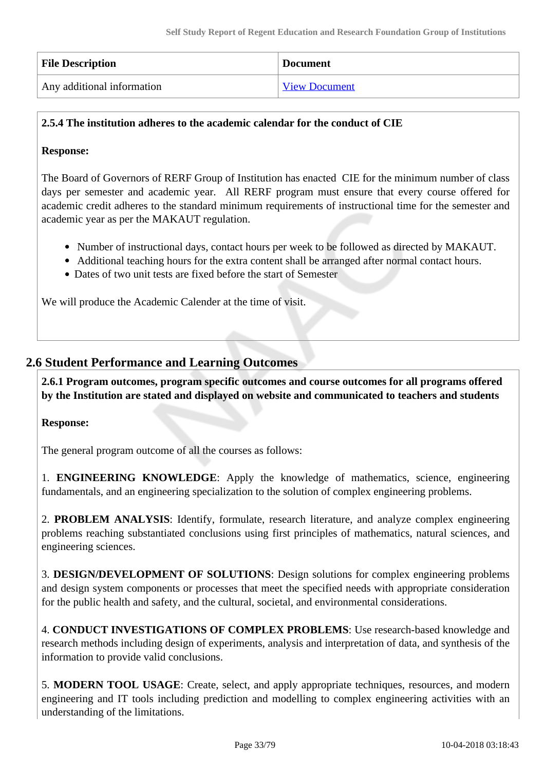| File Description | Document |
| --- | --- |
| Any additional information | View Document |

**2.5.4 The institution adheres to the academic calendar for the conduct of CIE**

**Response:**

The Board of Governors of RERF Group of Institution has enacted CIE for the minimum number of class days per semester and academic year. All RERF program must ensure that every course offered for academic credit adheres to the standard minimum requirements of instructional time for the semester and academic year as per the MAKAUT regulation.

- Number of instructional days, contact hours per week to be followed as directed by MAKAUT.
- Additional teaching hours for the extra content shall be arranged after normal contact hours.
- Dates of two unit tests are fixed before the start of Semester

We will produce the Academic Calender at the time of visit.

## 2.6 Student Performance and Learning Outcomes

**2.6.1 Program outcomes, program specific outcomes and course outcomes for all programs offered by the Institution are stated and displayed on website and communicated to teachers and students**

**Response:**

The general program outcome of all the courses as follows:

1. **ENGINEERING KNOWLEDGE**: Apply the knowledge of mathematics, science, engineering fundamentals, and an engineering specialization to the solution of complex engineering problems.

2. **PROBLEM ANALYSIS**: Identify, formulate, research literature, and analyze complex engineering problems reaching substantiated conclusions using first principles of mathematics, natural sciences, and engineering sciences.

3. **DESIGN/DEVELOPMENT OF SOLUTIONS**: Design solutions for complex engineering problems and design system components or processes that meet the specified needs with appropriate consideration for the public health and safety, and the cultural, societal, and environmental considerations.

4. **CONDUCT INVESTIGATIONS OF COMPLEX PROBLEMS**: Use research-based knowledge and research methods including design of experiments, analysis and interpretation of data, and synthesis of the information to provide valid conclusions.

5. **MODERN TOOL USAGE**: Create, select, and apply appropriate techniques, resources, and modern engineering and IT tools including prediction and modelling to complex engineering activities with an understanding of the limitations.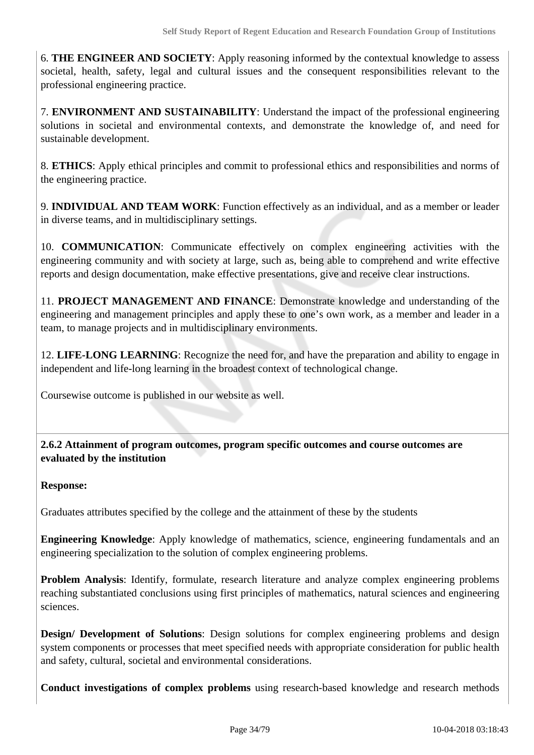6. **THE ENGINEER AND SOCIETY**: Apply reasoning informed by the contextual knowledge to assess societal, health, safety, legal and cultural issues and the consequent responsibilities relevant to the professional engineering practice.

7. **ENVIRONMENT AND SUSTAINABILITY**: Understand the impact of the professional engineering solutions in societal and environmental contexts, and demonstrate the knowledge of, and need for sustainable development.

8. **ETHICS**: Apply ethical principles and commit to professional ethics and responsibilities and norms of the engineering practice.

9. **INDIVIDUAL AND TEAM WORK**: Function effectively as an individual, and as a member or leader in diverse teams, and in multidisciplinary settings.

10. **COMMUNICATION**: Communicate effectively on complex engineering activities with the engineering community and with society at large, such as, being able to comprehend and write effective reports and design documentation, make effective presentations, give and receive clear instructions.

11. **PROJECT MANAGEMENT AND FINANCE**: Demonstrate knowledge and understanding of the engineering and management principles and apply these to one's own work, as a member and leader in a team, to manage projects and in multidisciplinary environments.

12. **LIFE-LONG LEARNING**: Recognize the need for, and have the preparation and ability to engage in independent and life-long learning in the broadest context of technological change.

Coursewise outcome is published in our website as well.

**2.6.2 Attainment of program outcomes, program specific outcomes and course outcomes are evaluated by the institution**

**Response:**

Graduates attributes specified by the college and the attainment of these by the students

**Engineering Knowledge**: Apply knowledge of mathematics, science, engineering fundamentals and an engineering specialization to the solution of complex engineering problems.

**Problem Analysis**: Identify, formulate, research literature and analyze complex engineering problems reaching substantiated conclusions using first principles of mathematics, natural sciences and engineering sciences.

**Design/ Development of Solutions**: Design solutions for complex engineering problems and design system components or processes that meet specified needs with appropriate consideration for public health and safety, cultural, societal and environmental considerations.

**Conduct investigations of complex problems** using research-based knowledge and research methods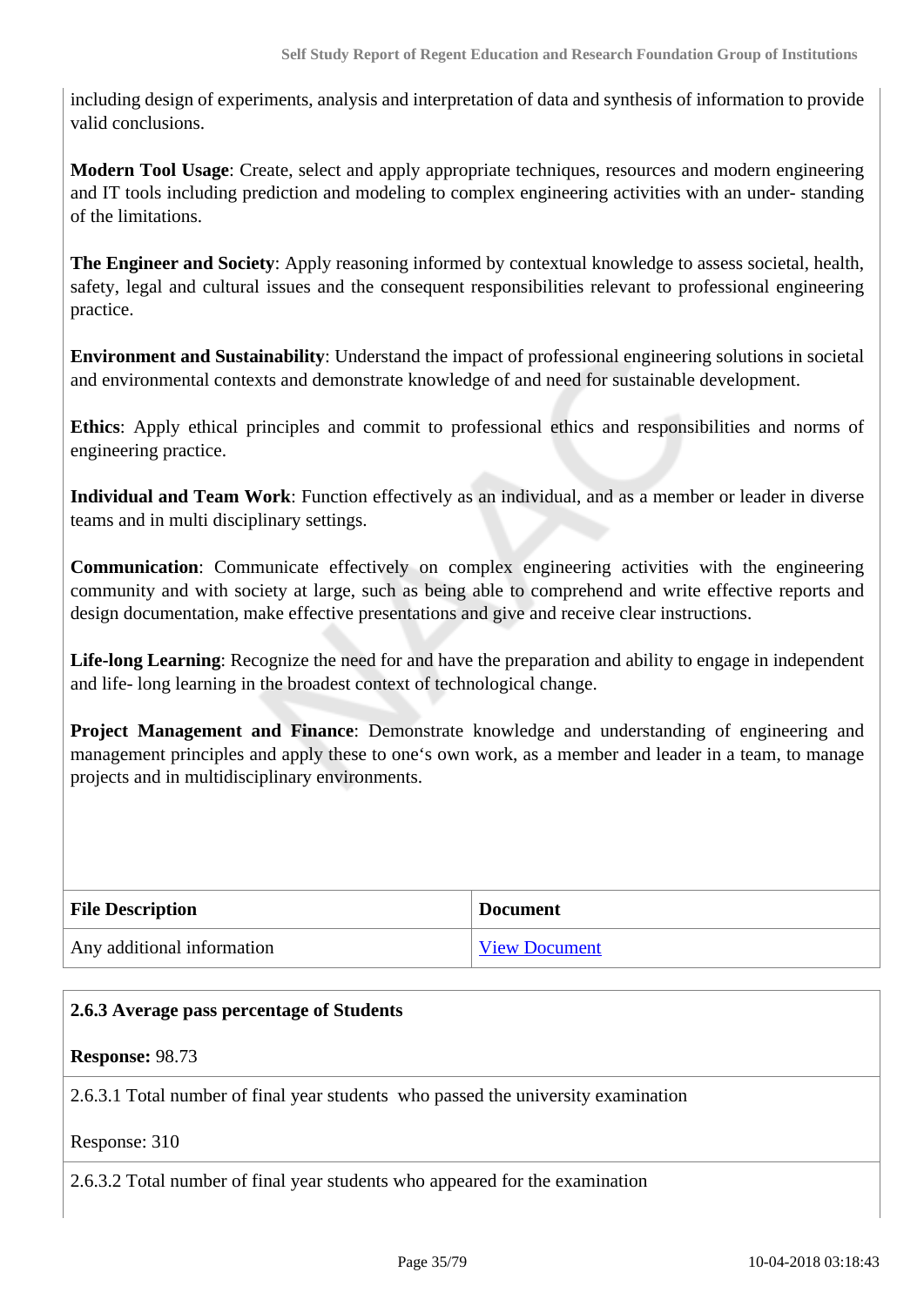including design of experiments, analysis and interpretation of data and synthesis of information to provide valid conclusions.

**Modern Tool Usage**: Create, select and apply appropriate techniques, resources and modern engineering and IT tools including prediction and modeling to complex engineering activities with an under- standing of the limitations.

**The Engineer and Society**: Apply reasoning informed by contextual knowledge to assess societal, health, safety, legal and cultural issues and the consequent responsibilities relevant to professional engineering practice.

**Environment and Sustainability**: Understand the impact of professional engineering solutions in societal and environmental contexts and demonstrate knowledge of and need for sustainable development.

**Ethics**: Apply ethical principles and commit to professional ethics and responsibilities and norms of engineering practice.

**Individual and Team Work**: Function effectively as an individual, and as a member or leader in diverse teams and in multi disciplinary settings.

**Communication**: Communicate effectively on complex engineering activities with the engineering community and with society at large, such as being able to comprehend and write effective reports and design documentation, make effective presentations and give and receive clear instructions.

**Life-long Learning**: Recognize the need for and have the preparation and ability to engage in independent and life- long learning in the broadest context of technological change.

**Project Management and Finance**: Demonstrate knowledge and understanding of engineering and management principles and apply these to one‘s own work, as a member and leader in a team, to manage projects and in multidisciplinary environments.

| File Description | Document |
|---|---|
| Any additional information | View Document |

**2.6.3 Average pass percentage of Students**

**Response:** 98.73

2.6.3.1 Total number of final year students who passed the university examination

Response: 310

2.6.3.2 Total number of final year students who appeared for the examination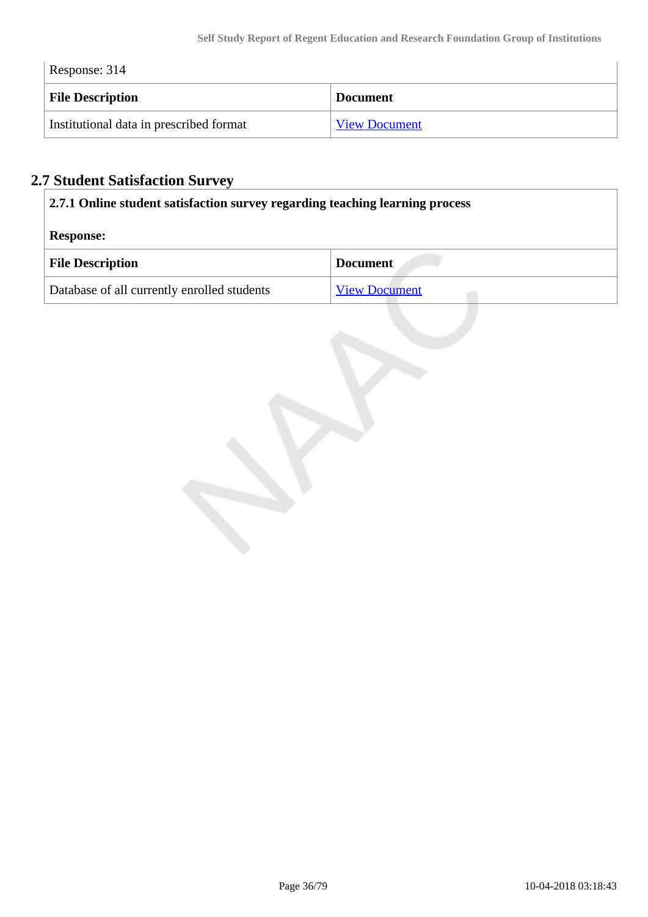Response: 314

| File Description | Document |
|---|---|
| Institutional data in prescribed format | View Document |

## 2.7 Student Satisfaction Survey

**2.7.1 Online student satisfaction survey regarding teaching learning process**

**Response:**

| File Description | Document |
|---|---|
| Database of all currently enrolled students | View Document |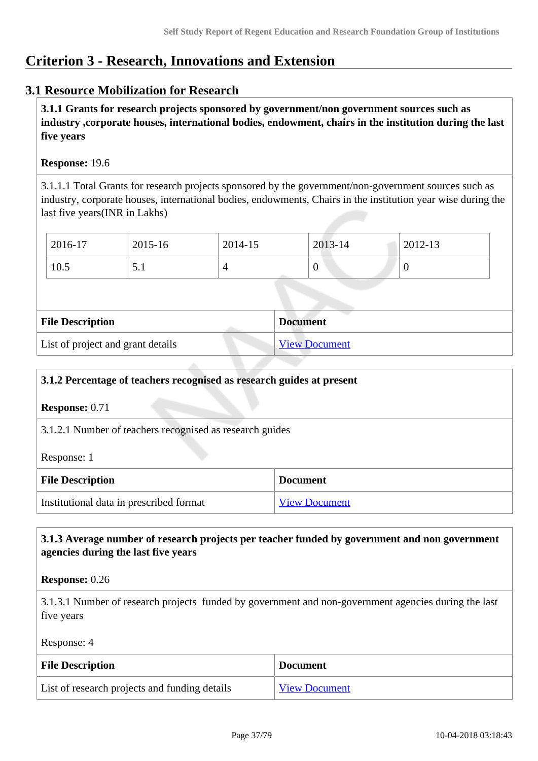# Criterion 3 - Research, Innovations and Extension

## 3.1 Resource Mobilization for Research

**3.1.1 Grants for research projects sponsored by government/non government sources such as industry ,corporate houses, international bodies, endowment, chairs in the institution during the last five years**

**Response:** 19.6

3.1.1.1 Total Grants for research projects sponsored by the government/non-government sources such as industry, corporate houses, international bodies, endowments, Chairs in the institution year wise during the last five years(INR in Lakhs)

| 2016-17 | 2015-16 | 2014-15 | 2013-14 | 2012-13 |
|---|---|---|---|---|
| 10.5 | 5.1 | 4 | 0 | 0 |

| File Description | Document |
|---|---|
| List of project and grant details | View Document |

**3.1.2 Percentage of teachers recognised as research guides at present**

**Response:** 0.71

3.1.2.1 Number of teachers recognised as research guides

Response: 1

| File Description | Document |
|---|---|
| Institutional data in prescribed format | View Document |

**3.1.3 Average number of research projects per teacher funded by government and non government agencies during the last five years**

**Response:** 0.26

3.1.3.1 Number of research projects funded by government and non-government agencies during the last five years

Response: 4

| File Description | Document |
|---|---|
| List of research projects and funding details | View Document |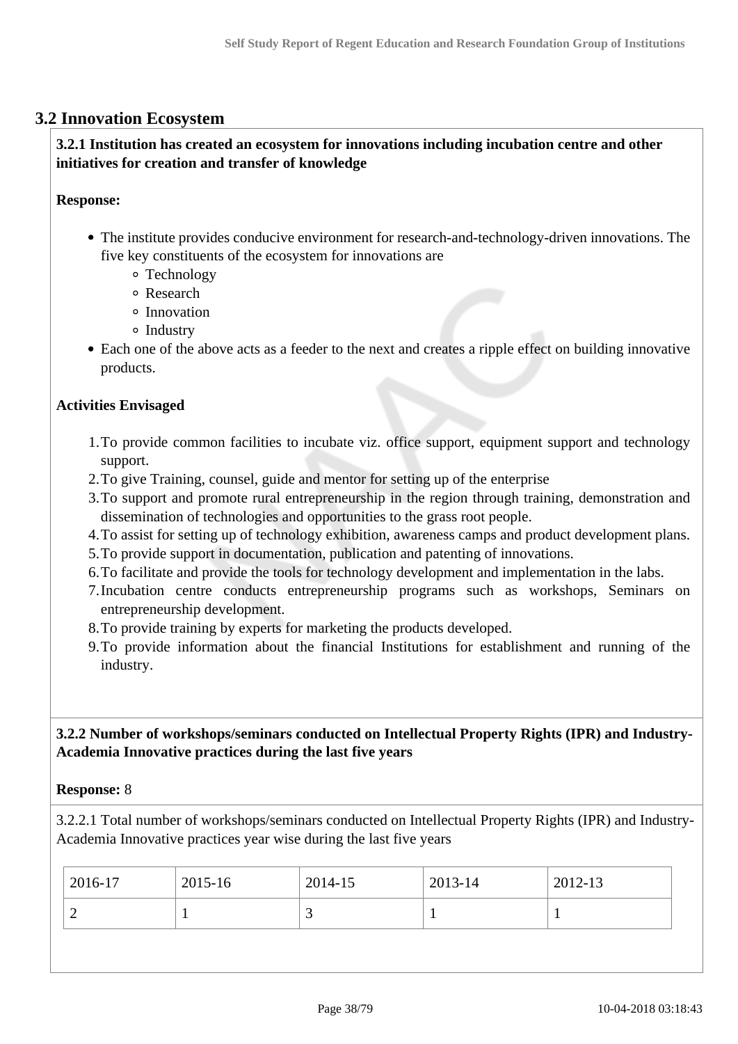## 3.2 Innovation Ecosystem

**3.2.1 Institution has created an ecosystem for innovations including incubation centre and other initiatives for creation and transfer of knowledge**

**Response:**

- The institute provides conducive environment for research-and-technology-driven innovations. The five key constituents of the ecosystem for innovations are
  - Technology
  - Research
  - Innovation
  - Industry
- Each one of the above acts as a feeder to the next and creates a ripple effect on building innovative products.

**Activities Envisaged**

1. To provide common facilities to incubate viz. office support, equipment support and technology support.
2. To give Training, counsel, guide and mentor for setting up of the enterprise
3. To support and promote rural entrepreneurship in the region through training, demonstration and dissemination of technologies and opportunities to the grass root people.
4. To assist for setting up of technology exhibition, awareness camps and product development plans.
5. To provide support in documentation, publication and patenting of innovations.
6. To facilitate and provide the tools for technology development and implementation in the labs.
7. Incubation centre conducts entrepreneurship programs such as workshops, Seminars on entrepreneurship development.
8. To provide training by experts for marketing the products developed.
9. To provide information about the financial Institutions for establishment and running of the industry.

**3.2.2 Number of workshops/seminars conducted on Intellectual Property Rights (IPR) and Industry-Academia Innovative practices during the last five years**

**Response:** 8

3.2.2.1 Total number of workshops/seminars conducted on Intellectual Property Rights (IPR) and Industry-Academia Innovative practices year wise during the last five years

| 2016-17 | 2015-16 | 2014-15 | 2013-14 | 2012-13 |
|---|---|---|---|---|
| 2 | 1 | 3 | 1 | 1 |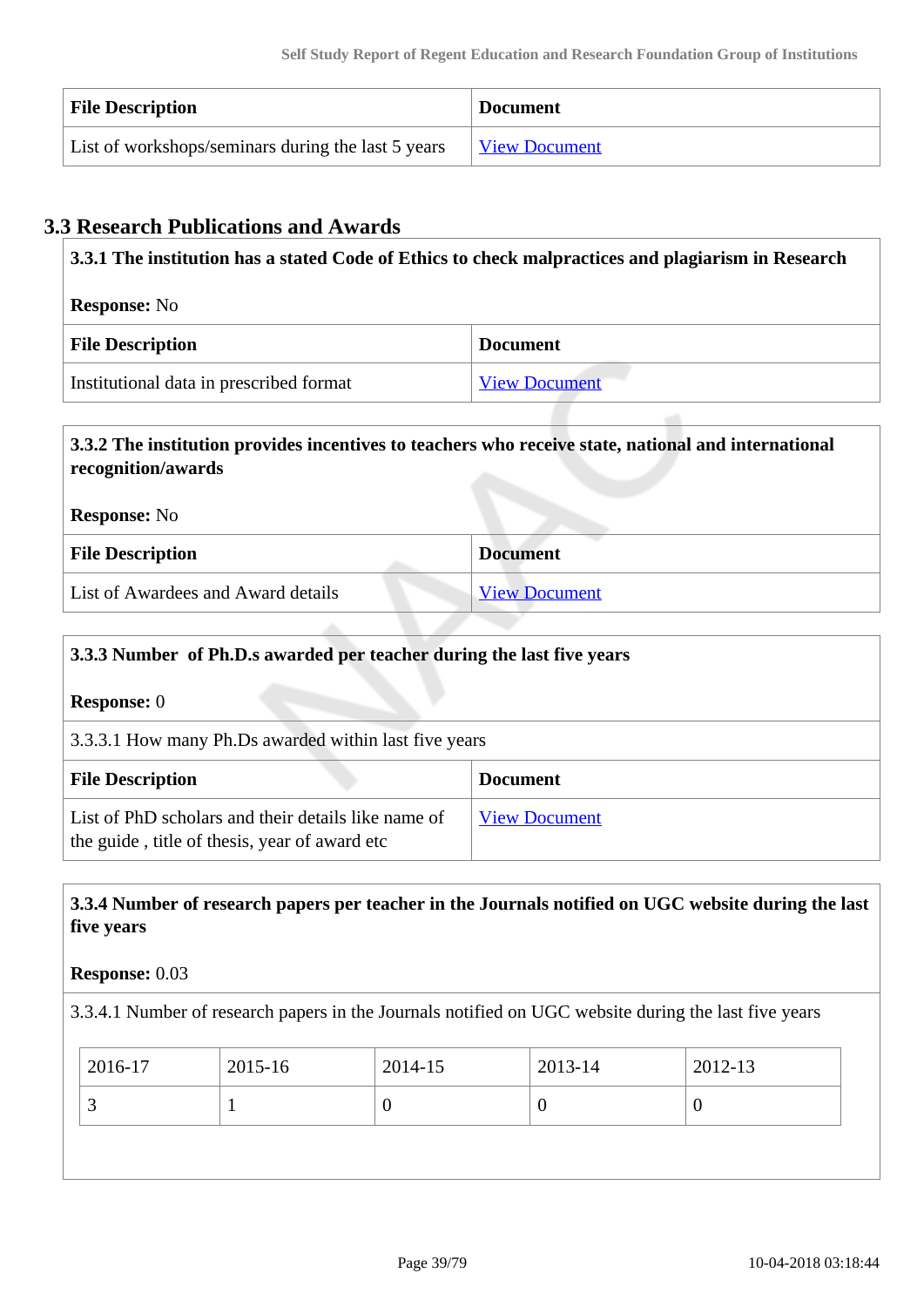| File Description | Document |
| --- | --- |
| List of workshops/seminars during the last 5 years | View Document |

## 3.3 Research Publications and Awards

**3.3.1 The institution has a stated Code of Ethics to check malpractices and plagiarism in Research**

**Response:** No

| File Description | Document |
| --- | --- |
| Institutional data in prescribed format | View Document |

**3.3.2 The institution provides incentives to teachers who receive state, national and international recognition/awards**

**Response:** No

| File Description | Document |
| --- | --- |
| List of Awardees and Award details | View Document |

**3.3.3 Number of Ph.D.s awarded per teacher during the last five years**

**Response:** 0

3.3.3.1 How many Ph.Ds awarded within last five years

| File Description | Document |
| --- | --- |
| List of PhD scholars and their details like name of the guide , title of thesis, year of award etc | View Document |

**3.3.4 Number of research papers per teacher in the Journals notified on UGC website during the last five years**

**Response:** 0.03

3.3.4.1 Number of research papers in the Journals notified on UGC website during the last five years

| 2016-17 | 2015-16 | 2014-15 | 2013-14 | 2012-13 |
| --- | --- | --- | --- | --- |
| 3 | 1 | 0 | 0 | 0 |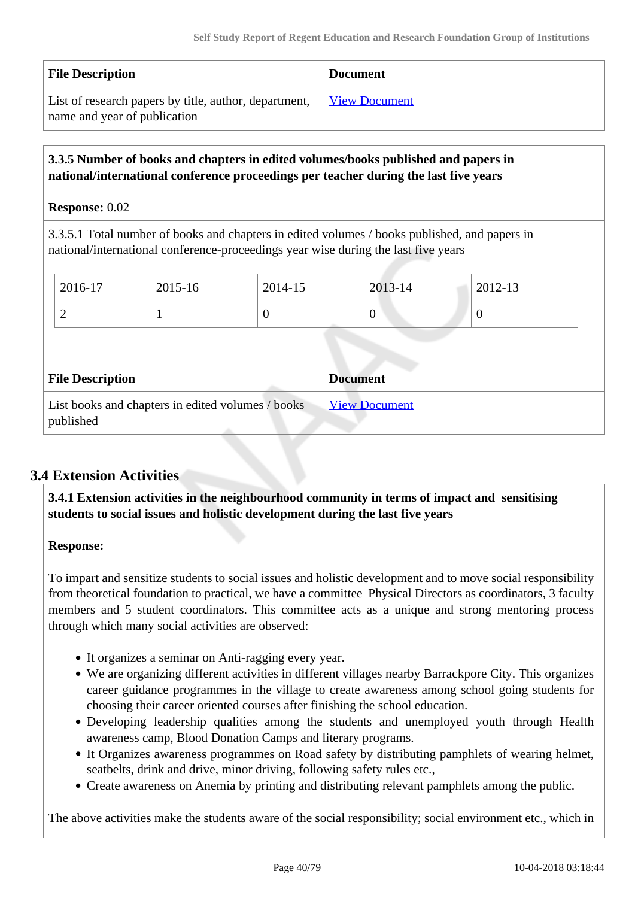| File Description | Document |
| --- | --- |
| List of research papers by title, author, department, name and year of publication | View Document |

**3.3.5 Number of books and chapters in edited volumes/books published and papers in national/international conference proceedings per teacher during the last five years**

**Response:** 0.02

3.3.5.1 Total number of books and chapters in edited volumes / books published, and papers in national/international conference-proceedings year wise during the last five years

| 2016-17 | 2015-16 | 2014-15 | 2013-14 | 2012-13 |
| --- | --- | --- | --- | --- |
| 2 | 1 | 0 | 0 | 0 |

| File Description | Document |
| --- | --- |
| List books and chapters in edited volumes / books published | View Document |

## 3.4 Extension Activities

**3.4.1 Extension activities in the neighbourhood community in terms of impact and sensitising students to social issues and holistic development during the last five years**

**Response:**

To impart and sensitize students to social issues and holistic development and to move social responsibility from theoretical foundation to practical, we have a committee Physical Directors as coordinators, 3 faculty members and 5 student coordinators. This committee acts as a unique and strong mentoring process through which many social activities are observed:

- It organizes a seminar on Anti-ragging every year.
- We are organizing different activities in different villages nearby Barrackpore City. This organizes career guidance programmes in the village to create awareness among school going students for choosing their career oriented courses after finishing the school education.
- Developing leadership qualities among the students and unemployed youth through Health awareness camp, Blood Donation Camps and literary programs.
- It Organizes awareness programmes on Road safety by distributing pamphlets of wearing helmet, seatbelts, drink and drive, minor driving, following safety rules etc.,
- Create awareness on Anemia by printing and distributing relevant pamphlets among the public.

The above activities make the students aware of the social responsibility; social environment etc., which in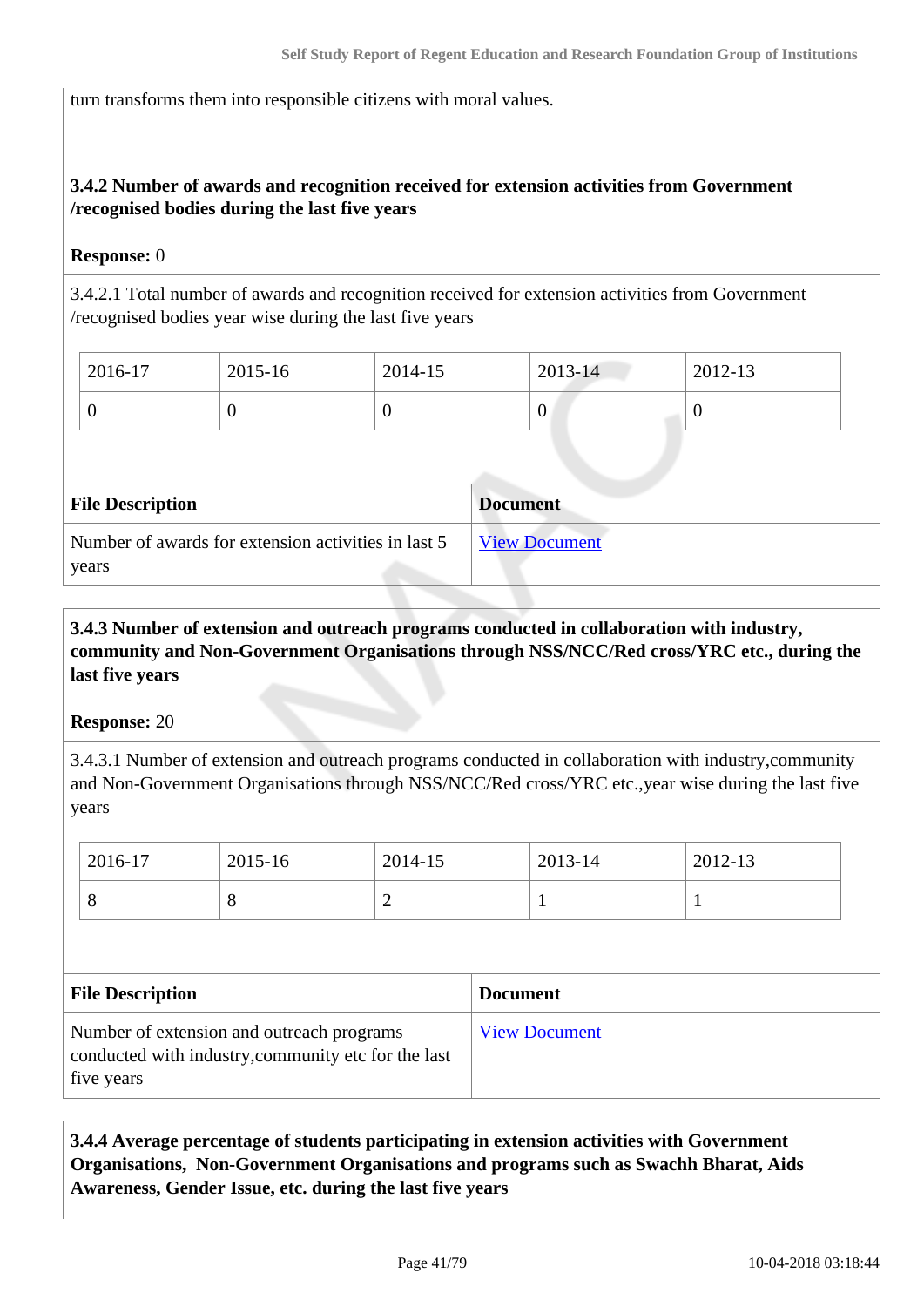turn transforms them into responsible citizens with moral values.

**3.4.2 Number of awards and recognition received for extension activities from Government /recognised bodies during the last five years**

**Response:** 0

3.4.2.1 Total number of awards and recognition received for extension activities from Government /recognised bodies year wise during the last five years

| 2016-17 | 2015-16 | 2014-15 | 2013-14 | 2012-13 |
|---|---|---|---|---|
| 0 | 0 | 0 | 0 | 0 |

| File Description | Document |
|---|---|
| Number of awards for extension activities in last 5 years | View Document |

**3.4.3 Number of extension and outreach programs conducted in collaboration with industry, community and Non-Government Organisations through NSS/NCC/Red cross/YRC etc., during the last five years**

**Response:** 20

3.4.3.1 Number of extension and outreach programs conducted in collaboration with industry,community and Non-Government Organisations through NSS/NCC/Red cross/YRC etc.,year wise during the last five years

| 2016-17 | 2015-16 | 2014-15 | 2013-14 | 2012-13 |
|---|---|---|---|---|
| 8 | 8 | 2 | 1 | 1 |

| File Description | Document |
|---|---|
| Number of extension and outreach programs conducted with industry,community etc for the last five years | View Document |

**3.4.4 Average percentage of students participating in extension activities with Government Organisations, Non-Government Organisations and programs such as Swachh Bharat, Aids Awareness, Gender Issue, etc. during the last five years**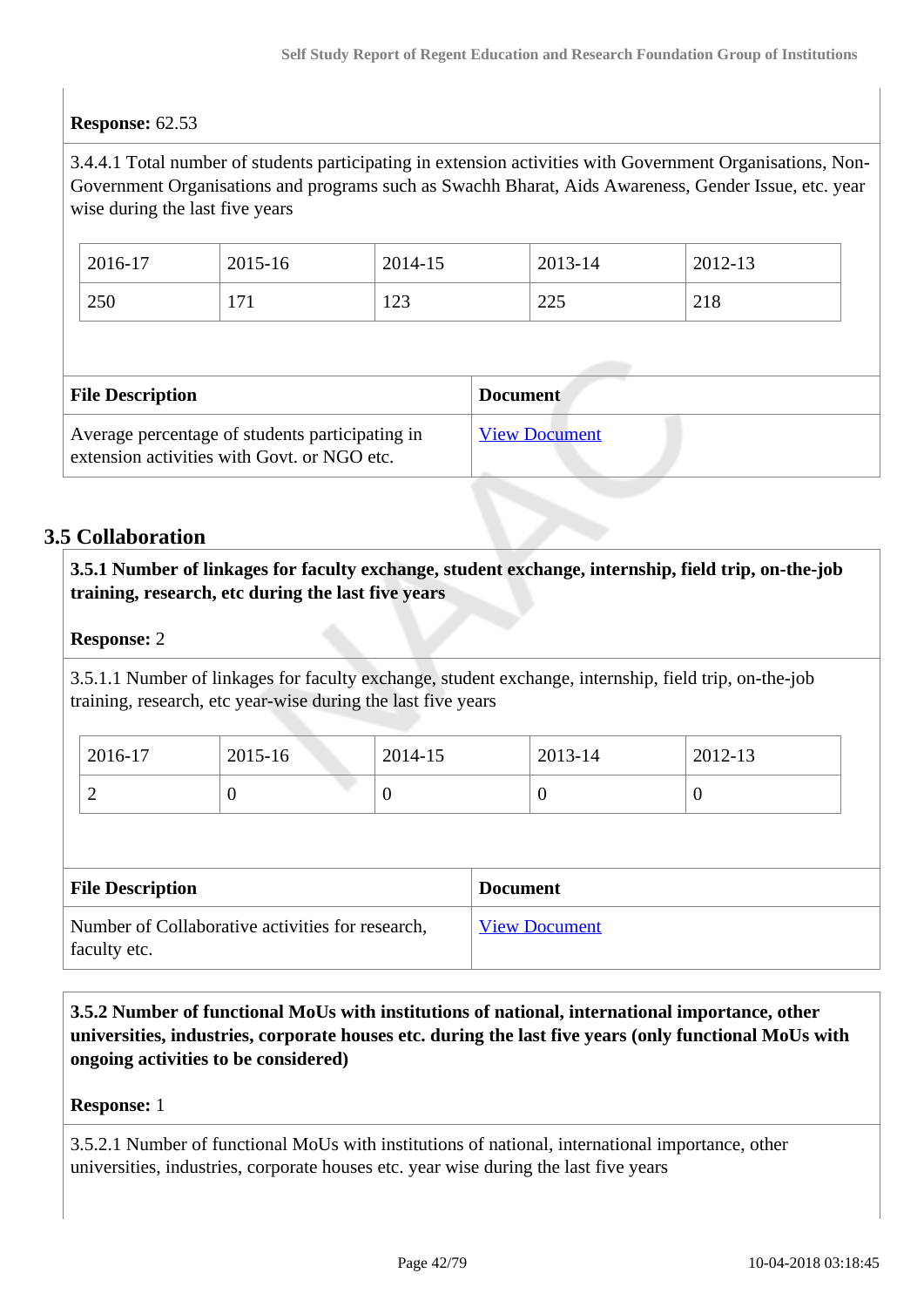**Response:** 62.53

3.4.4.1 Total number of students participating in extension activities with Government Organisations, Non-Government Organisations and programs such as Swachh Bharat, Aids Awareness, Gender Issue, etc. year wise during the last five years

| 2016-17 | 2015-16 | 2014-15 | 2013-14 | 2012-13 |
|---|---|---|---|---|
| 250 | 171 | 123 | 225 | 218 |

| File Description | Document |
|---|---|
| Average percentage of students participating in extension activities with Govt. or NGO etc. | View Document |

## 3.5 Collaboration

**3.5.1 Number of linkages for faculty exchange, student exchange, internship, field trip, on-the-job training, research, etc during the last five years**

**Response:** 2

3.5.1.1 Number of linkages for faculty exchange, student exchange, internship, field trip, on-the-job training, research, etc year-wise during the last five years

| 2016-17 | 2015-16 | 2014-15 | 2013-14 | 2012-13 |
|---|---|---|---|---|
| 2 | 0 | 0 | 0 | 0 |

| File Description | Document |
|---|---|
| Number of Collaborative activities for research, faculty etc. | View Document |

**3.5.2 Number of functional MoUs with institutions of national, international importance, other universities, industries, corporate houses etc. during the last five years (only functional MoUs with ongoing activities to be considered)**

**Response:** 1

3.5.2.1 Number of functional MoUs with institutions of national, international importance, other universities, industries, corporate houses etc. year wise during the last five years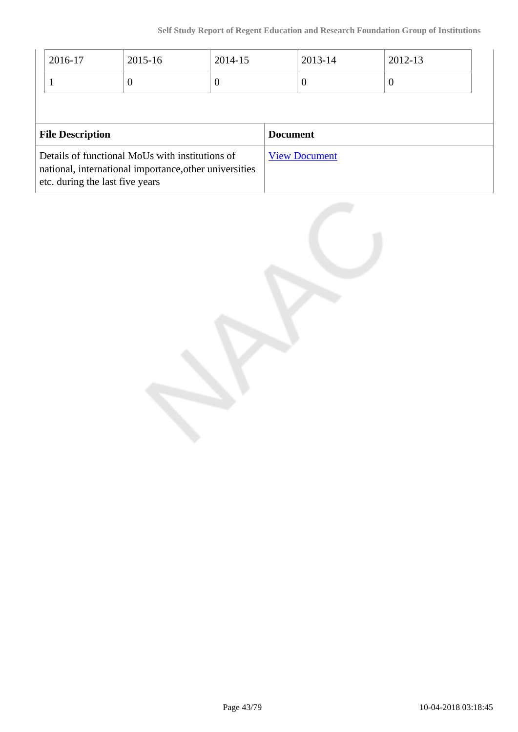| 2016-17 | 2015-16 | 2014-15 | 2013-14 | 2012-13 |
|---|---|---|---|---|
| 1 | 0 | 0 | 0 | 0 |

| File Description | Document |
|---|---|
| Details of functional MoUs with institutions of national, international importance,other universities etc. during the last five years | View Document |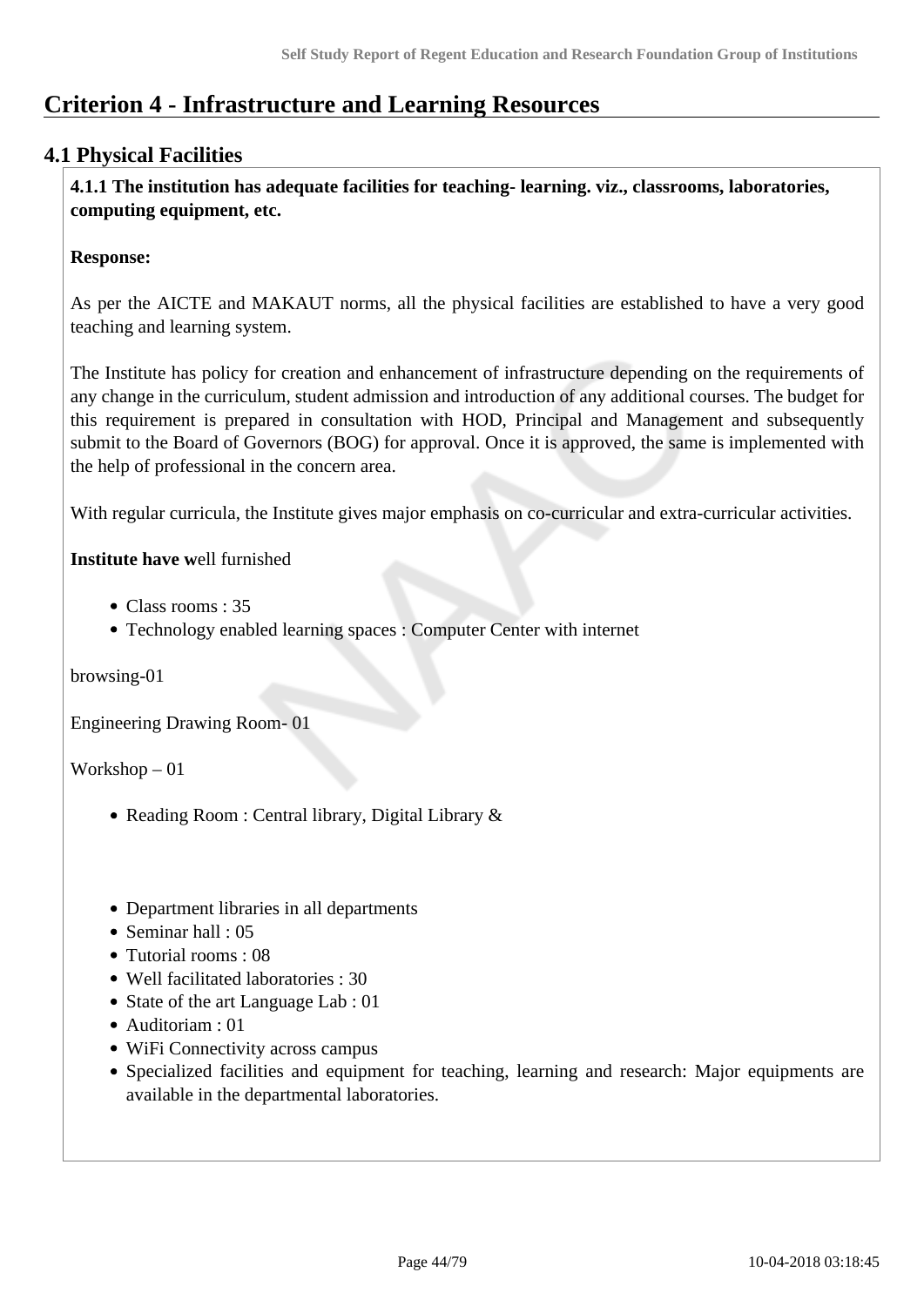# Criterion 4 - Infrastructure and Learning Resources

## 4.1 Physical Facilities

**4.1.1 The institution has adequate facilities for teaching- learning. viz., classrooms, laboratories, computing equipment, etc.**

**Response:**

As per the AICTE and MAKAUT norms, all the physical facilities are established to have a very good teaching and learning system.

The Institute has policy for creation and enhancement of infrastructure depending on the requirements of any change in the curriculum, student admission and introduction of any additional courses. The budget for this requirement is prepared in consultation with HOD, Principal and Management and subsequently submit to the Board of Governors (BOG) for approval. Once it is approved, the same is implemented with the help of professional in the concern area.

With regular curricula, the Institute gives major emphasis on co-curricular and extra-curricular activities.

**Institute have w**ell furnished

- Class rooms : 35
- Technology enabled learning spaces : Computer Center with internet

browsing-01

Engineering Drawing Room- 01

Workshop – 01

- Reading Room : Central library, Digital Library &

- Department libraries in all departments
- Seminar hall : 05
- Tutorial rooms : 08
- Well facilitated laboratories : 30
- State of the art Language Lab : 01
- Auditoriam : 01
- WiFi Connectivity across campus
- Specialized facilities and equipment for teaching, learning and research: Major equipments are available in the departmental laboratories.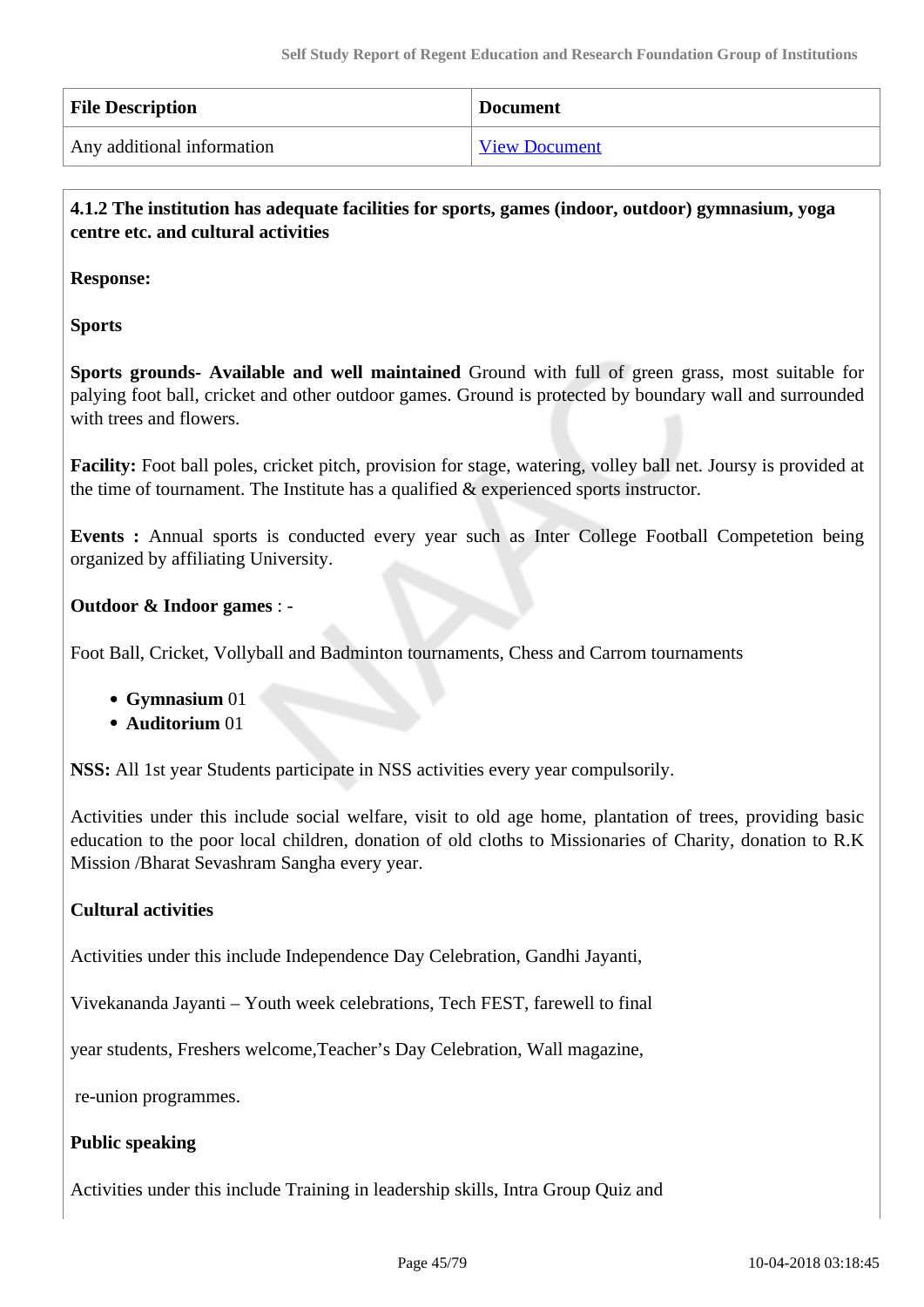| File Description | Document |
| --- | --- |
| Any additional information | View Document |

**4.1.2 The institution has adequate facilities for sports, games (indoor, outdoor) gymnasium, yoga centre etc. and cultural activities**

**Response:**

**Sports**

**Sports grounds- Available and well maintained** Ground with full of green grass, most suitable for palying foot ball, cricket and other outdoor games. Ground is protected by boundary wall and surrounded with trees and flowers.

**Facility:** Foot ball poles, cricket pitch, provision for stage, watering, volley ball net. Joursy is provided at the time of tournament. The Institute has a qualified & experienced sports instructor.

**Events :** Annual sports is conducted every year such as Inter College Football Competetion being organized by affiliating University.

**Outdoor & Indoor games** : -

Foot Ball, Cricket, Vollyball and Badminton tournaments, Chess and Carrom tournaments

- **Gymnasium** 01
- **Auditorium** 01

**NSS:** All 1st year Students participate in NSS activities every year compulsorily.

Activities under this include social welfare, visit to old age home, plantation of trees, providing basic education to the poor local children, donation of old cloths to Missionaries of Charity, donation to R.K Mission /Bharat Sevashram Sangha every year.

**Cultural activities**

Activities under this include Independence Day Celebration, Gandhi Jayanti,

Vivekananda Jayanti – Youth week celebrations, Tech FEST, farewell to final

year students, Freshers welcome,Teacher's Day Celebration, Wall magazine,

re-union programmes.

**Public speaking**

Activities under this include Training in leadership skills, Intra Group Quiz and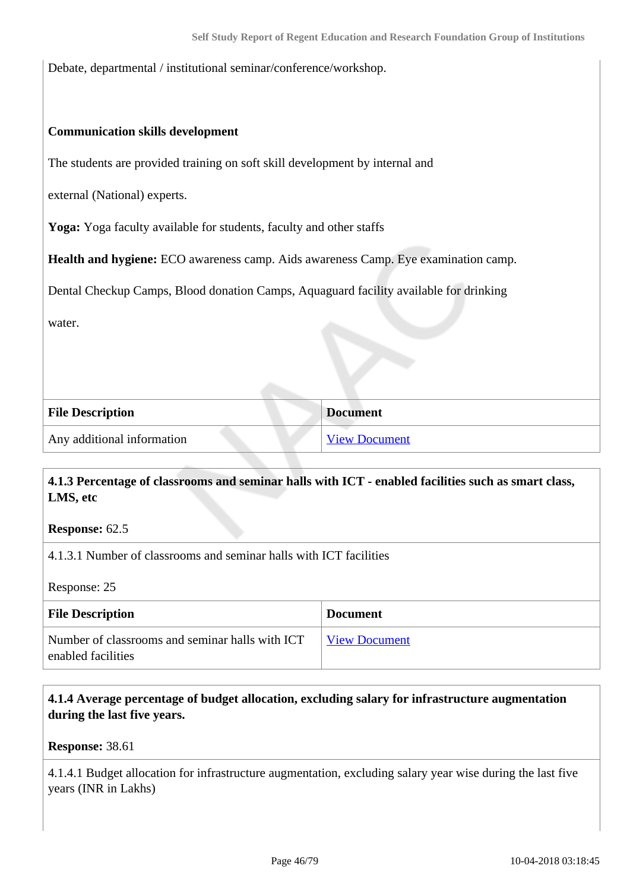Debate, departmental / institutional seminar/conference/workshop.

**Communication skills development**

The students are provided training on soft skill development by internal and

external (National) experts.

**Yoga:** Yoga faculty available for students, faculty and other staffs

**Health and hygiene:** ECO awareness camp. Aids awareness Camp. Eye examination camp.

Dental Checkup Camps, Blood donation Camps, Aquaguard facility available for drinking

water.

| File Description | Document |
|---|---|
| Any additional information | View Document |

**4.1.3 Percentage of classrooms and seminar halls with ICT - enabled facilities such as smart class, LMS, etc**

**Response:** 62.5

4.1.3.1 Number of classrooms and seminar halls with ICT facilities

Response: 25

| File Description | Document |
|---|---|
| Number of classrooms and seminar halls with ICT enabled facilities | View Document |

**4.1.4 Average percentage of budget allocation, excluding salary for infrastructure augmentation during the last five years.**

**Response:** 38.61

4.1.4.1 Budget allocation for infrastructure augmentation, excluding salary year wise during the last five years (INR in Lakhs)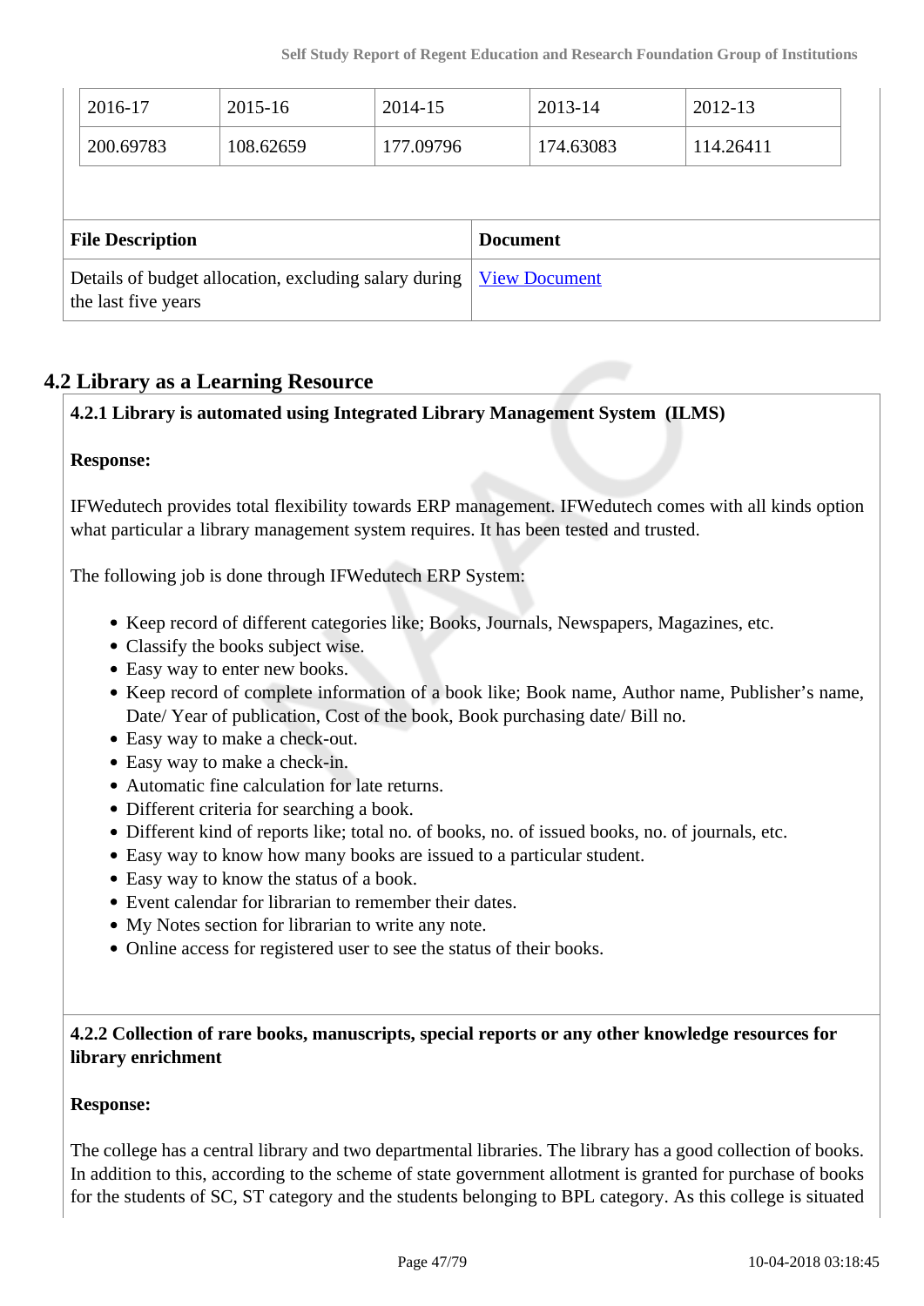| 2016-17 | 2015-16 | 2014-15 | 2013-14 | 2012-13 |
|---|---|---|---|---|
| 200.69783 | 108.62659 | 177.09796 | 174.63083 | 114.26411 |

| File Description | Document |
|---|---|
| Details of budget allocation, excluding salary during the last five years | View Document |

## 4.2 Library as a Learning Resource

**4.2.1 Library is automated using Integrated Library Management System (ILMS)**

**Response:**

IFWedutech provides total flexibility towards ERP management. IFWedutech comes with all kinds option what particular a library management system requires. It has been tested and trusted.

The following job is done through IFWedutech ERP System:

- Keep record of different categories like; Books, Journals, Newspapers, Magazines, etc.
- Classify the books subject wise.
- Easy way to enter new books.
- Keep record of complete information of a book like; Book name, Author name, Publisher's name, Date/ Year of publication, Cost of the book, Book purchasing date/ Bill no.
- Easy way to make a check-out.
- Easy way to make a check-in.
- Automatic fine calculation for late returns.
- Different criteria for searching a book.
- Different kind of reports like; total no. of books, no. of issued books, no. of journals, etc.
- Easy way to know how many books are issued to a particular student.
- Easy way to know the status of a book.
- Event calendar for librarian to remember their dates.
- My Notes section for librarian to write any note.
- Online access for registered user to see the status of their books.

**4.2.2 Collection of rare books, manuscripts, special reports or any other knowledge resources for library enrichment**

**Response:**

The college has a central library and two departmental libraries. The library has a good collection of books. In addition to this, according to the scheme of state government allotment is granted for purchase of books for the students of SC, ST category and the students belonging to BPL category. As this college is situated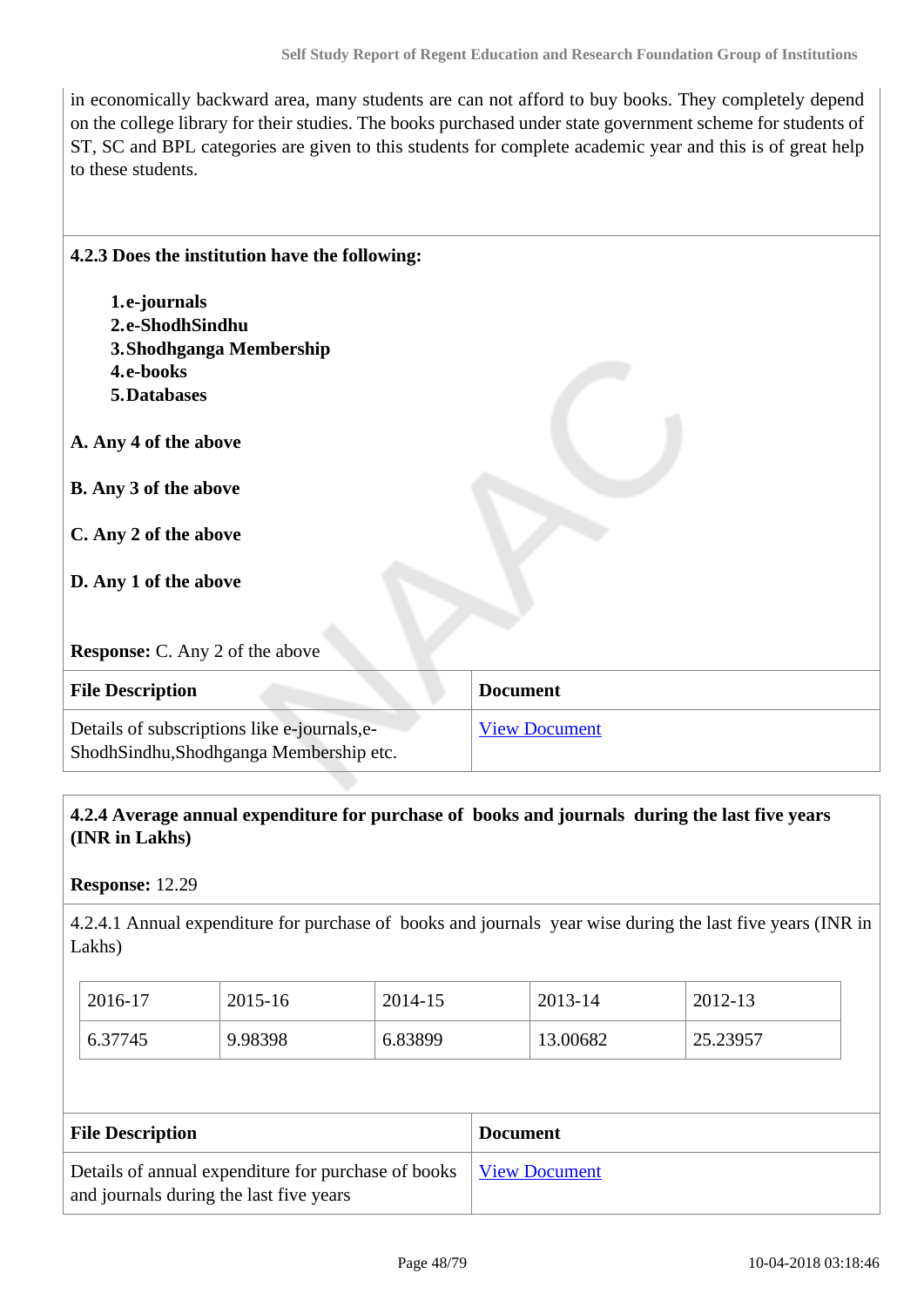in economically backward area, many students are can not afford to buy books. They completely depend on the college library for their studies. The books purchased under state government scheme for students of ST, SC and BPL categories are given to this students for complete academic year and this is of great help to these students.

**4.2.3 Does the institution have the following:**

1. **e-journals**
2. **e-ShodhSindhu**
3. **Shodhganga Membership**
4. **e-books**
5. **Databases**

**A. Any 4 of the above**

**B. Any 3 of the above**

**C. Any 2 of the above**

**D. Any 1 of the above**

**Response:** C. Any 2 of the above

| File Description | Document |
|---|---|
| Details of subscriptions like e-journals,e-ShodhSindhu,Shodhganga Membership etc. | View Document |

**4.2.4 Average annual expenditure for purchase of books and journals during the last five years (INR in Lakhs)**

**Response:** 12.29

4.2.4.1 Annual expenditure for purchase of books and journals year wise during the last five years (INR in Lakhs)

| 2016-17 | 2015-16 | 2014-15 | 2013-14 | 2012-13 |
|---|---|---|---|---|
| 6.37745 | 9.98398 | 6.83899 | 13.00682 | 25.23957 |

| File Description | Document |
|---|---|
| Details of annual expenditure for purchase of books and journals during the last five years | View Document |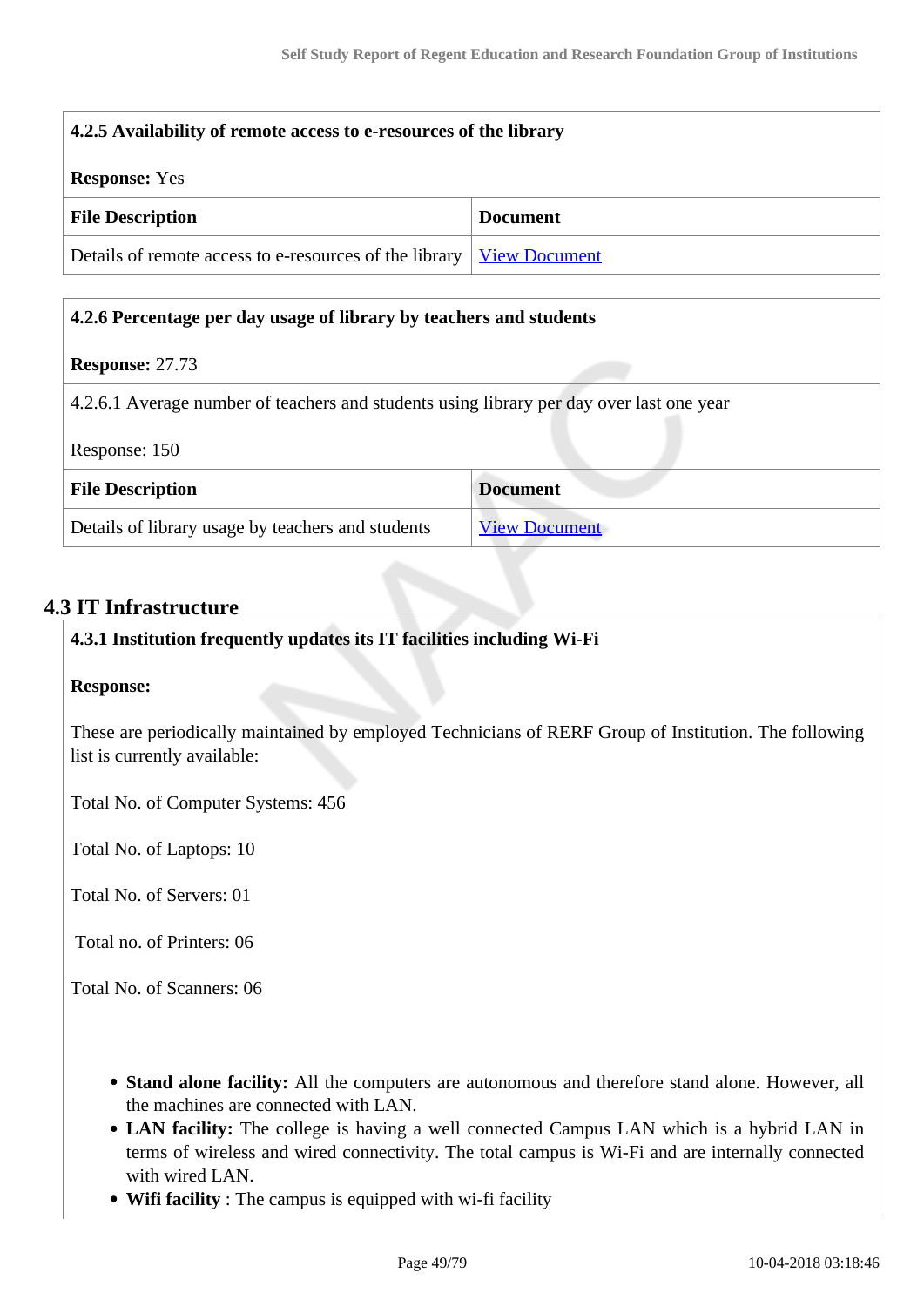| **4.2.5 Availability of remote access to e-resources of the library** | |
|---|---|
| **Response:** Yes | |
| **File Description** | **Document** |
| Details of remote access to e-resources of the library | View Document |

| **4.2.6 Percentage per day usage of library by teachers and students** | |
|---|---|
| **Response:** 27.73 | |
| 4.2.6.1 Average number of teachers and students using library per day over last one year<br><br>Response: 150 | |
| **File Description** | **Document** |
| Details of library usage by teachers and students | View Document |

## 4.3 IT Infrastructure

**4.3.1 Institution frequently updates its IT facilities including Wi-Fi**

**Response:**

These are periodically maintained by employed Technicians of RERF Group of Institution. The following list is currently available:

Total No. of Computer Systems: 456

Total No. of Laptops: 10

Total No. of Servers: 01

Total no. of Printers: 06

Total No. of Scanners: 06

- **Stand alone facility:** All the computers are autonomous and therefore stand alone. However, all the machines are connected with LAN.
- **LAN facility:** The college is having a well connected Campus LAN which is a hybrid LAN in terms of wireless and wired connectivity. The total campus is Wi-Fi and are internally connected with wired LAN.
- **Wifi facility** : The campus is equipped with wi-fi facility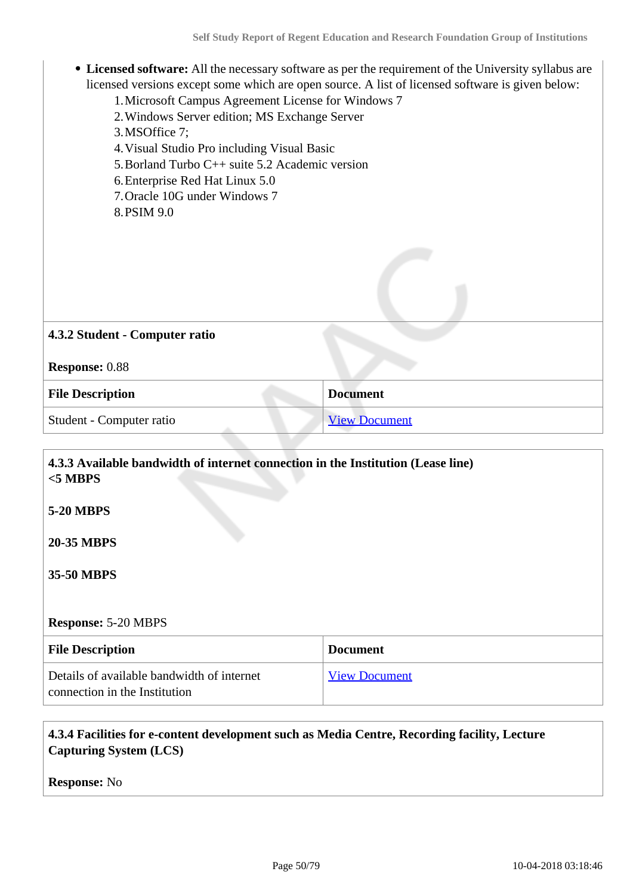- **Licensed software:** All the necessary software as per the requirement of the University syllabus are licensed versions except some which are open source. A list of licensed software is given below:
  1. Microsoft Campus Agreement License for Windows 7
  2. Windows Server edition; MS Exchange Server
  3. MSOffice 7;
  4. Visual Studio Pro including Visual Basic
  5. Borland Turbo C++ suite 5.2 Academic version
  6. Enterprise Red Hat Linux 5.0
  7. Oracle 10G under Windows 7
  8. PSIM 9.0

**4.3.2 Student - Computer ratio**

**Response:** 0.88

| File Description | Document |
|---|---|
| Student - Computer ratio | View Document |

**4.3.3 Available bandwidth of internet connection in the Institution (Lease line)**
**<5 MBPS**

**5-20 MBPS**

**20-35 MBPS**

**35-50 MBPS**

**Response:** 5-20 MBPS

| File Description | Document |
|---|---|
| Details of available bandwidth of internet connection in the Institution | View Document |

**4.3.4 Facilities for e-content development such as Media Centre, Recording facility, Lecture Capturing System (LCS)**

**Response:** No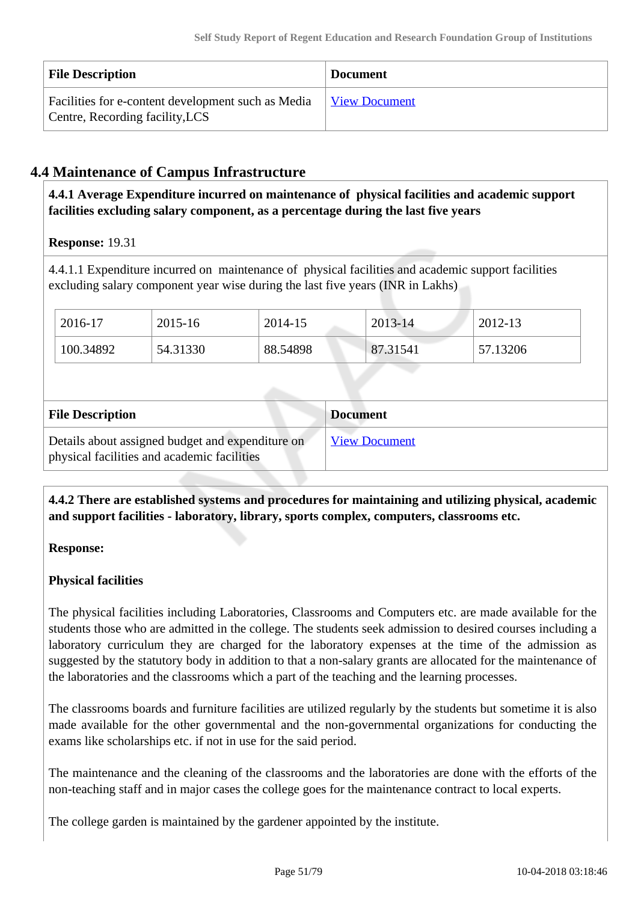| File Description | Document |
|---|---|
| Facilities for e-content development such as Media Centre, Recording facility,LCS | View Document |

## 4.4 Maintenance of Campus Infrastructure

**4.4.1 Average Expenditure incurred on maintenance of physical facilities and academic support facilities excluding salary component, as a percentage during the last five years**

**Response:** 19.31

4.4.1.1 Expenditure incurred on maintenance of physical facilities and academic support facilities excluding salary component year wise during the last five years (INR in Lakhs)

| 2016-17 | 2015-16 | 2014-15 | 2013-14 | 2012-13 |
|---|---|---|---|---|
| 100.34892 | 54.31330 | 88.54898 | 87.31541 | 57.13206 |

| File Description | Document |
|---|---|
| Details about assigned budget and expenditure on physical facilities and academic facilities | View Document |

**4.4.2 There are established systems and procedures for maintaining and utilizing physical, academic and support facilities - laboratory, library, sports complex, computers, classrooms etc.**

**Response:**

**Physical facilities**

The physical facilities including Laboratories, Classrooms and Computers etc. are made available for the students those who are admitted in the college. The students seek admission to desired courses including a laboratory curriculum they are charged for the laboratory expenses at the time of the admission as suggested by the statutory body in addition to that a non-salary grants are allocated for the maintenance of the laboratories and the classrooms which a part of the teaching and the learning processes.

The classrooms boards and furniture facilities are utilized regularly by the students but sometime it is also made available for the other governmental and the non-governmental organizations for conducting the exams like scholarships etc. if not in use for the said period.

The maintenance and the cleaning of the classrooms and the laboratories are done with the efforts of the non-teaching staff and in major cases the college goes for the maintenance contract to local experts.

The college garden is maintained by the gardener appointed by the institute.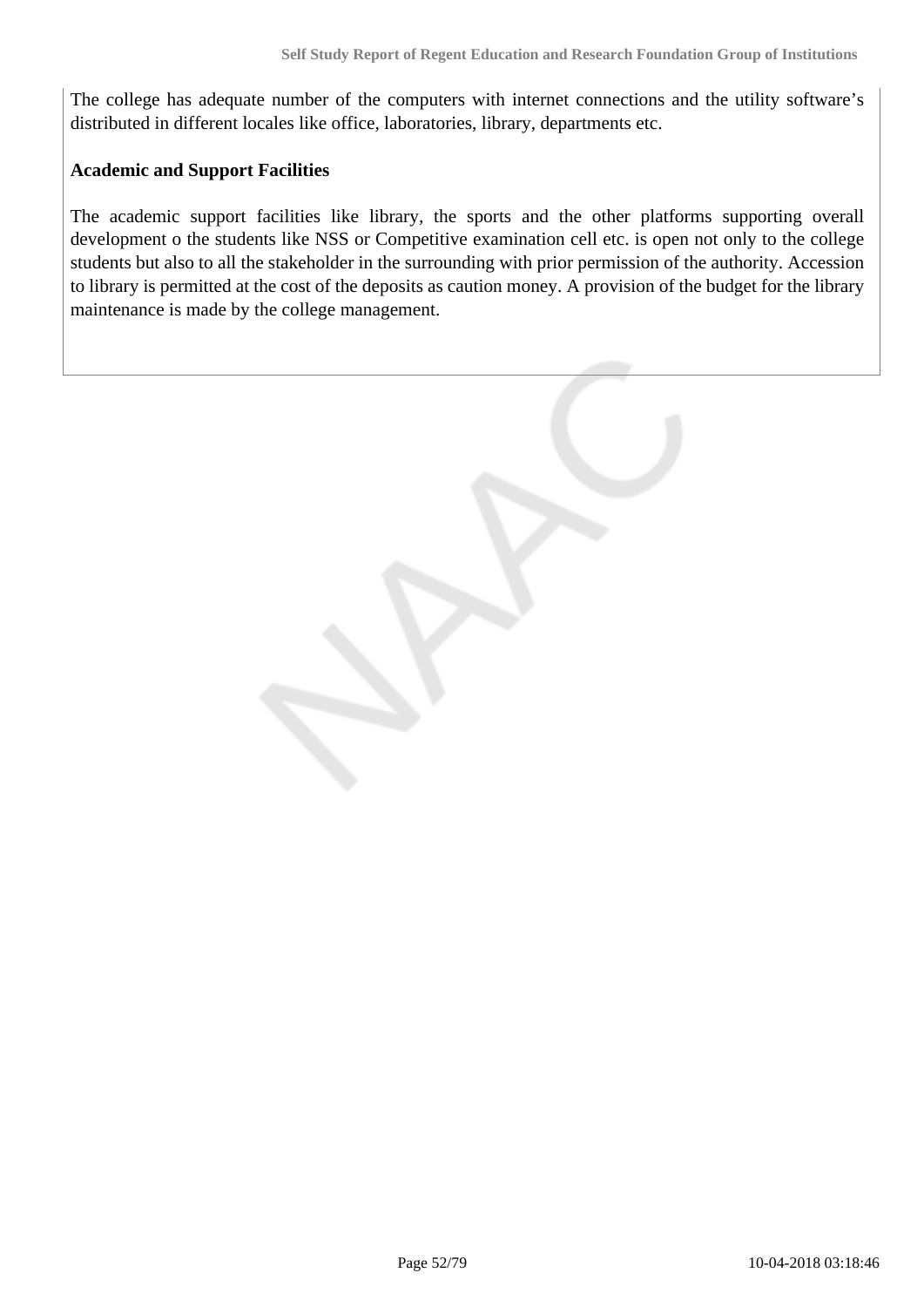The college has adequate number of the computers with internet connections and the utility software's distributed in different locales like office, laboratories, library, departments etc.

**Academic and Support Facilities**

The academic support facilities like library, the sports and the other platforms supporting overall development o the students like NSS or Competitive examination cell etc. is open not only to the college students but also to all the stakeholder in the surrounding with prior permission of the authority. Accession to library is permitted at the cost of the deposits as caution money. A provision of the budget for the library maintenance is made by the college management.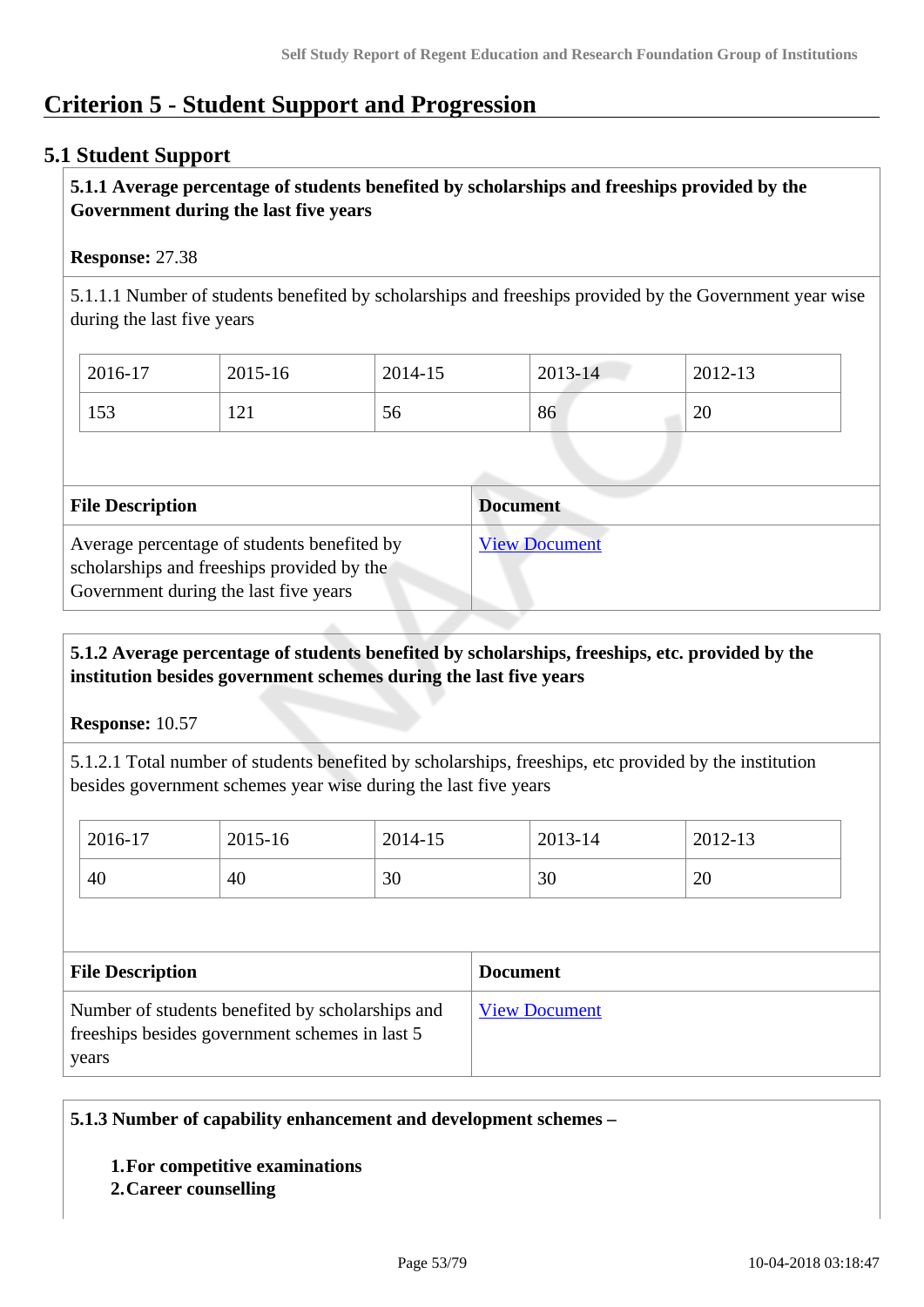# Criterion 5 - Student Support and Progression

## 5.1 Student Support

**5.1.1 Average percentage of students benefited by scholarships and freeships provided by the Government during the last five years**

**Response:** 27.38

5.1.1.1 Number of students benefited by scholarships and freeships provided by the Government year wise during the last five years

| 2016-17 | 2015-16 | 2014-15 | 2013-14 | 2012-13 |
|---|---|---|---|---|
| 153 | 121 | 56 | 86 | 20 |

| File Description | Document |
|---|---|
| Average percentage of students benefited by scholarships and freeships provided by the Government during the last five years | View Document |

**5.1.2 Average percentage of students benefited by scholarships, freeships, etc. provided by the institution besides government schemes during the last five years**

**Response:** 10.57

5.1.2.1 Total number of students benefited by scholarships, freeships, etc provided by the institution besides government schemes year wise during the last five years

| 2016-17 | 2015-16 | 2014-15 | 2013-14 | 2012-13 |
|---|---|---|---|---|
| 40 | 40 | 30 | 30 | 20 |

| File Description | Document |
|---|---|
| Number of students benefited by scholarships and freeships besides government schemes in last 5 years | View Document |

**5.1.3 Number of capability enhancement and development schemes –**

1. **For competitive examinations**
2. **Career counselling**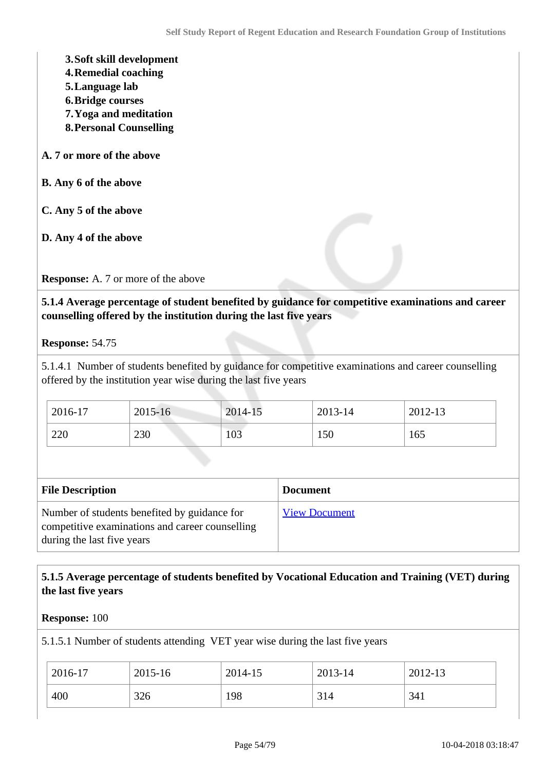3. **Soft skill development**
4. **Remedial coaching**
5. **Language lab**
6. **Bridge courses**
7. **Yoga and meditation**
8. **Personal Counselling**

**A. 7 or more of the above**

**B. Any 6 of the above**

**C. Any 5 of the above**

**D. Any 4 of the above**

**Response:** A. 7 or more of the above

**5.1.4 Average percentage of student benefited by guidance for competitive examinations and career counselling offered by the institution during the last five years**

**Response:** 54.75

5.1.4.1 Number of students benefited by guidance for competitive examinations and career counselling offered by the institution year wise during the last five years

| 2016-17 | 2015-16 | 2014-15 | 2013-14 | 2012-13 |
|---|---|---|---|---|
| 220 | 230 | 103 | 150 | 165 |

| File Description | Document |
|---|---|
| Number of students benefited by guidance for competitive examinations and career counselling during the last five years | View Document |

**5.1.5 Average percentage of students benefited by Vocational Education and Training (VET) during the last five years**

**Response:** 100

5.1.5.1 Number of students attending VET year wise during the last five years

| 2016-17 | 2015-16 | 2014-15 | 2013-14 | 2012-13 |
|---|---|---|---|---|
| 400 | 326 | 198 | 314 | 341 |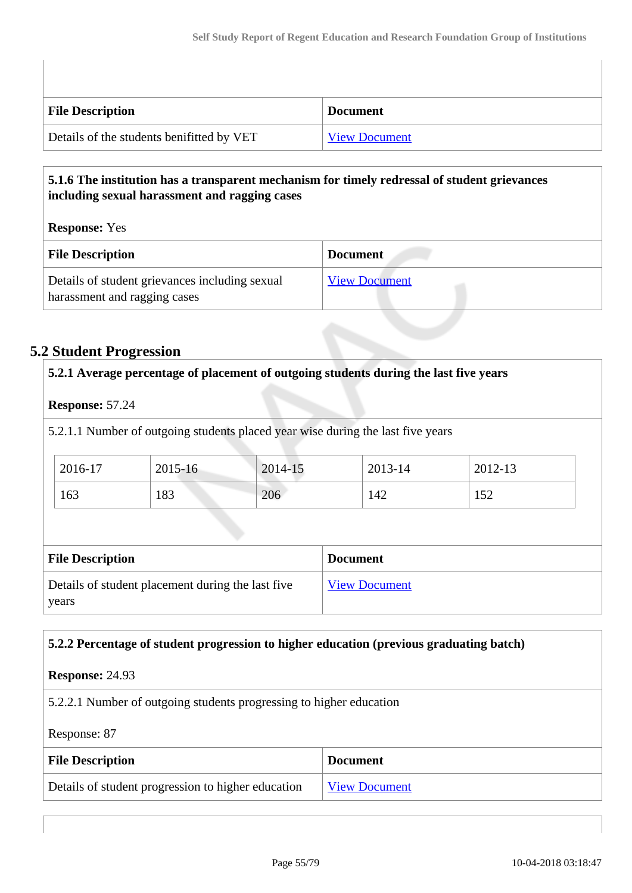| File Description | Document |
|---|---|
| Details of the students benifitted by VET | View Document |

**5.1.6 The institution has a transparent mechanism for timely redressal of student grievances including sexual harassment and ragging cases**

**Response:** Yes

| File Description | Document |
|---|---|
| Details of student grievances including sexual harassment and ragging cases | View Document |

## 5.2 Student Progression

**5.2.1 Average percentage of placement of outgoing students during the last five years**

**Response:** 57.24

5.2.1.1 Number of outgoing students placed year wise during the last five years

| 2016-17 | 2015-16 | 2014-15 | 2013-14 | 2012-13 |
|---|---|---|---|---|
| 163 | 183 | 206 | 142 | 152 |

| File Description | Document |
|---|---|
| Details of student placement during the last five years | View Document |

**5.2.2 Percentage of student progression to higher education (previous graduating batch)**

**Response:** 24.93

5.2.2.1 Number of outgoing students progressing to higher education

Response: 87

| File Description | Document |
|---|---|
| Details of student progression to higher education | View Document |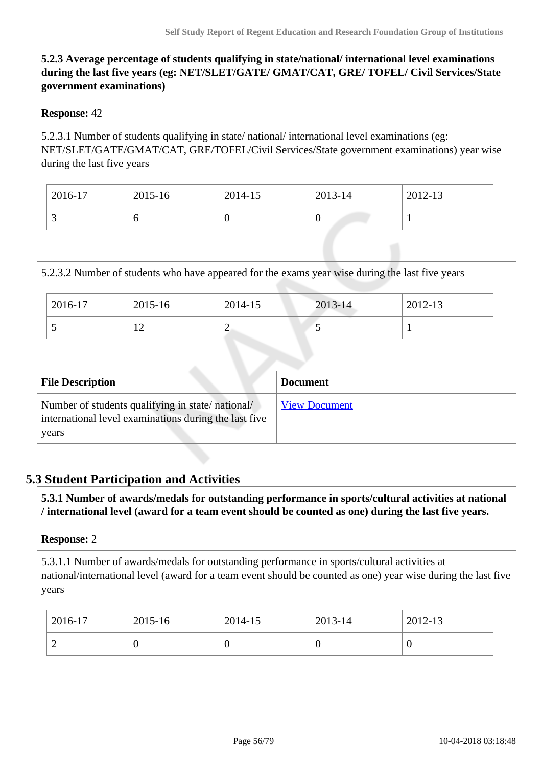**5.2.3 Average percentage of students qualifying in state/national/ international level examinations during the last five years (eg: NET/SLET/GATE/ GMAT/CAT, GRE/ TOFEL/ Civil Services/State government examinations)**

**Response:** 42

5.2.3.1 Number of students qualifying in state/ national/ international level examinations (eg: NET/SLET/GATE/GMAT/CAT, GRE/TOFEL/Civil Services/State government examinations) year wise during the last five years

| 2016-17 | 2015-16 | 2014-15 | 2013-14 | 2012-13 |
|---|---|---|---|---|
| 3 | 6 | 0 | 0 | 1 |

5.2.3.2 Number of students who have appeared for the exams year wise during the last five years

| 2016-17 | 2015-16 | 2014-15 | 2013-14 | 2012-13 |
|---|---|---|---|---|
| 5 | 12 | 2 | 5 | 1 |

| File Description | Document |
|---|---|
| Number of students qualifying in state/ national/ international level examinations during the last five years | View Document |

## 5.3 Student Participation and Activities

**5.3.1 Number of awards/medals for outstanding performance in sports/cultural activities at national / international level (award for a team event should be counted as one) during the last five years.**

**Response:** 2

5.3.1.1 Number of awards/medals for outstanding performance in sports/cultural activities at national/international level (award for a team event should be counted as one) year wise during the last five years

| 2016-17 | 2015-16 | 2014-15 | 2013-14 | 2012-13 |
|---|---|---|---|---|
| 2 | 0 | 0 | 0 | 0 |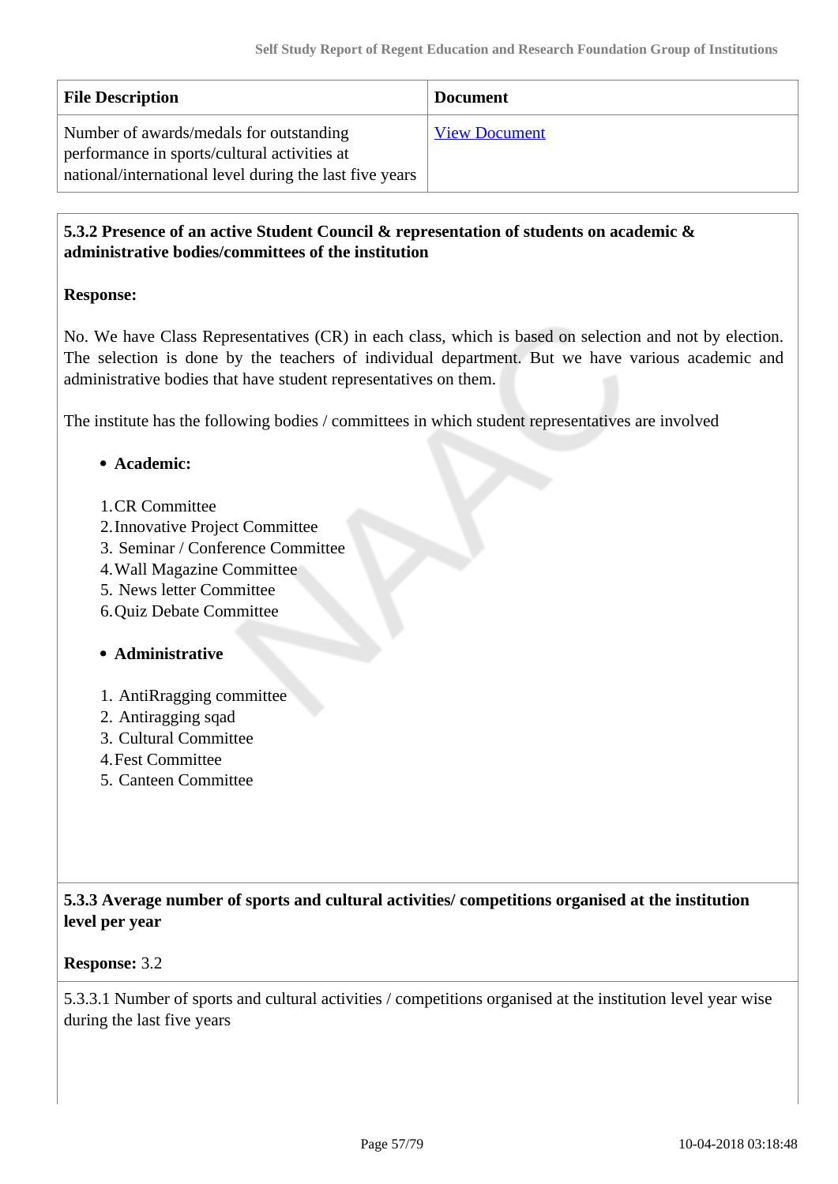| File Description | Document |
|---|---|
| Number of awards/medals for outstanding performance in sports/cultural activities at national/international level during the last five years | View Document |

**5.3.2 Presence of an active Student Council & representation of students on academic & administrative bodies/committees of the institution**

**Response:**

No. We have Class Representatives (CR) in each class, which is based on selection and not by election. The selection is done by the teachers of individual department. But we have various academic and administrative bodies that have student representatives on them.

The institute has the following bodies / committees in which student representatives are involved

- **Academic:**

1. CR Committee
2. Innovative Project Committee
3. Seminar / Conference Committee
4. Wall Magazine Committee
5. News letter Committee
6. Quiz Debate Committee

- **Administrative**

1. AntiRragging committee
2. Antiragging sqad
3. Cultural Committee
4. Fest Committee
5. Canteen Committee

**5.3.3 Average number of sports and cultural activities/ competitions organised at the institution level per year**

**Response:** 3.2

5.3.3.1 Number of sports and cultural activities / competitions organised at the institution level year wise during the last five years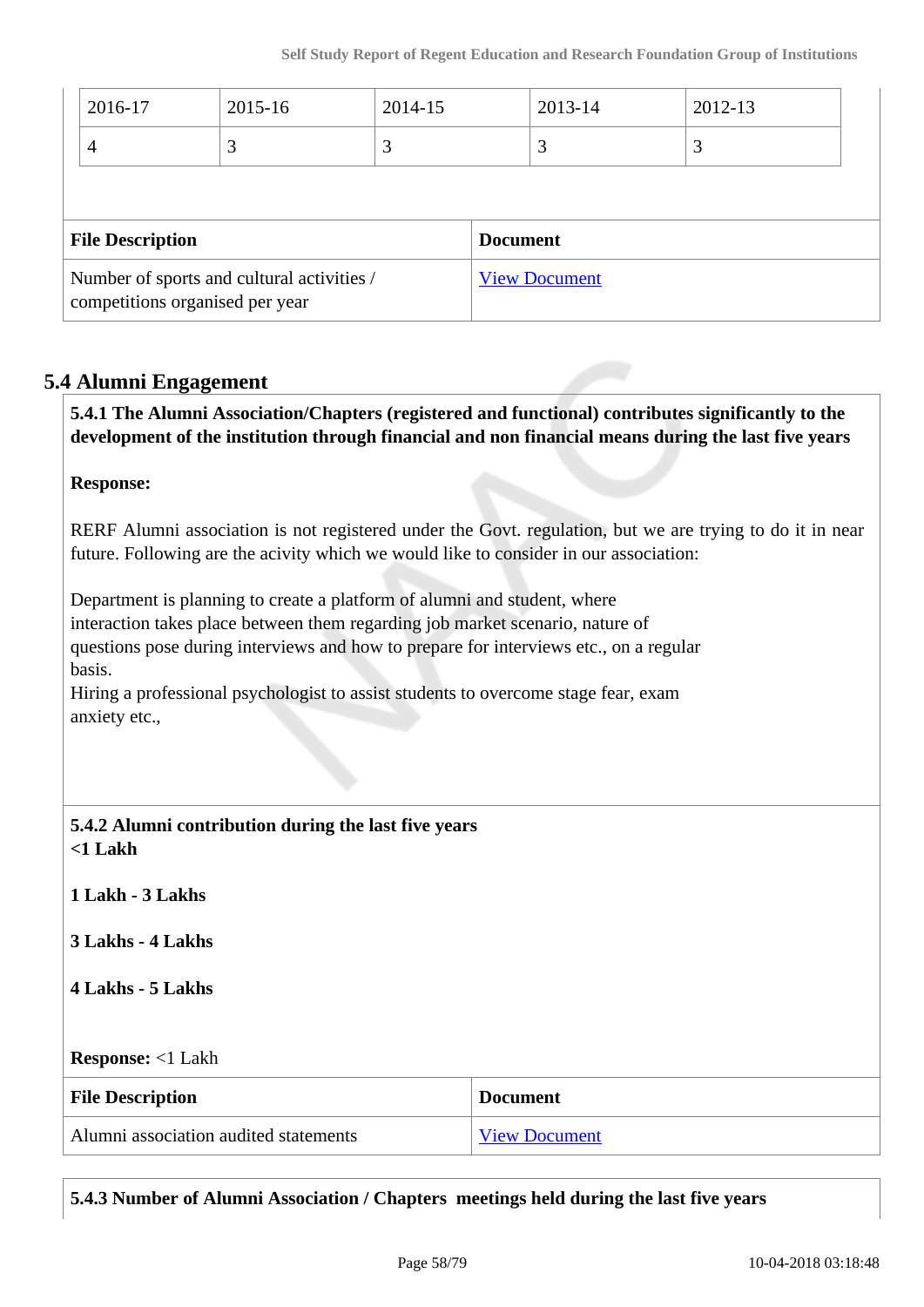| 2016-17 | 2015-16 | 2014-15 | 2013-14 | 2012-13 |
|---|---|---|---|---|
| 4 | 3 | 3 | 3 | 3 |

| File Description | Document |
|---|---|
| Number of sports and cultural activities / competitions organised per year | View Document |

## 5.4 Alumni Engagement

**5.4.1 The Alumni Association/Chapters (registered and functional) contributes significantly to the development of the institution through financial and non financial means during the last five years**

**Response:**

RERF Alumni association is not registered under the Govt. regulation, but we are trying to do it in near future. Following are the acivity which we would like to consider in our association:

Department is planning to create a platform of alumni and student, where interaction takes place between them regarding job market scenario, nature of questions pose during interviews and how to prepare for interviews etc., on a regular basis.
Hiring a professional psychologist to assist students to overcome stage fear, exam anxiety etc.,

**5.4.2 Alumni contribution during the last five years**
**<1 Lakh**

**1 Lakh - 3 Lakhs**

**3 Lakhs - 4 Lakhs**

**4 Lakhs - 5 Lakhs**

**Response:** <1 Lakh

| File Description | Document |
|---|---|
| Alumni association audited statements | View Document |

**5.4.3 Number of Alumni Association / Chapters meetings held during the last five years**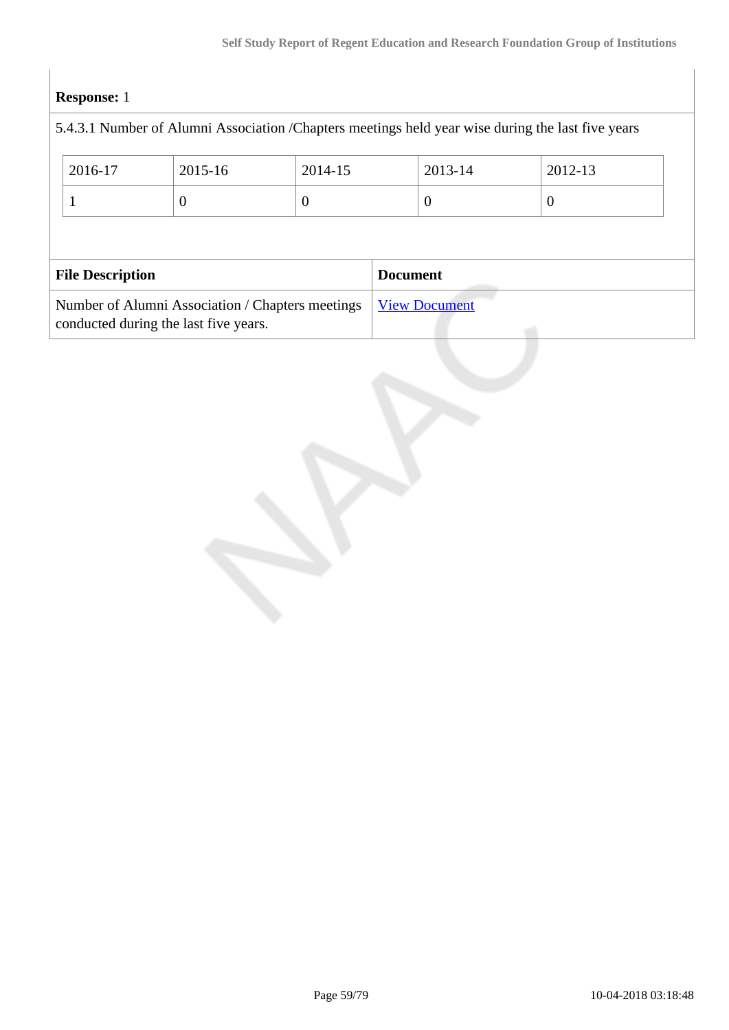**Response:** 1

5.4.3.1 Number of Alumni Association /Chapters meetings held year wise during the last five years

| 2016-17 | 2015-16 | 2014-15 | 2013-14 | 2012-13 |
|---|---|---|---|---|
| 1 | 0 | 0 | 0 | 0 |

| File Description | Document |
|---|---|
| Number of Alumni Association / Chapters meetings conducted during the last five years. | View Document |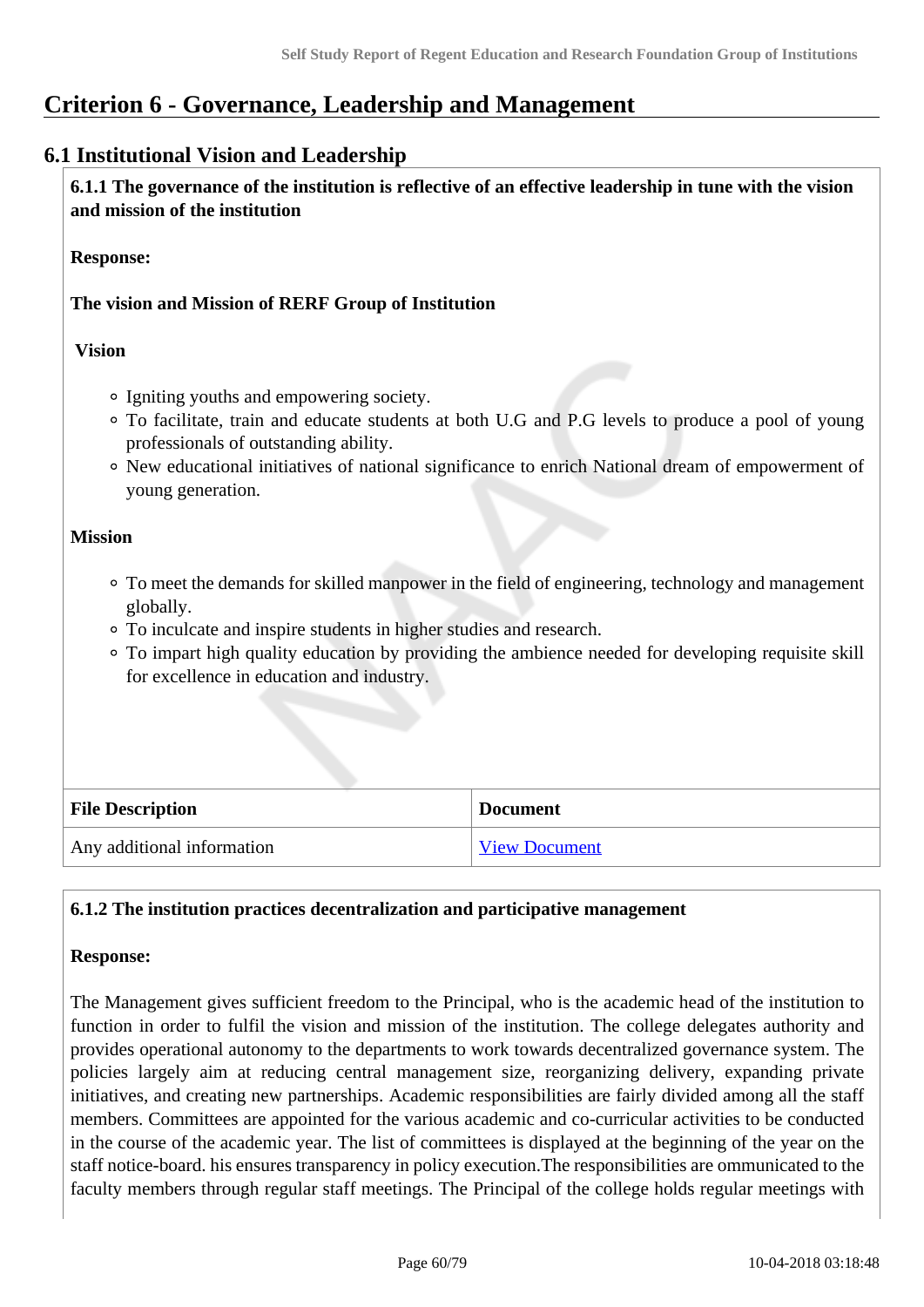# Criterion 6 - Governance, Leadership and Management

## 6.1 Institutional Vision and Leadership

**6.1.1 The governance of the institution is reflective of an effective leadership in tune with the vision and mission of the institution**

**Response:**

**The vision and Mission of RERF Group of Institution**

**Vision**

- Igniting youths and empowering society.
- To facilitate, train and educate students at both U.G and P.G levels to produce a pool of young professionals of outstanding ability.
- New educational initiatives of national significance to enrich National dream of empowerment of young generation.

**Mission**

- To meet the demands for skilled manpower in the field of engineering, technology and management globally.
- To inculcate and inspire students in higher studies and research.
- To impart high quality education by providing the ambience needed for developing requisite skill for excellence in education and industry.

| File Description | Document |
| --- | --- |
| Any additional information | View Document |

**6.1.2 The institution practices decentralization and participative management**

**Response:**

The Management gives sufficient freedom to the Principal, who is the academic head of the institution to function in order to fulfil the vision and mission of the institution. The college delegates authority and provides operational autonomy to the departments to work towards decentralized governance system. The policies largely aim at reducing central management size, reorganizing delivery, expanding private initiatives, and creating new partnerships. Academic responsibilities are fairly divided among all the staff members. Committees are appointed for the various academic and co-curricular activities to be conducted in the course of the academic year. The list of committees is displayed at the beginning of the year on the staff notice-board. his ensures transparency in policy execution.The responsibilities are ommunicated to the faculty members through regular staff meetings. The Principal of the college holds regular meetings with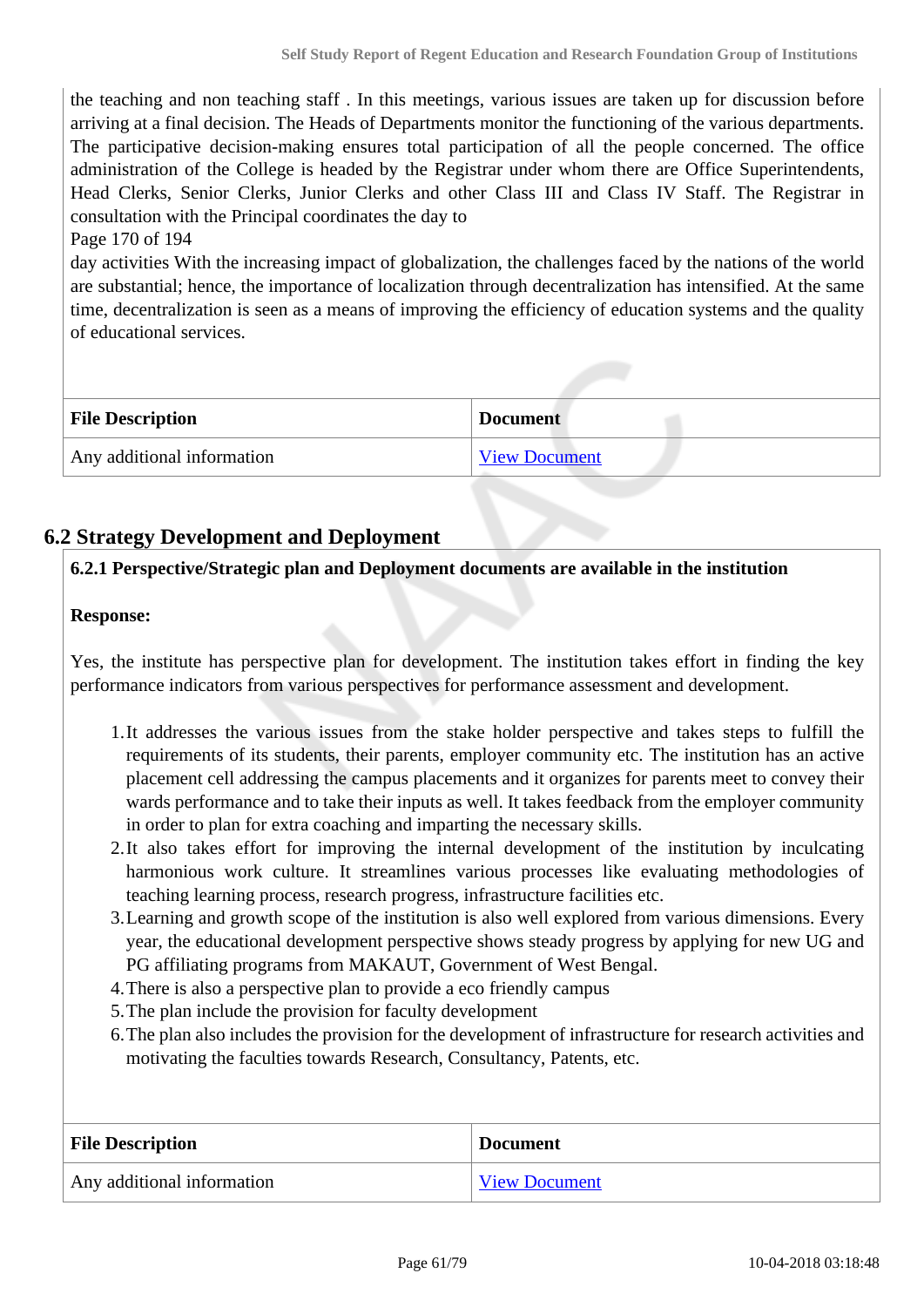the teaching and non teaching staff . In this meetings, various issues are taken up for discussion before arriving at a final decision. The Heads of Departments monitor the functioning of the various departments. The participative decision-making ensures total participation of all the people concerned. The office administration of the College is headed by the Registrar under whom there are Office Superintendents, Head Clerks, Senior Clerks, Junior Clerks and other Class III and Class IV Staff. The Registrar in consultation with the Principal coordinates the day to

Page 170 of 194

day activities With the increasing impact of globalization, the challenges faced by the nations of the world are substantial; hence, the importance of localization through decentralization has intensified. At the same time, decentralization is seen as a means of improving the efficiency of education systems and the quality of educational services.

| File Description | Document |
|---|---|
| Any additional information | View Document |

## 6.2 Strategy Development and Deployment

**6.2.1 Perspective/Strategic plan and Deployment documents are available in the institution**

**Response:**

Yes, the institute has perspective plan for development. The institution takes effort in finding the key performance indicators from various perspectives for performance assessment and development.

1. It addresses the various issues from the stake holder perspective and takes steps to fulfill the requirements of its students, their parents, employer community etc. The institution has an active placement cell addressing the campus placements and it organizes for parents meet to convey their wards performance and to take their inputs as well. It takes feedback from the employer community in order to plan for extra coaching and imparting the necessary skills.
2. It also takes effort for improving the internal development of the institution by inculcating harmonious work culture. It streamlines various processes like evaluating methodologies of teaching learning process, research progress, infrastructure facilities etc.
3. Learning and growth scope of the institution is also well explored from various dimensions. Every year, the educational development perspective shows steady progress by applying for new UG and PG affiliating programs from MAKAUT, Government of West Bengal.
4. There is also a perspective plan to provide a eco friendly campus
5. The plan include the provision for faculty development
6. The plan also includes the provision for the development of infrastructure for research activities and motivating the faculties towards Research, Consultancy, Patents, etc.

| File Description | Document |
|---|---|
| Any additional information | View Document |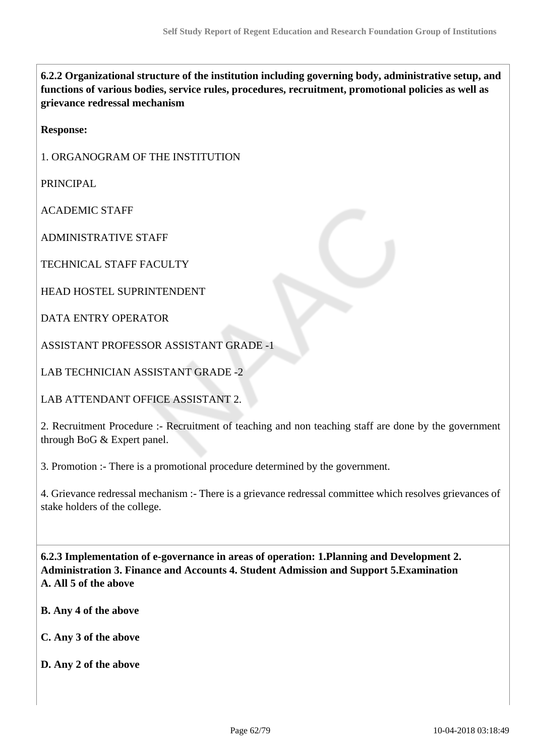**6.2.2 Organizational structure of the institution including governing body, administrative setup, and functions of various bodies, service rules, procedures, recruitment, promotional policies as well as grievance redressal mechanism**

**Response:**

1. ORGANOGRAM OF THE INSTITUTION

PRINCIPAL

ACADEMIC STAFF

ADMINISTRATIVE STAFF

TECHNICAL STAFF FACULTY

HEAD HOSTEL SUPRINTENDENT

DATA ENTRY OPERATOR

ASSISTANT PROFESSOR ASSISTANT GRADE -1

LAB TECHNICIAN ASSISTANT GRADE -2

LAB ATTENDANT OFFICE ASSISTANT 2.

2. Recruitment Procedure :- Recruitment of teaching and non teaching staff are done by the government through BoG & Expert panel.

3. Promotion :- There is a promotional procedure determined by the government.

4. Grievance redressal mechanism :- There is a grievance redressal committee which resolves grievances of stake holders of the college.

**6.2.3 Implementation of e-governance in areas of operation: 1.Planning and Development 2. Administration 3. Finance and Accounts 4. Student Admission and Support 5.Examination**
**A. All 5 of the above**

**B. Any 4 of the above**

**C. Any 3 of the above**

**D. Any 2 of the above**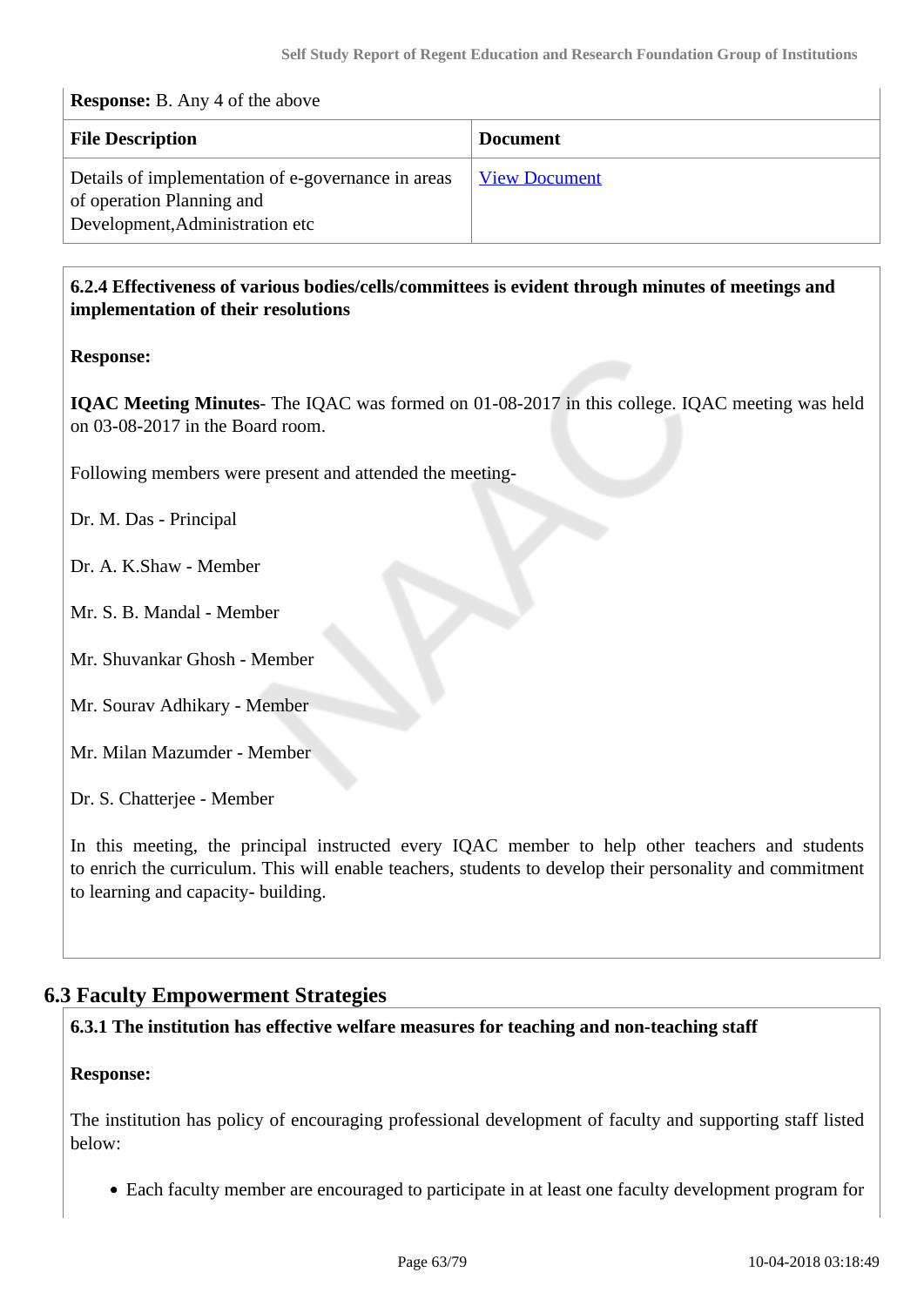**Response:** B. Any 4 of the above

| File Description | Document |
|---|---|
| Details of implementation of e-governance in areas of operation Planning and Development,Administration etc | View Document |

**6.2.4 Effectiveness of various bodies/cells/committees is evident through minutes of meetings and implementation of their resolutions**

**Response:**

**IQAC Meeting Minutes**- The IQAC was formed on 01-08-2017 in this college. IQAC meeting was held on 03-08-2017 in the Board room.

Following members were present and attended the meeting-

Dr. M. Das - Principal

Dr. A. K.Shaw - Member

Mr. S. B. Mandal - Member

Mr. Shuvankar Ghosh - Member

Mr. Sourav Adhikary - Member

Mr. Milan Mazumder - Member

Dr. S. Chatterjee - Member

In this meeting, the principal instructed every IQAC member to help other teachers and students to enrich the curriculum. This will enable teachers, students to develop their personality and commitment to learning and capacity- building.

## 6.3 Faculty Empowerment Strategies

**6.3.1 The institution has effective welfare measures for teaching and non-teaching staff**

**Response:**

The institution has policy of encouraging professional development of faculty and supporting staff listed below:

- Each faculty member are encouraged to participate in at least one faculty development program for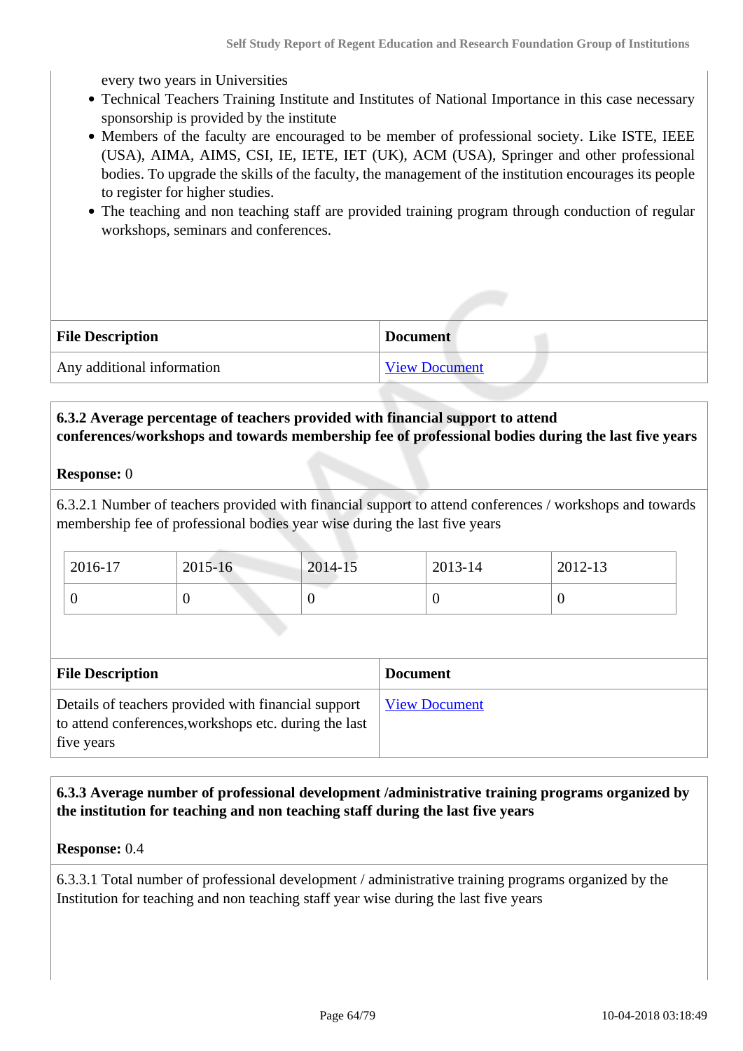every two years in Universities

- Technical Teachers Training Institute and Institutes of National Importance in this case necessary sponsorship is provided by the institute
- Members of the faculty are encouraged to be member of professional society. Like ISTE, IEEE (USA), AIMA, AIMS, CSI, IE, IETE, IET (UK), ACM (USA), Springer and other professional bodies. To upgrade the skills of the faculty, the management of the institution encourages its people to register for higher studies.
- The teaching and non teaching staff are provided training program through conduction of regular workshops, seminars and conferences.

| File Description | Document |
| --- | --- |
| Any additional information | View Document |

**6.3.2 Average percentage of teachers provided with financial support to attend conferences/workshops and towards membership fee of professional bodies during the last five years**

**Response:** 0

6.3.2.1 Number of teachers provided with financial support to attend conferences / workshops and towards membership fee of professional bodies year wise during the last five years

| 2016-17 | 2015-16 | 2014-15 | 2013-14 | 2012-13 |
| --- | --- | --- | --- | --- |
| 0 | 0 | 0 | 0 | 0 |

| File Description | Document |
| --- | --- |
| Details of teachers provided with financial support to attend conferences,workshops etc. during the last five years | View Document |

**6.3.3 Average number of professional development /administrative training programs organized by the institution for teaching and non teaching staff during the last five years**

**Response:** 0.4

6.3.3.1 Total number of professional development / administrative training programs organized by the Institution for teaching and non teaching staff year wise during the last five years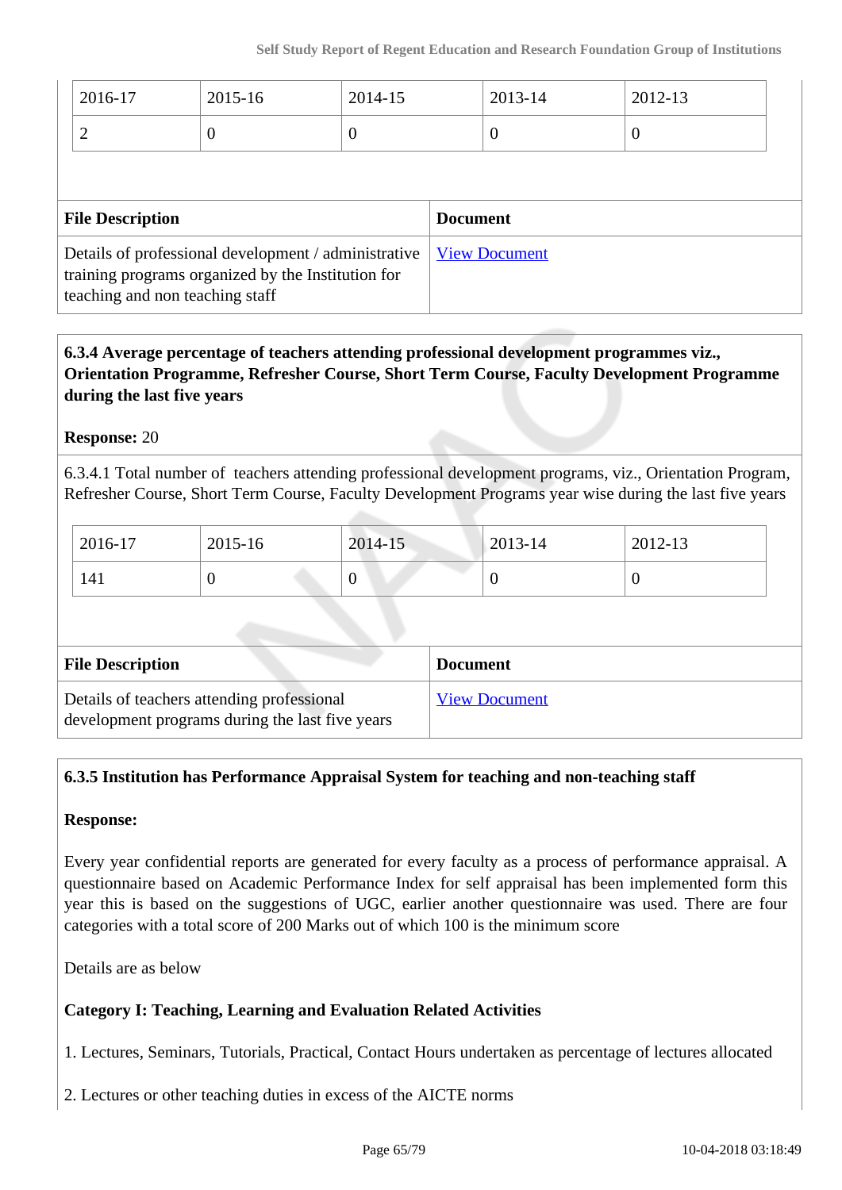| 2016-17 | 2015-16 | 2014-15 | 2013-14 | 2012-13 |
|---|---|---|---|---|
| 2 | 0 | 0 | 0 | 0 |

| File Description | Document |
|---|---|
| Details of professional development / administrative training programs organized by the Institution for teaching and non teaching staff | View Document |

**6.3.4 Average percentage of teachers attending professional development programmes viz., Orientation Programme, Refresher Course, Short Term Course, Faculty Development Programme during the last five years**

**Response:** 20

6.3.4.1 Total number of teachers attending professional development programs, viz., Orientation Program, Refresher Course, Short Term Course, Faculty Development Programs year wise during the last five years

| 2016-17 | 2015-16 | 2014-15 | 2013-14 | 2012-13 |
|---|---|---|---|---|
| 141 | 0 | 0 | 0 | 0 |

| File Description | Document |
|---|---|
| Details of teachers attending professional development programs during the last five years | View Document |

**6.3.5 Institution has Performance Appraisal System for teaching and non-teaching staff**

**Response:**

Every year confidential reports are generated for every faculty as a process of performance appraisal. A questionnaire based on Academic Performance Index for self appraisal has been implemented form this year this is based on the suggestions of UGC, earlier another questionnaire was used. There are four categories with a total score of 200 Marks out of which 100 is the minimum score

Details are as below

**Category I: Teaching, Learning and Evaluation Related Activities**

1. Lectures, Seminars, Tutorials, Practical, Contact Hours undertaken as percentage of lectures allocated

2. Lectures or other teaching duties in excess of the AICTE norms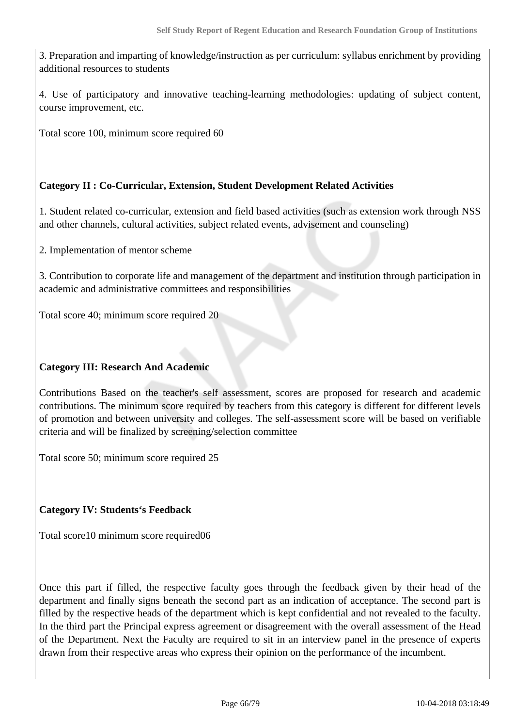3. Preparation and imparting of knowledge/instruction as per curriculum: syllabus enrichment by providing additional resources to students

4. Use of participatory and innovative teaching-learning methodologies: updating of subject content, course improvement, etc.

Total score 100, minimum score required 60

**Category II : Co-Curricular, Extension, Student Development Related Activities**

1. Student related co-curricular, extension and field based activities (such as extension work through NSS and other channels, cultural activities, subject related events, advisement and counseling)

2. Implementation of mentor scheme

3. Contribution to corporate life and management of the department and institution through participation in academic and administrative committees and responsibilities

Total score 40; minimum score required 20

**Category III: Research And Academic**

Contributions Based on the teacher's self assessment, scores are proposed for research and academic contributions. The minimum score required by teachers from this category is different for different levels of promotion and between university and colleges. The self-assessment score will be based on verifiable criteria and will be finalized by screening/selection committee

Total score 50; minimum score required 25

**Category IV: Students's Feedback**

Total score10 minimum score required06

Once this part if filled, the respective faculty goes through the feedback given by their head of the department and finally signs beneath the second part as an indication of acceptance. The second part is filled by the respective heads of the department which is kept confidential and not revealed to the faculty. In the third part the Principal express agreement or disagreement with the overall assessment of the Head of the Department. Next the Faculty are required to sit in an interview panel in the presence of experts drawn from their respective areas who express their opinion on the performance of the incumbent.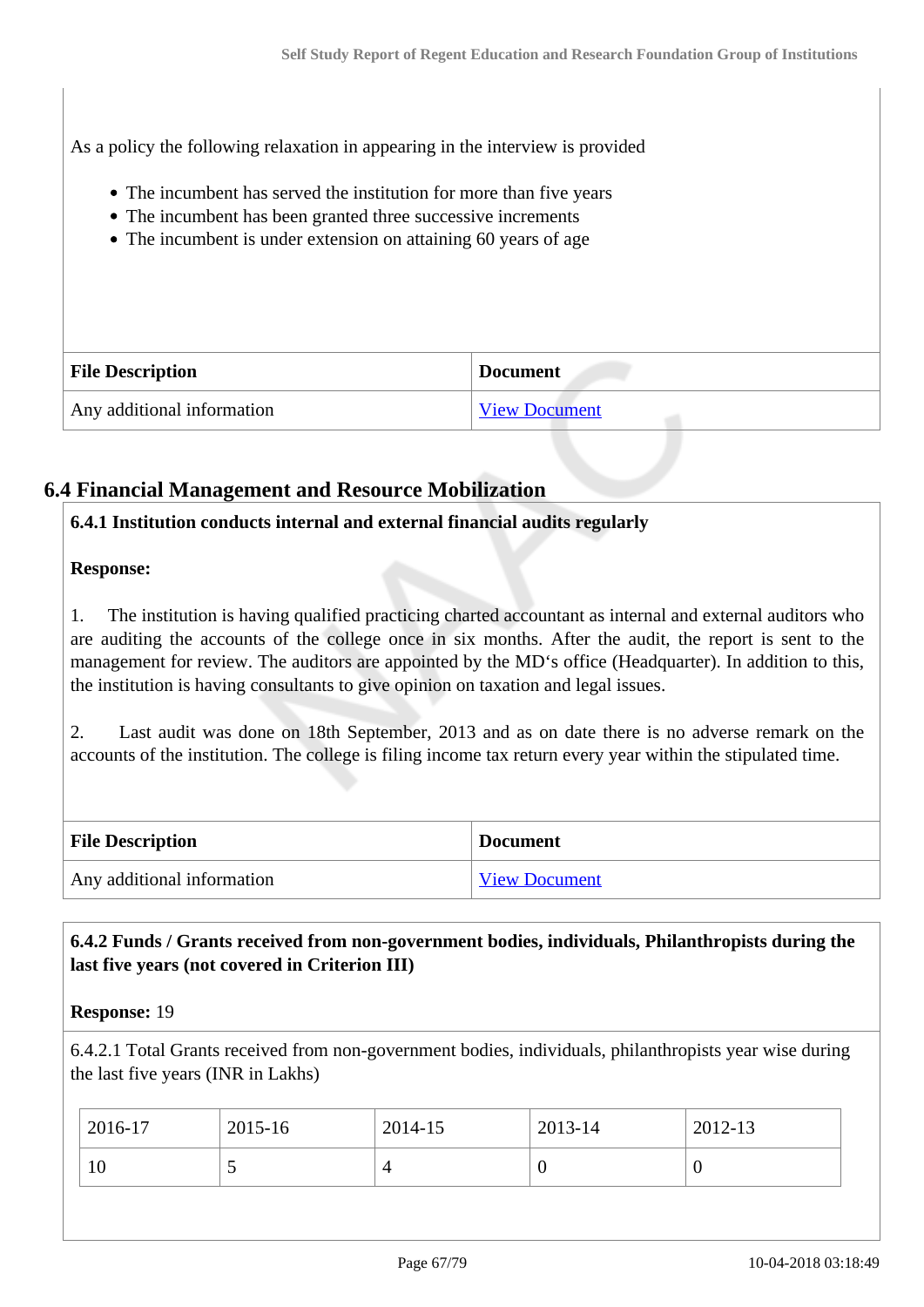As a policy the following relaxation in appearing in the interview is provided

- The incumbent has served the institution for more than five years
- The incumbent has been granted three successive increments
- The incumbent is under extension on attaining 60 years of age

| File Description | Document |
| --- | --- |
| Any additional information | View Document |

## 6.4 Financial Management and Resource Mobilization

**6.4.1 Institution conducts internal and external financial audits regularly**

**Response:**

1. The institution is having qualified practicing charted accountant as internal and external auditors who are auditing the accounts of the college once in six months. After the audit, the report is sent to the management for review. The auditors are appointed by the MD‘s office (Headquarter). In addition to this, the institution is having consultants to give opinion on taxation and legal issues.

2. Last audit was done on 18th September, 2013 and as on date there is no adverse remark on the accounts of the institution. The college is filing income tax return every year within the stipulated time.

| File Description | Document |
| --- | --- |
| Any additional information | View Document |

**6.4.2 Funds / Grants received from non-government bodies, individuals, Philanthropists during the last five years (not covered in Criterion III)**

**Response:** 19

6.4.2.1 Total Grants received from non-government bodies, individuals, philanthropists year wise during the last five years (INR in Lakhs)

| 2016-17 | 2015-16 | 2014-15 | 2013-14 | 2012-13 |
| --- | --- | --- | --- | --- |
| 10 | 5 | 4 | 0 | 0 |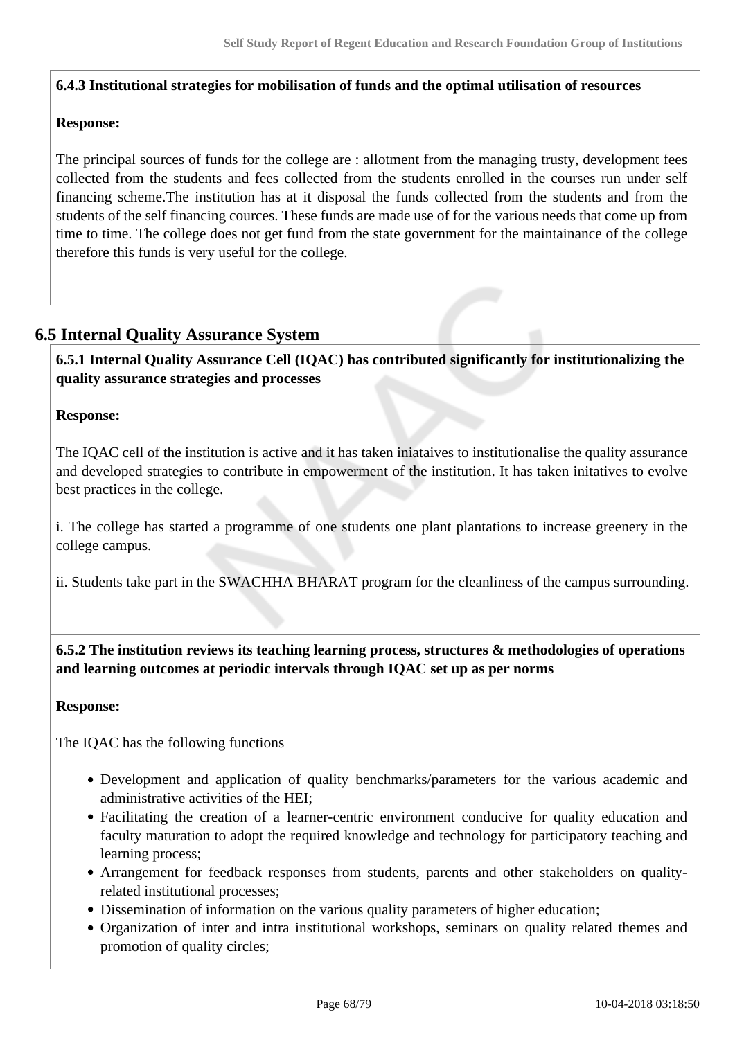**6.4.3 Institutional strategies for mobilisation of funds and the optimal utilisation of resources**

**Response:**

The principal sources of funds for the college are : allotment from the managing trusty, development fees collected from the students and fees collected from the students enrolled in the courses run under self financing scheme.The institution has at it disposal the funds collected from the students and from the students of the self financing cources. These funds are made use of for the various needs that come up from time to time. The college does not get fund from the state government for the maintainance of the college therefore this funds is very useful for the college.

## 6.5 Internal Quality Assurance System

**6.5.1 Internal Quality Assurance Cell (IQAC) has contributed significantly for institutionalizing the quality assurance strategies and processes**

**Response:**

The IQAC cell of the institution is active and it has taken iniataives to institutionalise the quality assurance and developed strategies to contribute in empowerment of the institution. It has taken initatives to evolve best practices in the college.

i. The college has started a programme of one students one plant plantations to increase greenery in the college campus.

ii. Students take part in the SWACHHA BHARAT program for the cleanliness of the campus surrounding.

**6.5.2 The institution reviews its teaching learning process, structures & methodologies of operations and learning outcomes at periodic intervals through IQAC set up as per norms**

**Response:**

The IQAC has the following functions

- Development and application of quality benchmarks/parameters for the various academic and administrative activities of the HEI;
- Facilitating the creation of a learner-centric environment conducive for quality education and faculty maturation to adopt the required knowledge and technology for participatory teaching and learning process;
- Arrangement for feedback responses from students, parents and other stakeholders on quality-related institutional processes;
- Dissemination of information on the various quality parameters of higher education;
- Organization of inter and intra institutional workshops, seminars on quality related themes and promotion of quality circles;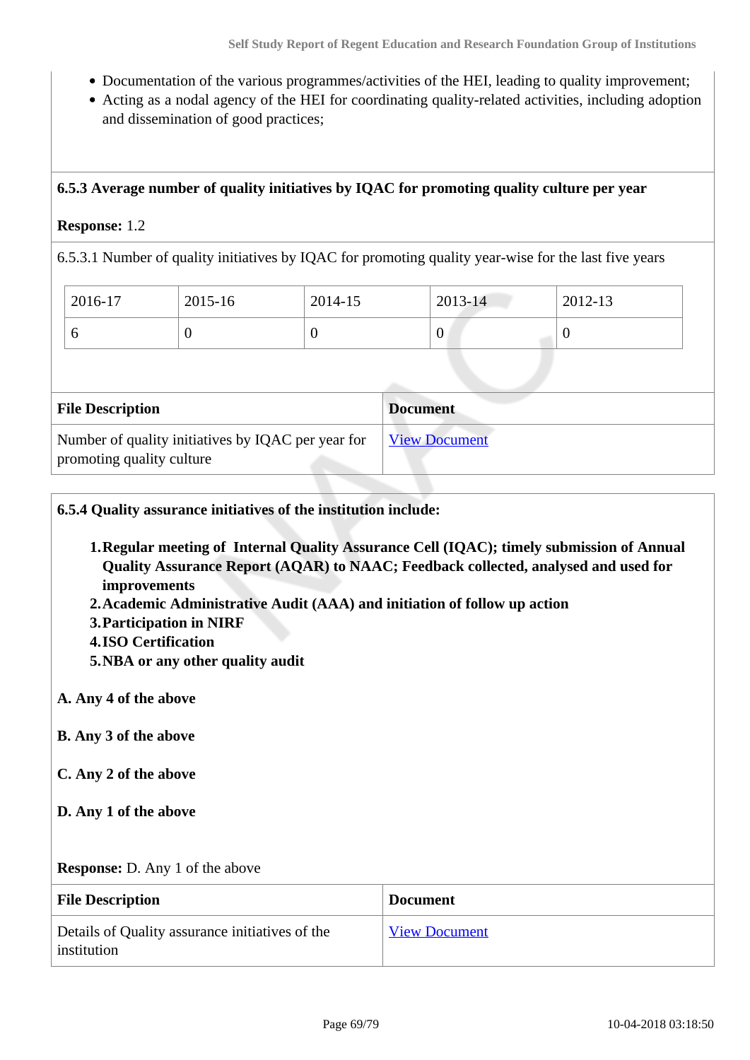- Documentation of the various programmes/activities of the HEI, leading to quality improvement;
- Acting as a nodal agency of the HEI for coordinating quality-related activities, including adoption and dissemination of good practices;

**6.5.3 Average number of quality initiatives by IQAC for promoting quality culture per year**

**Response:** 1.2

6.5.3.1 Number of quality initiatives by IQAC for promoting quality year-wise for the last five years

| 2016-17 | 2015-16 | 2014-15 | 2013-14 | 2012-13 |
|---|---|---|---|---|
| 6 | 0 | 0 | 0 | 0 |

| File Description | Document |
|---|---|
| Number of quality initiatives by IQAC per year for promoting quality culture | View Document |

**6.5.4 Quality assurance initiatives of the institution include:**

1. **Regular meeting of Internal Quality Assurance Cell (IQAC); timely submission of Annual Quality Assurance Report (AQAR) to NAAC; Feedback collected, analysed and used for improvements**
2. **Academic Administrative Audit (AAA) and initiation of follow up action**
3. **Participation in NIRF**
4. **ISO Certification**
5. **NBA or any other quality audit**

**A. Any 4 of the above**

**B. Any 3 of the above**

**C. Any 2 of the above**

**D. Any 1 of the above**

**Response:** D. Any 1 of the above

| File Description | Document |
|---|---|
| Details of Quality assurance initiatives of the institution | View Document |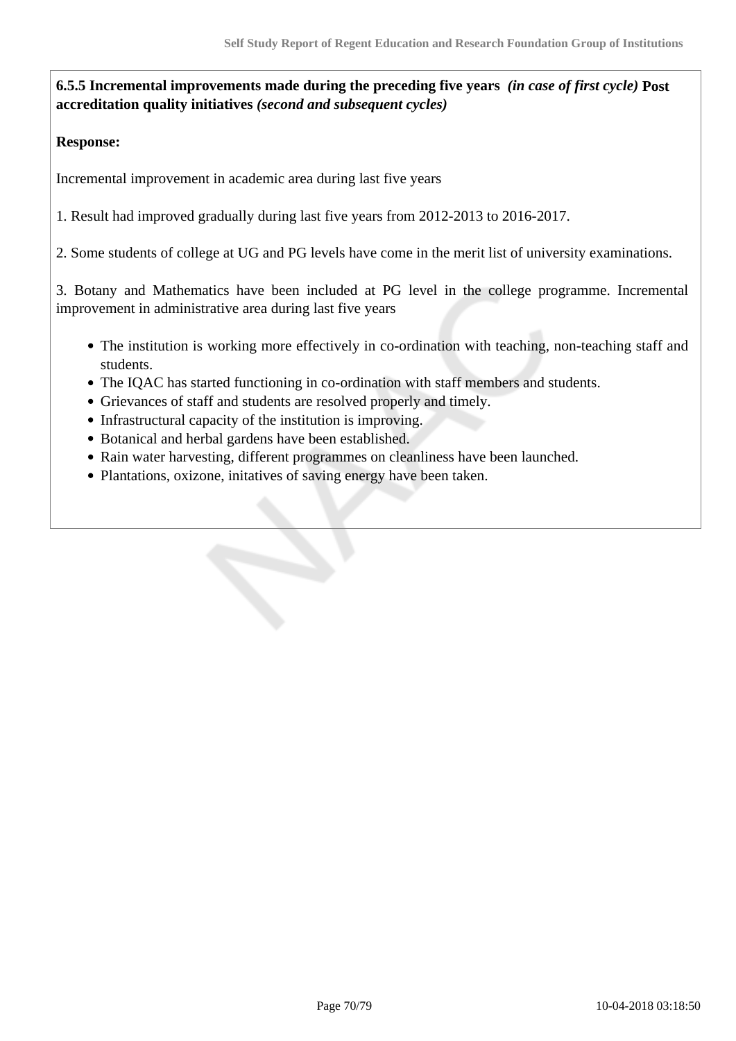**6.5.5 Incremental improvements made during the preceding five years** ***(in case of first cycle)*** **Post accreditation quality initiatives** ***(second and subsequent cycles)***

**Response:**

Incremental improvement in academic area during last five years

1. Result had improved gradually during last five years from 2012-2013 to 2016-2017.

2. Some students of college at UG and PG levels have come in the merit list of university examinations.

3. Botany and Mathematics have been included at PG level in the college programme. Incremental improvement in administrative area during last five years

- The institution is working more effectively in co-ordination with teaching, non-teaching staff and students.
- The IQAC has started functioning in co-ordination with staff members and students.
- Grievances of staff and students are resolved properly and timely.
- Infrastructural capacity of the institution is improving.
- Botanical and herbal gardens have been established.
- Rain water harvesting, different programmes on cleanliness have been launched.
- Plantations, oxizone, initatives of saving energy have been taken.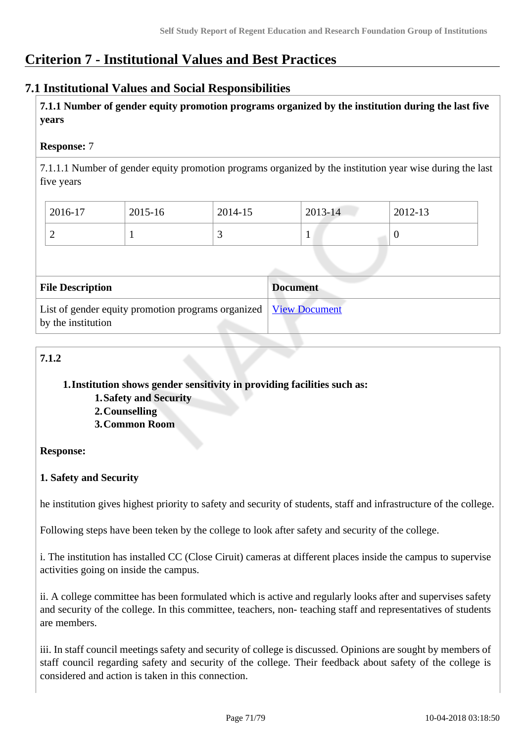# Criterion 7 - Institutional Values and Best Practices

## 7.1 Institutional Values and Social Responsibilities

**7.1.1 Number of gender equity promotion programs organized by the institution during the last five years**

**Response:** 7

7.1.1.1 Number of gender equity promotion programs organized by the institution year wise during the last five years

| 2016-17 | 2015-16 | 2014-15 | 2013-14 | 2012-13 |
|---|---|---|---|---|
| 2 | 1 | 3 | 1 | 0 |

| File Description | Document |
|---|---|
| List of gender equity promotion programs organized by the institution | View Document |

**7.1.2**

1. **Institution shows gender sensitivity in providing facilities such as:**
   1. **Safety and Security**
   2. **Counselling**
   3. **Common Room**

**Response:**

**1. Safety and Security**

he institution gives highest priority to safety and security of students, staff and infrastructure of the college.

Following steps have been teken by the college to look after safety and security of the college.

i. The institution has installed CC (Close Ciruit) cameras at different places inside the campus to supervise activities going on inside the campus.

ii. A college committee has been formulated which is active and regularly looks after and supervises safety and security of the college. In this committee, teachers, non- teaching staff and representatives of students are members.

iii. In staff council meetings safety and security of college is discussed. Opinions are sought by members of staff council regarding safety and security of the college. Their feedback about safety of the college is considered and action is taken in this connection.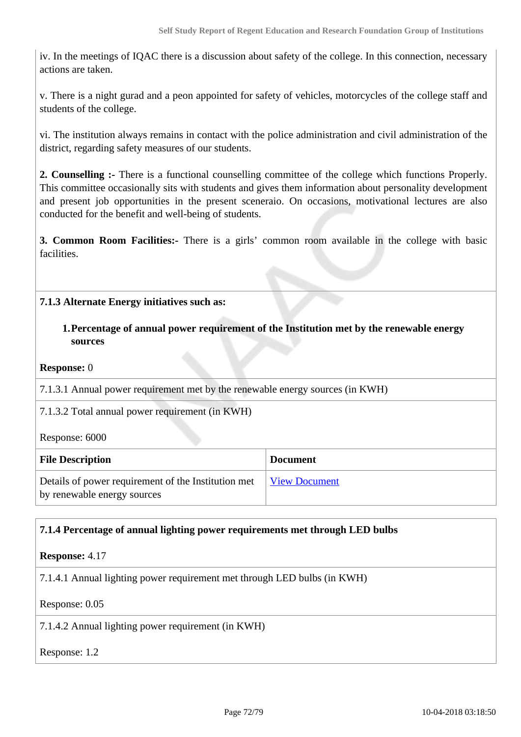iv. In the meetings of IQAC there is a discussion about safety of the college. In this connection, necessary actions are taken.

v. There is a night gurad and a peon appointed for safety of vehicles, motorcycles of the college staff and students of the college.

vi. The institution always remains in contact with the police administration and civil administration of the district, regarding safety measures of our students.

**2. Counselling :-** There is a functional counselling committee of the college which functions Properly. This committee occasionally sits with students and gives them information about personality development and present job opportunities in the present sceneraio. On occasions, motivational lectures are also conducted for the benefit and well-being of students.

**3. Common Room Facilities:-** There is a girls' common room available in the college with basic facilities.

**7.1.3 Alternate Energy initiatives such as:**

1. **Percentage of annual power requirement of the Institution met by the renewable energy sources**

**Response:** 0

7.1.3.1 Annual power requirement met by the renewable energy sources (in KWH)

7.1.3.2 Total annual power requirement (in KWH)

Response: 6000

| File Description | Document |
|---|---|
| Details of power requirement of the Institution met by renewable energy sources | View Document |

**7.1.4 Percentage of annual lighting power requirements met through LED bulbs**

**Response:** 4.17

7.1.4.1 Annual lighting power requirement met through LED bulbs (in KWH)

Response: 0.05

7.1.4.2 Annual lighting power requirement (in KWH)

Response: 1.2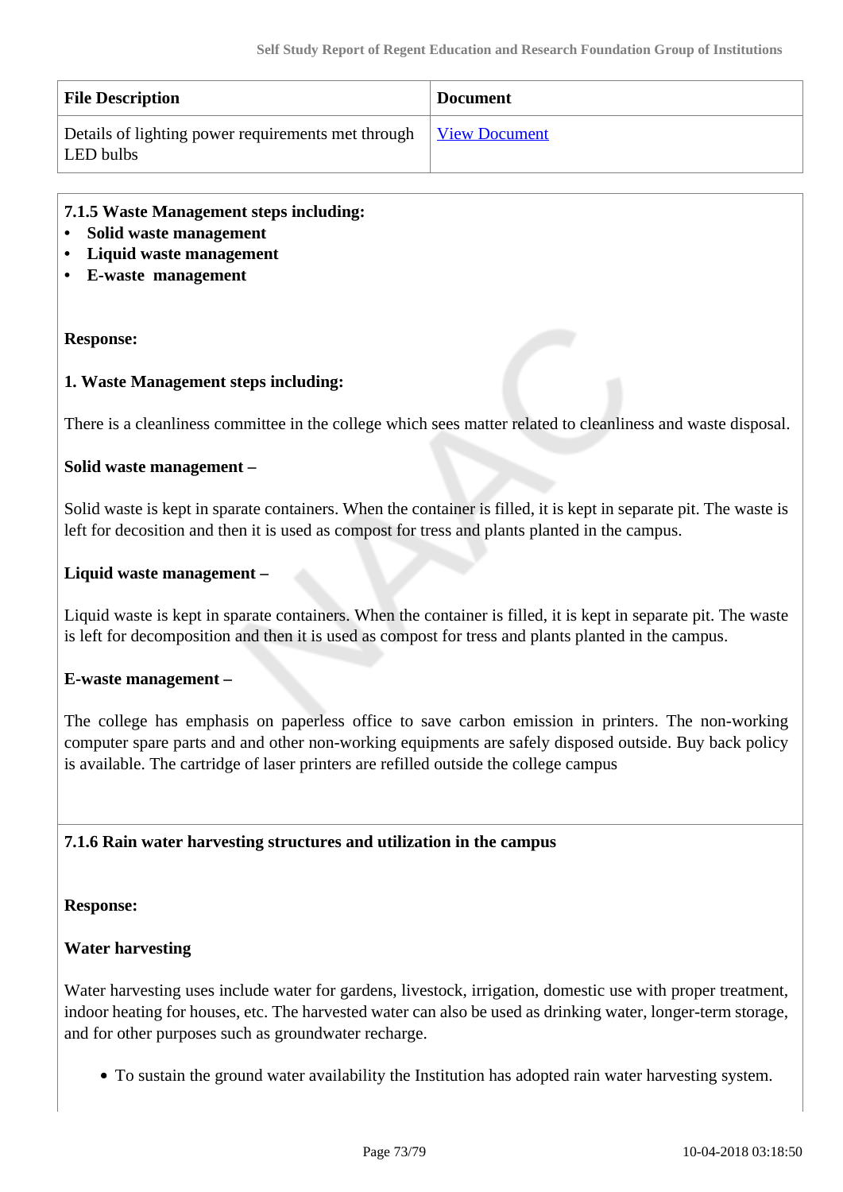| File Description | Document |
| --- | --- |
| Details of lighting power requirements met through LED bulbs | View Document |

**7.1.5 Waste Management steps including:**

- **Solid waste management**
- **Liquid waste management**
- **E-waste  management**

**Response:**

**1. Waste Management steps including:**

There is a cleanliness committee in the college which sees matter related to cleanliness and waste disposal.

**Solid waste management –**

Solid waste is kept in sparate containers. When the container is filled, it is kept in separate pit. The waste is left for decosition and then it is used as compost for tress and plants planted in the campus.

**Liquid waste management –**

Liquid waste is kept in sparate containers. When the container is filled, it is kept in separate pit. The waste is left for decomposition and then it is used as compost for tress and plants planted in the campus.

**E-waste management –**

The college has emphasis on paperless office to save carbon emission in printers. The non-working computer spare parts and and other non-working equipments are safely disposed outside. Buy back policy is available. The cartridge of laser printers are refilled outside the college campus

**7.1.6 Rain water harvesting structures and utilization in the campus**

**Response:**

**Water harvesting**

Water harvesting uses include water for gardens, livestock, irrigation, domestic use with proper treatment, indoor heating for houses, etc. The harvested water can also be used as drinking water, longer-term storage, and for other purposes such as groundwater recharge.

- To sustain the ground water availability the Institution has adopted rain water harvesting system.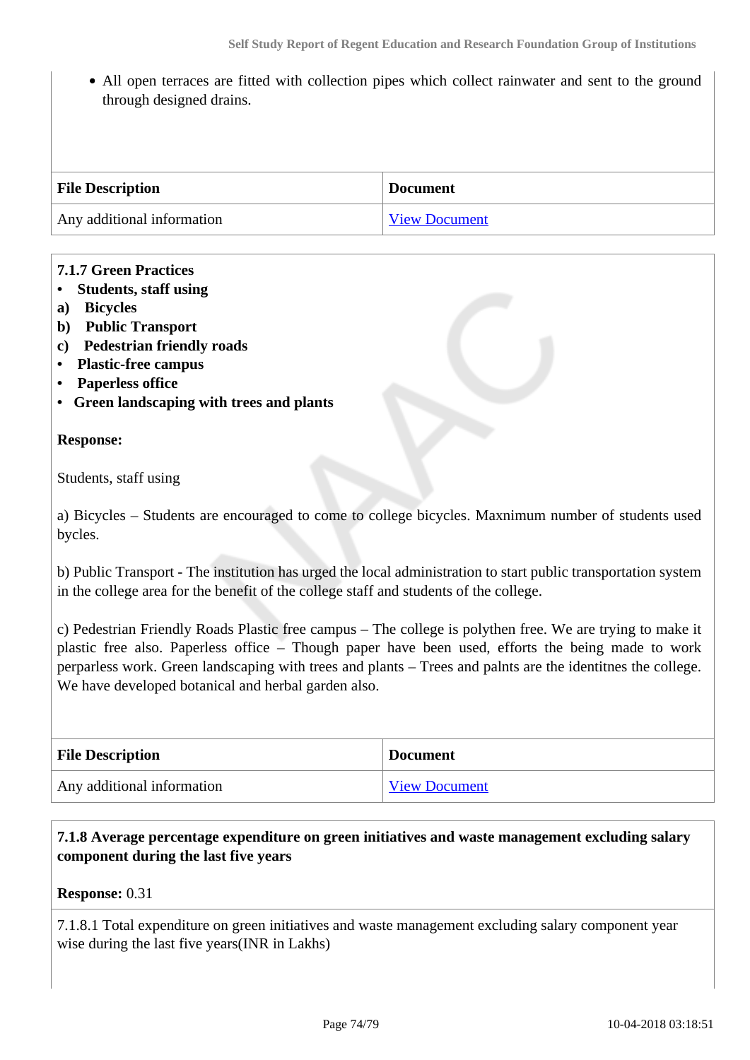- All open terraces are fitted with collection pipes which collect rainwater and sent to the ground through designed drains.

| File Description | Document |
|---|---|
| Any additional information | View Document |

**7.1.7 Green Practices**
- **Students, staff using**

**a) Bicycles**
**b) Public Transport**
**c) Pedestrian friendly roads**

- **Plastic-free campus**
- **Paperless office**
- **Green landscaping with trees and plants**

**Response:**

Students, staff using

a) Bicycles – Students are encouraged to come to college bicycles. Maxnimum number of students used bycles.

b) Public Transport - The institution has urged the local administration to start public transportation system in the college area for the benefit of the college staff and students of the college.

c) Pedestrian Friendly Roads Plastic free campus – The college is polythen free. We are trying to make it plastic free also. Paperless office – Though paper have been used, efforts the being made to work perparless work. Green landscaping with trees and plants – Trees and palnts are the identitnes the college. We have developed botanical and herbal garden also.

| File Description | Document |
|---|---|
| Any additional information | View Document |

**7.1.8 Average percentage expenditure on green initiatives and waste management excluding salary component during the last five years**

**Response:** 0.31

7.1.8.1 Total expenditure on green initiatives and waste management excluding salary component year wise during the last five years(INR in Lakhs)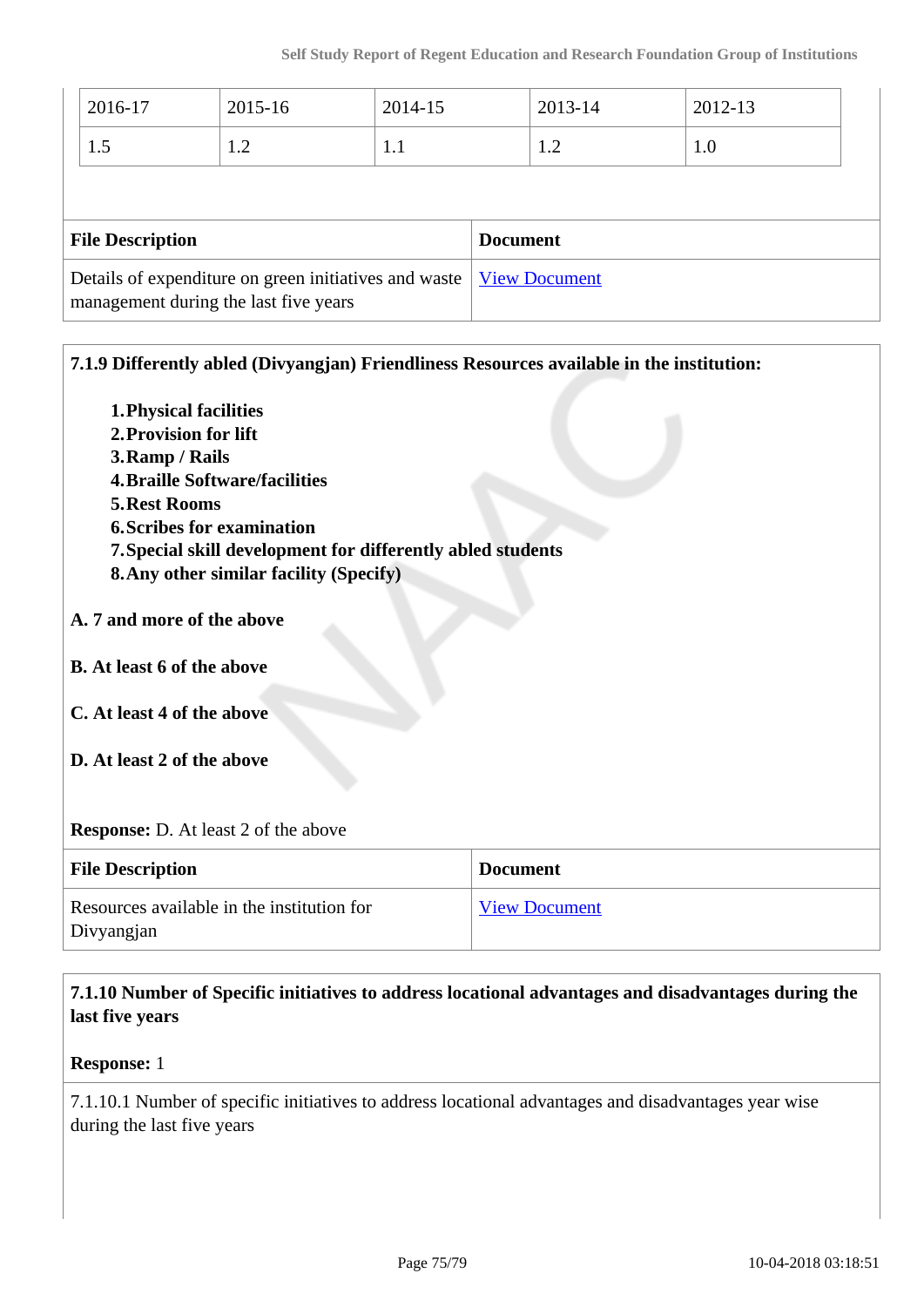| 2016-17 | 2015-16 | 2014-15 | 2013-14 | 2012-13 |
|---|---|---|---|---|
| 1.5 | 1.2 | 1.1 | 1.2 | 1.0 |

| File Description | Document |
|---|---|
| Details of expenditure on green initiatives and waste management during the last five years | View Document |

**7.1.9 Differently abled (Divyangjan) Friendliness Resources available in the institution:**

1. **Physical facilities**
2. **Provision for lift**
3. **Ramp / Rails**
4. **Braille Software/facilities**
5. **Rest Rooms**
6. **Scribes for examination**
7. **Special skill development for differently abled students**
8. **Any other similar facility (Specify)**

**A. 7 and more of the above**

**B. At least 6 of the above**

**C. At least 4 of the above**

**D. At least 2 of the above**

**Response:** D. At least 2 of the above

| File Description | Document |
|---|---|
| Resources available in the institution for Divyangjan | View Document |

**7.1.10 Number of Specific initiatives to address locational advantages and disadvantages during the last five years**

**Response:** 1

7.1.10.1 Number of specific initiatives to address locational advantages and disadvantages year wise during the last five years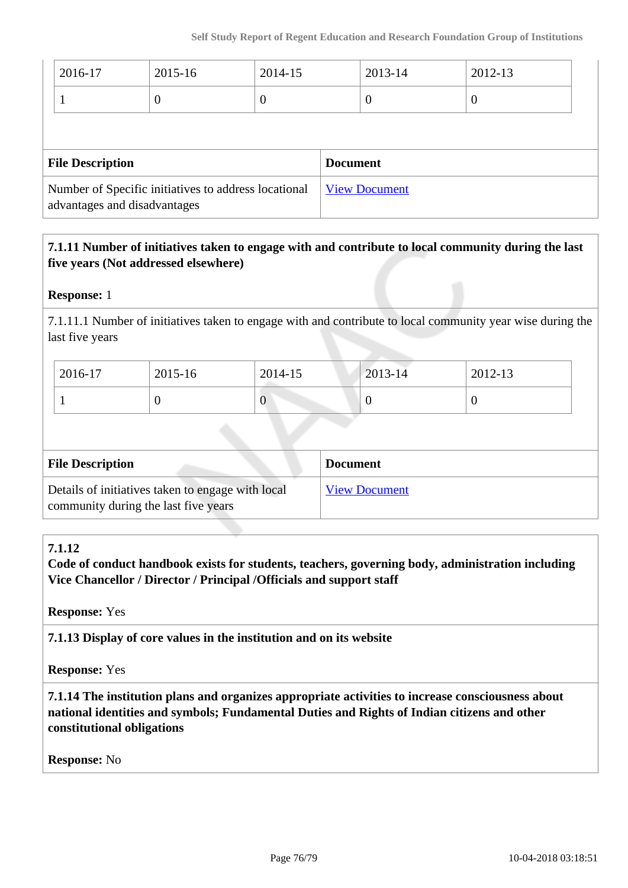| 2016-17 | 2015-16 | 2014-15 | 2013-14 | 2012-13 |
|---|---|---|---|---|
| 1 | 0 | 0 | 0 | 0 |

| File Description | Document |
|---|---|
| Number of Specific initiatives to address locational advantages and disadvantages | View Document |

**7.1.11 Number of initiatives taken to engage with and contribute to local community during the last five years (Not addressed elsewhere)**

**Response:** 1

7.1.11.1 Number of initiatives taken to engage with and contribute to local community year wise during the last five years

| 2016-17 | 2015-16 | 2014-15 | 2013-14 | 2012-13 |
|---|---|---|---|---|
| 1 | 0 | 0 | 0 | 0 |

| File Description | Document |
|---|---|
| Details of initiatives taken to engage with local community during the last five years | View Document |

**7.1.12**
**Code of conduct handbook exists for students, teachers, governing body, administration including Vice Chancellor / Director / Principal /Officials and support staff**

**Response:** Yes

**7.1.13 Display of core values in the institution and on its website**

**Response:** Yes

**7.1.14 The institution plans and organizes appropriate activities to increase consciousness about national identities and symbols; Fundamental Duties and Rights of Indian citizens and other constitutional obligations**

**Response:** No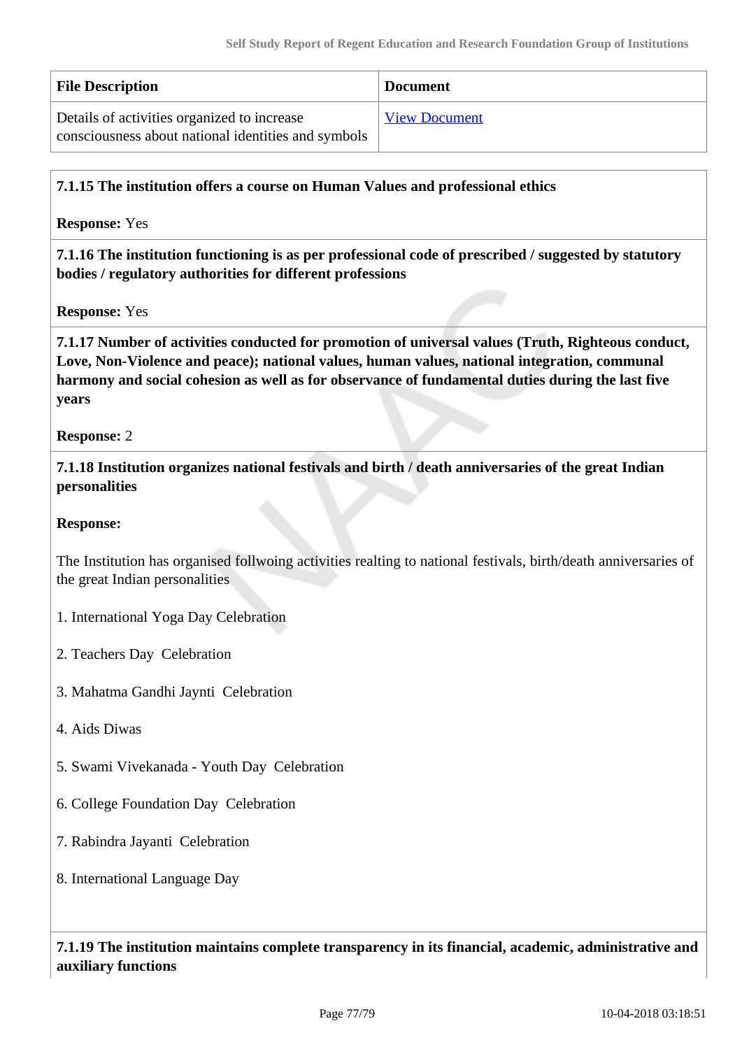| File Description | Document |
|---|---|
| Details of activities organized to increase consciousness about national identities and symbols | View Document |

**7.1.15 The institution offers a course on Human Values and professional ethics**

**Response:** Yes

**7.1.16 The institution functioning is as per professional code of prescribed / suggested by statutory bodies / regulatory authorities for different professions**

**Response:** Yes

**7.1.17 Number of activities conducted for promotion of universal values (Truth, Righteous conduct, Love, Non-Violence and peace); national values, human values, national integration, communal harmony and social cohesion as well as for observance of fundamental duties during the last five years**

**Response:** 2

**7.1.18 Institution organizes national festivals and birth / death anniversaries of the great Indian personalities**

**Response:**

The Institution has organised follwoing activities realting to national festivals, birth/death anniversaries of the great Indian personalities

1. International Yoga Day Celebration

2. Teachers Day Celebration

3. Mahatma Gandhi Jaynti Celebration

4. Aids Diwas

5. Swami Vivekanada - Youth Day Celebration

6. College Foundation Day Celebration

7. Rabindra Jayanti Celebration

8. International Language Day

**7.1.19 The institution maintains complete transparency in its financial, academic, administrative and auxiliary functions**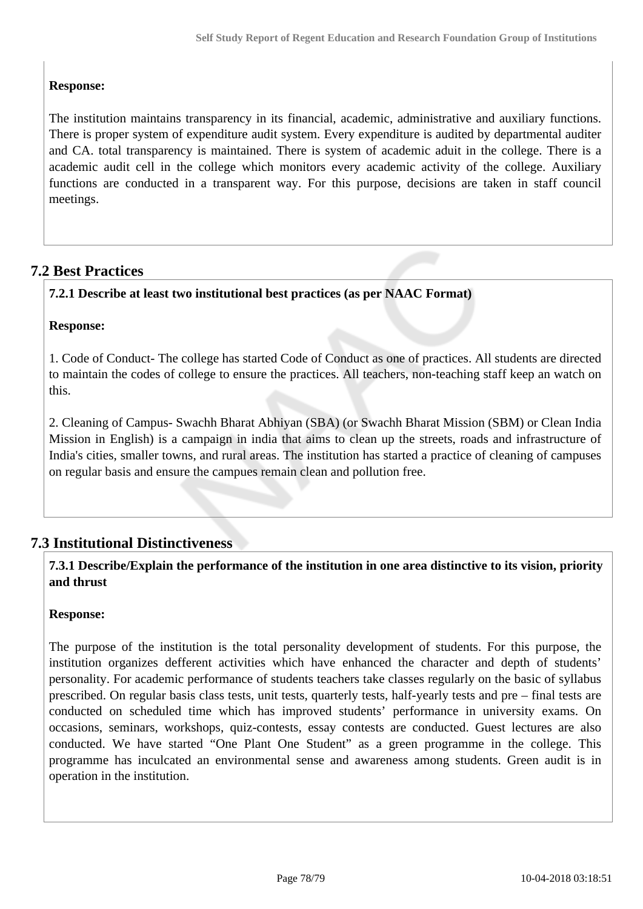**Response:**

The institution maintains transparency in its financial, academic, administrative and auxiliary functions. There is proper system of expenditure audit system. Every expenditure is audited by departmental auditer and CA. total transparency is maintained. There is system of academic aduit in the college. There is a academic audit cell in the college which monitors every academic activity of the college. Auxiliary functions are conducted in a transparent way. For this purpose, decisions are taken in staff council meetings.

## 7.2 Best Practices

**7.2.1 Describe at least two institutional best practices (as per NAAC Format)**

**Response:**

1. Code of Conduct- The college has started Code of Conduct as one of practices. All students are directed to maintain the codes of college to ensure the practices. All teachers, non-teaching staff keep an watch on this.

2. Cleaning of Campus- Swachh Bharat Abhiyan (SBA) (or Swachh Bharat Mission (SBM) or Clean India Mission in English) is a campaign in india that aims to clean up the streets, roads and infrastructure of India's cities, smaller towns, and rural areas. The institution has started a practice of cleaning of campuses on regular basis and ensure the campues remain clean and pollution free.

## 7.3 Institutional Distinctiveness

**7.3.1 Describe/Explain the performance of the institution in one area distinctive to its vision, priority and thrust**

**Response:**

The purpose of the institution is the total personality development of students. For this purpose, the institution organizes defferent activities which have enhanced the character and depth of students' personality. For academic performance of students teachers take classes regularly on the basic of syllabus prescribed. On regular basis class tests, unit tests, quarterly tests, half-yearly tests and pre – final tests are conducted on scheduled time which has improved students' performance in university exams. On occasions, seminars, workshops, quiz-contests, essay contests are conducted. Guest lectures are also conducted. We have started "One Plant One Student" as a green programme in the college. This programme has inculcated an environmental sense and awareness among students. Green audit is in operation in the institution.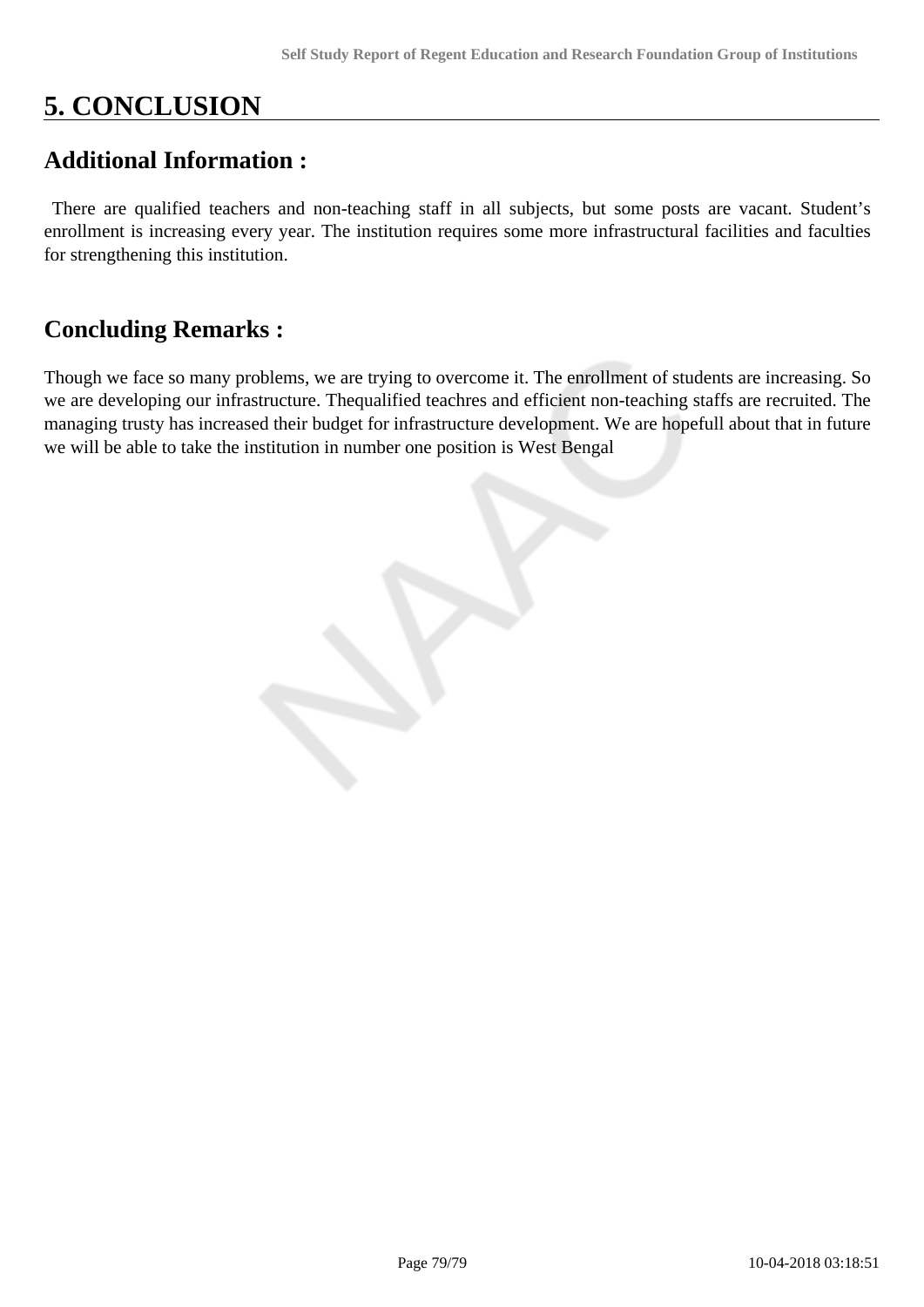# 5. CONCLUSION

## Additional Information :

There are qualified teachers and non-teaching staff in all subjects, but some posts are vacant. Student's enrollment is increasing every year. The institution requires some more infrastructural facilities and faculties for strengthening this institution.

## Concluding Remarks :

Though we face so many problems, we are trying to overcome it. The enrollment of students are increasing. So we are developing our infrastructure. Thequalified teachres and efficient non-teaching staffs are recruited. The managing trusty has increased their budget for infrastructure development. We are hopefull about that in future we will be able to take the institution in number one position is West Bengal